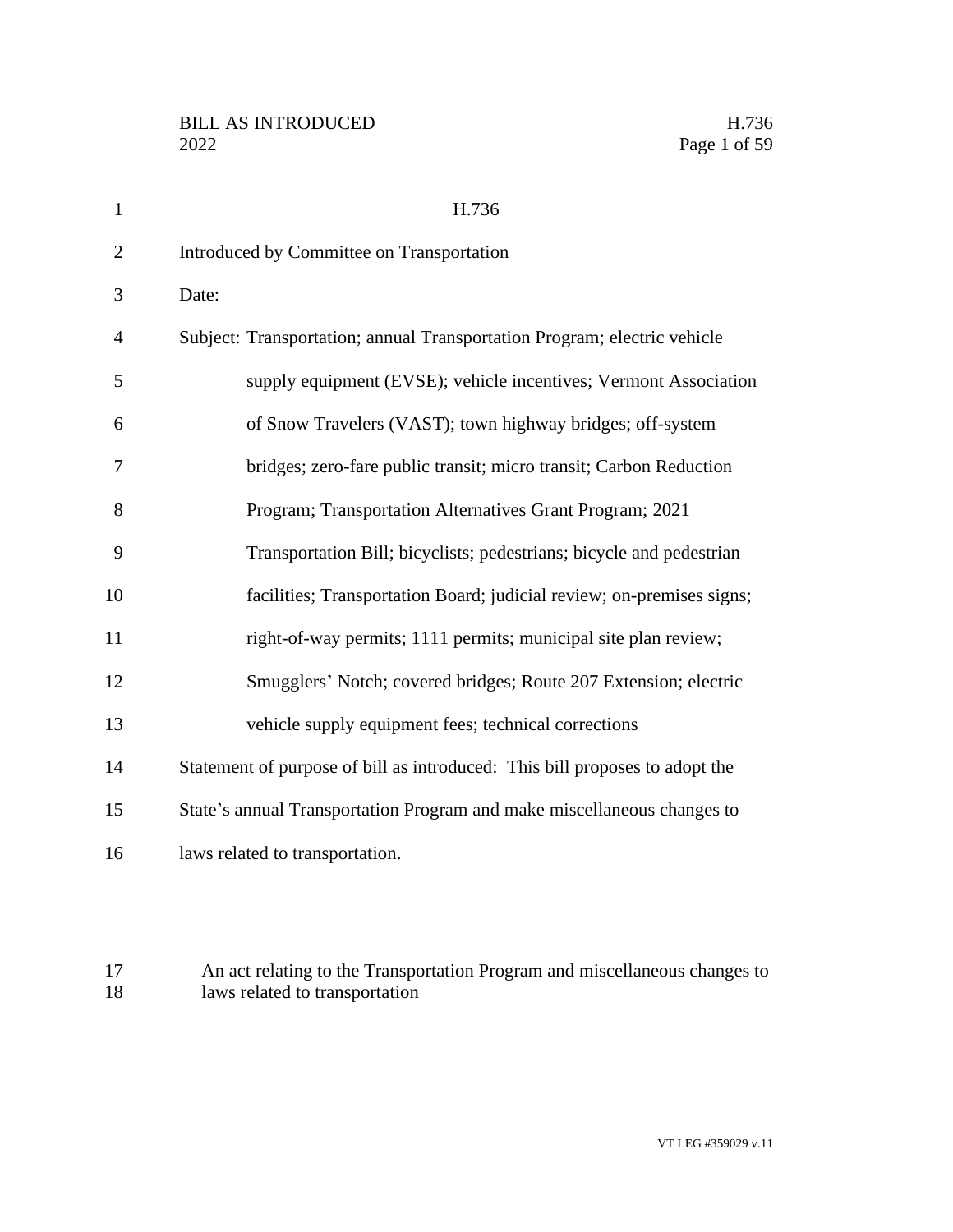# H.736

Introduced by Committee on Transportation

Date:

Subject: Transportation; annual Transportation Program; electric vehicle supply equipment (EVSE); vehicle incentives; Vermont Association of Snow Travelers (VAST); town highway bridges; off-system bridges; zero-fare public transit; micro transit; Carbon Reduction Program; Transportation Alternatives Grant Program; 2021 Transportation Bill; bicyclists; pedestrians; bicycle and pedestrian facilities; Transportation Board; judicial review; on-premises signs; right-of-way permits; 1111 permits; municipal site plan review; Smugglers' Notch; covered bridges; Route 207 Extension; electric vehicle supply equipment fees; technical corrections

Statement of purpose of bill as introduced: This bill proposes to adopt the State's annual Transportation Program and make miscellaneous changes to laws related to transportation.

An act relating to the Transportation Program and miscellaneous changes to laws related to transportation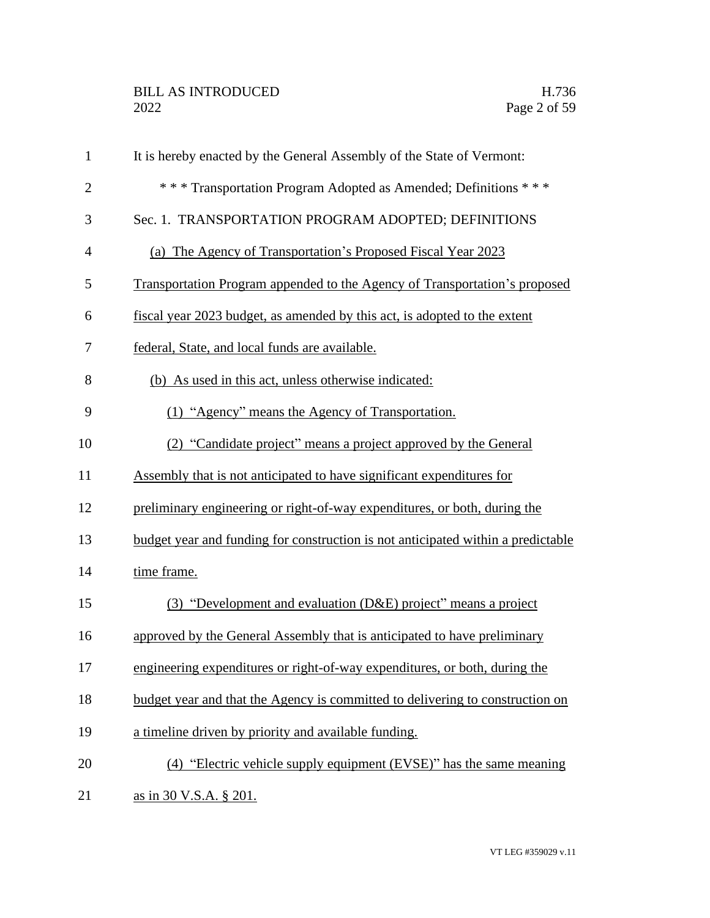It is hereby enacted by the General Assembly of the State of Vermont:

\* \* \* Transportation Program Adopted as Amended; Definitions \* \* \*

Sec. 1. TRANSPORTATION PROGRAM ADOPTED; DEFINITIONS

(a) The Agency of Transportation's Proposed Fiscal Year 2023 Transportation Program appended to the Agency of Transportation's proposed fiscal year 2023 budget, as amended by this act, is adopted to the extent federal, State, and local funds are available.

(b) As used in this act, unless otherwise indicated:

(1) "Agency" means the Agency of Transportation.

(2) "Candidate project" means a project approved by the General Assembly that is not anticipated to have significant expenditures for preliminary engineering or right-of-way expenditures, or both, during the budget year and funding for construction is not anticipated within a predictable time frame.

(3) "Development and evaluation (D&E) project" means a project approved by the General Assembly that is anticipated to have preliminary engineering expenditures or right-of-way expenditures, or both, during the budget year and that the Agency is committed to delivering to construction on a timeline driven by priority and available funding.

(4) "Electric vehicle supply equipment (EVSE)" has the same meaning as in 30 V.S.A. § 201.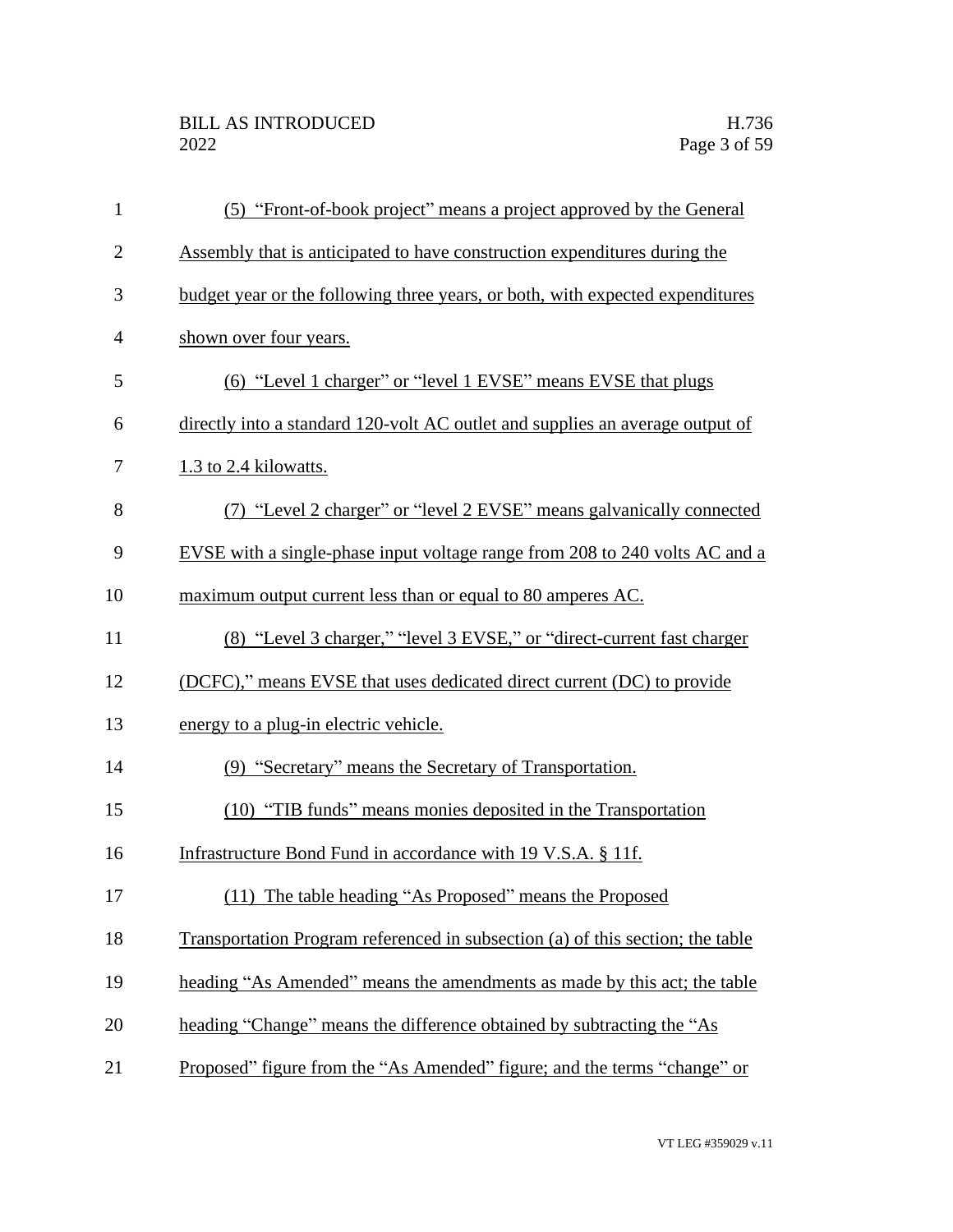(5) "Front-of-book project" means a project approved by the General Assembly that is anticipated to have construction expenditures during the budget year or the following three years, or both, with expected expenditures shown over four years.

(6) "Level 1 charger" or "level 1 EVSE" means EVSE that plugs directly into a standard 120-volt AC outlet and supplies an average output of 1.3 to 2.4 kilowatts.

(7) "Level 2 charger" or "level 2 EVSE" means galvanically connected EVSE with a single-phase input voltage range from 208 to 240 volts AC and a maximum output current less than or equal to 80 amperes AC.

(8) "Level 3 charger," "level 3 EVSE," or "direct-current fast charger (DCFC)," means EVSE that uses dedicated direct current (DC) to provide energy to a plug-in electric vehicle.

(9) "Secretary" means the Secretary of Transportation.

(10) "TIB funds" means monies deposited in the Transportation Infrastructure Bond Fund in accordance with 19 V.S.A. § 11f.

(11) The table heading "As Proposed" means the Proposed Transportation Program referenced in subsection (a) of this section; the table heading "As Amended" means the amendments as made by this act; the table heading "Change" means the difference obtained by subtracting the "As Proposed" figure from the "As Amended" figure; and the terms "change" or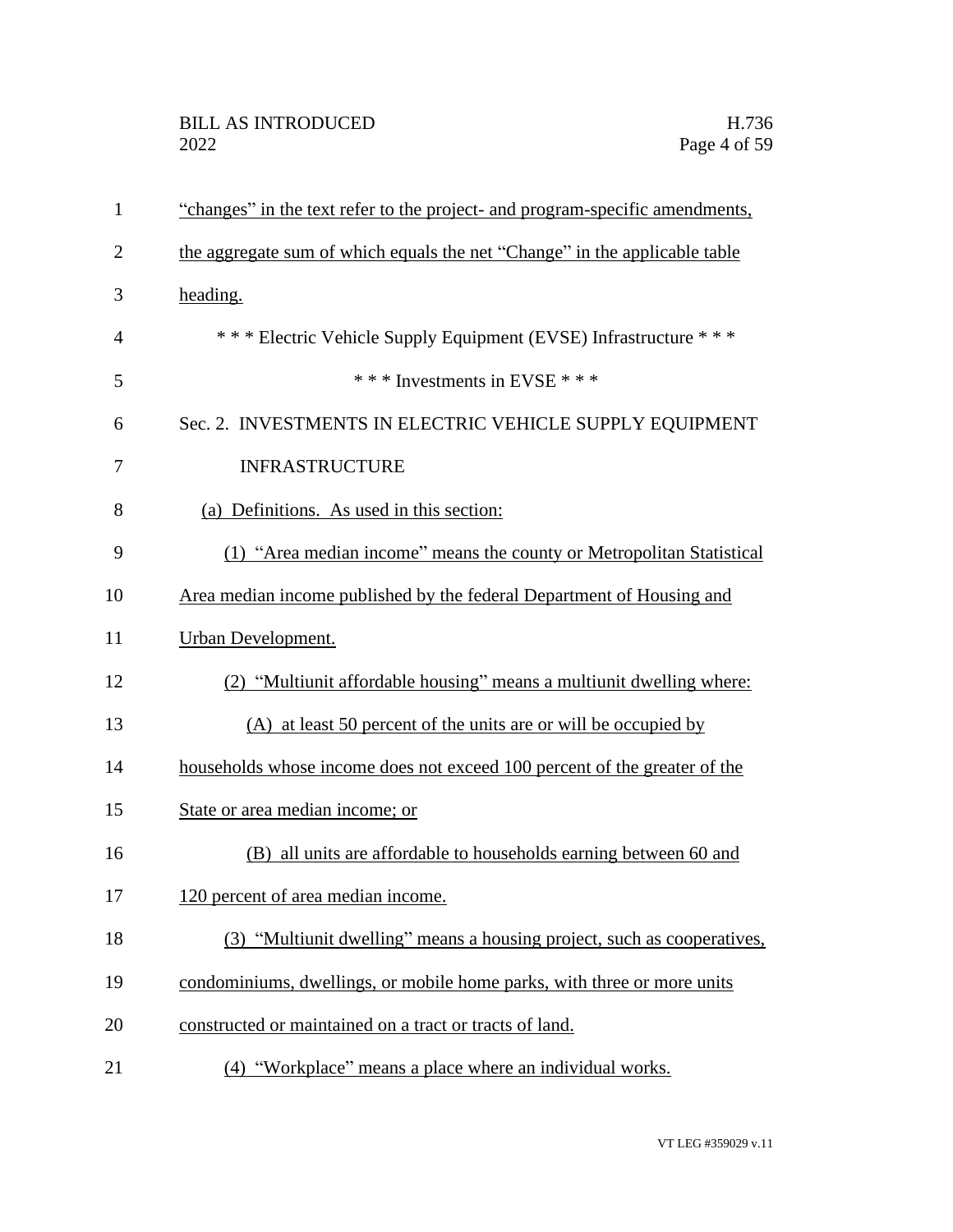"changes" in the text refer to the project- and program-specific amendments, the aggregate sum of which equals the net "Change" in the applicable table heading.

\* \* \* Electric Vehicle Supply Equipment (EVSE) Infrastructure \* \* \*

\* \* \* Investments in EVSE \* \* \*

Sec. 2. INVESTMENTS IN ELECTRIC VEHICLE SUPPLY EQUIPMENT INFRASTRUCTURE

(a) Definitions. As used in this section:

(1) "Area median income" means the county or Metropolitan Statistical Area median income published by the federal Department of Housing and Urban Development.

(2) "Multiunit affordable housing" means a multiunit dwelling where:

(A) at least 50 percent of the units are or will be occupied by households whose income does not exceed 100 percent of the greater of the State or area median income; or

(B) all units are affordable to households earning between 60 and 120 percent of area median income.

(3) "Multiunit dwelling" means a housing project, such as cooperatives, condominiums, dwellings, or mobile home parks, with three or more units constructed or maintained on a tract or tracts of land.

(4) "Workplace" means a place where an individual works.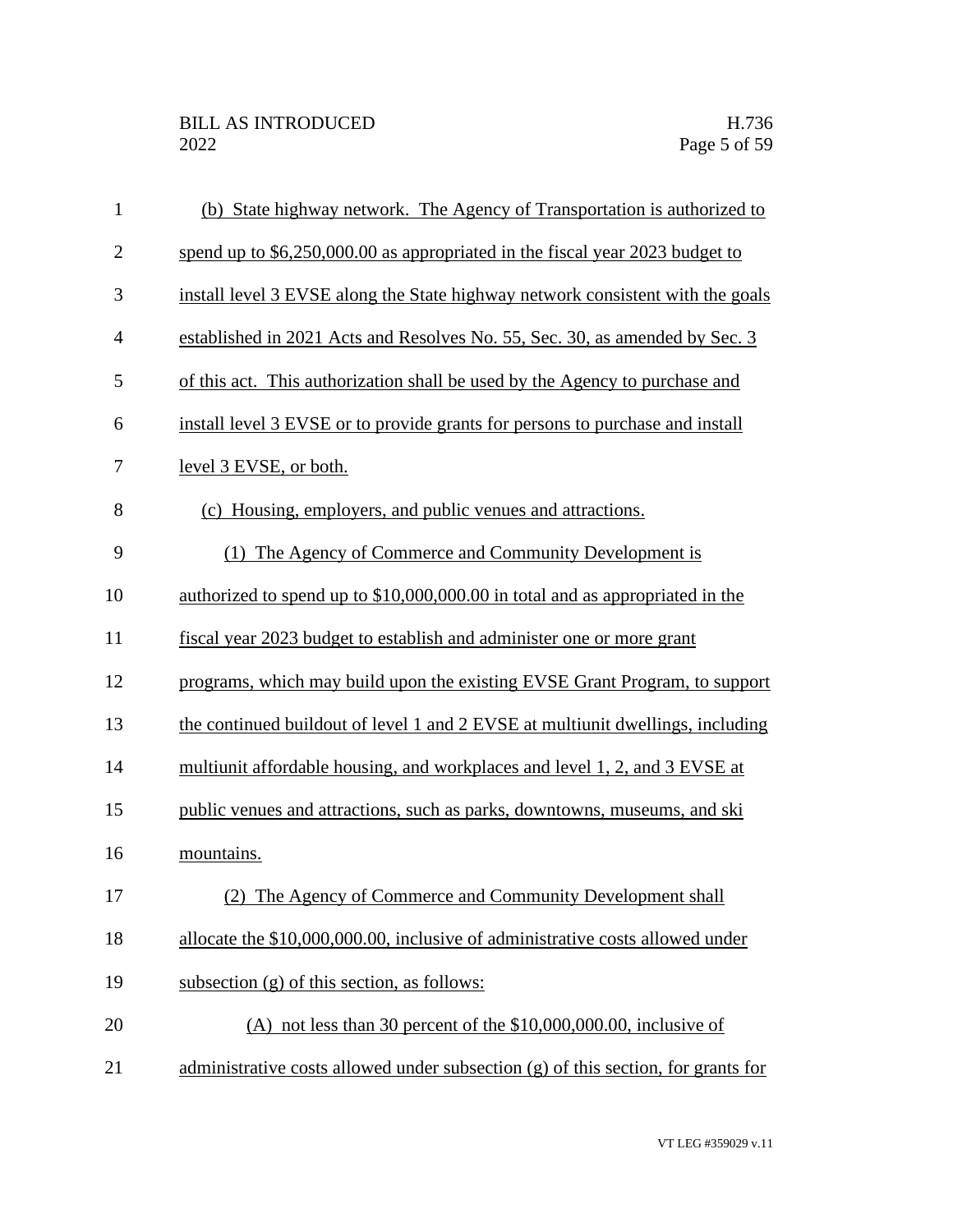(b) State highway network. The Agency of Transportation is authorized to spend up to $6,250,000.00 as appropriated in the fiscal year 2023 budget to install level 3 EVSE along the State highway network consistent with the goals established in 2021 Acts and Resolves No. 55, Sec. 30, as amended by Sec. 3 of this act. This authorization shall be used by the Agency to purchase and install level 3 EVSE or to provide grants for persons to purchase and install level 3 EVSE, or both.

(c) Housing, employers, and public venues and attractions.

(1) The Agency of Commerce and Community Development is authorized to spend up to $10,000,000.00 in total and as appropriated in the fiscal year 2023 budget to establish and administer one or more grant programs, which may build upon the existing EVSE Grant Program, to support the continued buildout of level 1 and 2 EVSE at multiunit dwellings, including multiunit affordable housing, and workplaces and level 1, 2, and 3 EVSE at public venues and attractions, such as parks, downtowns, museums, and ski mountains.

(2) The Agency of Commerce and Community Development shall allocate the $10,000,000.00, inclusive of administrative costs allowed under subsection (g) of this section, as follows:

(A) not less than 30 percent of the $10,000,000.00, inclusive of administrative costs allowed under subsection (g) of this section, for grants for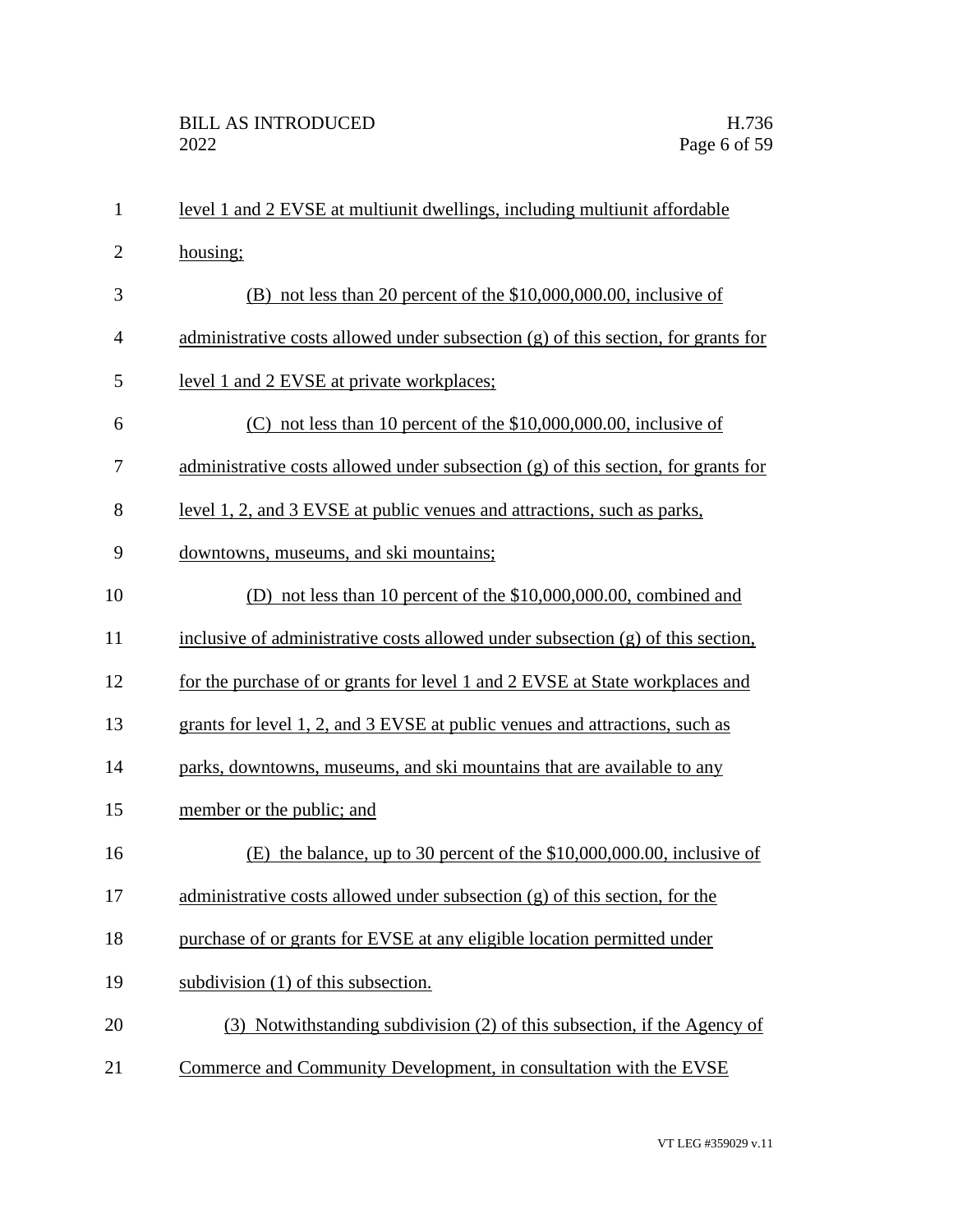level 1 and 2 EVSE at multiunit dwellings, including multiunit affordable housing;

(B) not less than 20 percent of the $10,000,000.00, inclusive of administrative costs allowed under subsection (g) of this section, for grants for level 1 and 2 EVSE at private workplaces;

(C) not less than 10 percent of the $10,000,000.00, inclusive of administrative costs allowed under subsection (g) of this section, for grants for level 1, 2, and 3 EVSE at public venues and attractions, such as parks, downtowns, museums, and ski mountains;

(D) not less than 10 percent of the $10,000,000.00, combined and inclusive of administrative costs allowed under subsection (g) of this section, for the purchase of or grants for level 1 and 2 EVSE at State workplaces and grants for level 1, 2, and 3 EVSE at public venues and attractions, such as parks, downtowns, museums, and ski mountains that are available to any member or the public; and

(E) the balance, up to 30 percent of the $10,000,000.00, inclusive of administrative costs allowed under subsection (g) of this section, for the purchase of or grants for EVSE at any eligible location permitted under subdivision (1) of this subsection.

(3) Notwithstanding subdivision (2) of this subsection, if the Agency of Commerce and Community Development, in consultation with the EVSE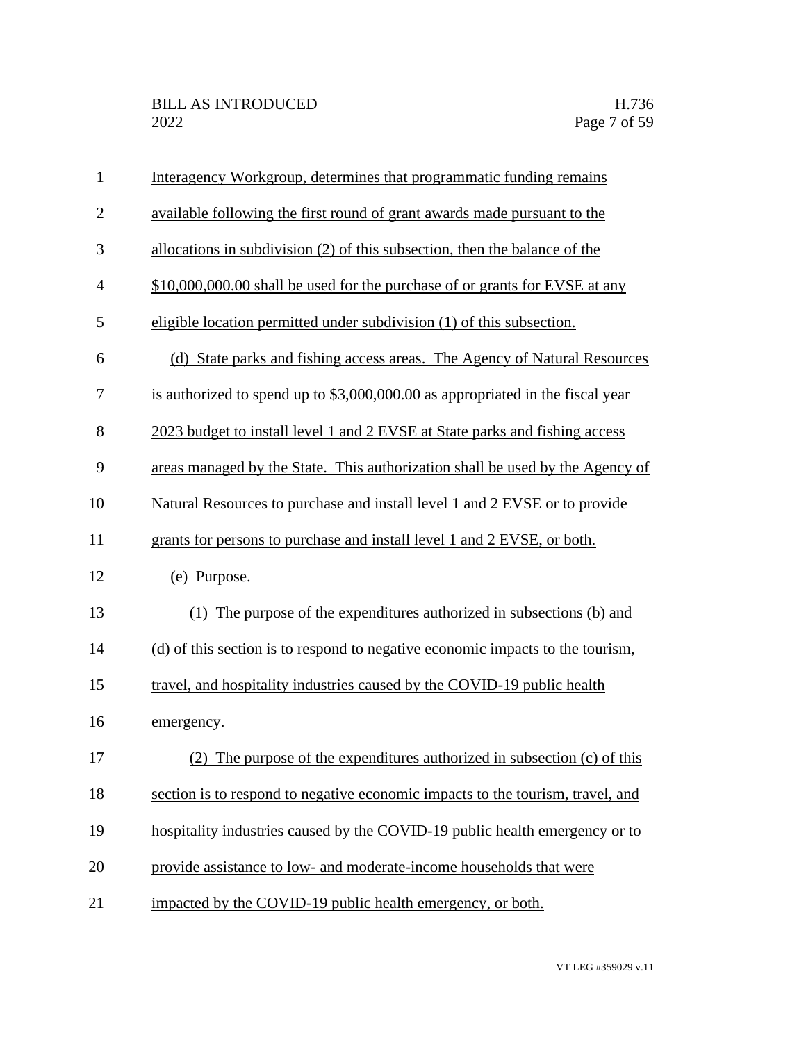Interagency Workgroup, determines that programmatic funding remains available following the first round of grant awards made pursuant to the allocations in subdivision (2) of this subsection, then the balance of the $10,000,000.00 shall be used for the purchase of or grants for EVSE at any eligible location permitted under subdivision (1) of this subsection.

(d) State parks and fishing access areas. The Agency of Natural Resources is authorized to spend up to $3,000,000.00 as appropriated in the fiscal year 2023 budget to install level 1 and 2 EVSE at State parks and fishing access areas managed by the State. This authorization shall be used by the Agency of Natural Resources to purchase and install level 1 and 2 EVSE or to provide grants for persons to purchase and install level 1 and 2 EVSE, or both.

(e) Purpose.

(1) The purpose of the expenditures authorized in subsections (b) and (d) of this section is to respond to negative economic impacts to the tourism, travel, and hospitality industries caused by the COVID-19 public health emergency.

(2) The purpose of the expenditures authorized in subsection (c) of this section is to respond to negative economic impacts to the tourism, travel, and hospitality industries caused by the COVID-19 public health emergency or to provide assistance to low- and moderate-income households that were impacted by the COVID-19 public health emergency, or both.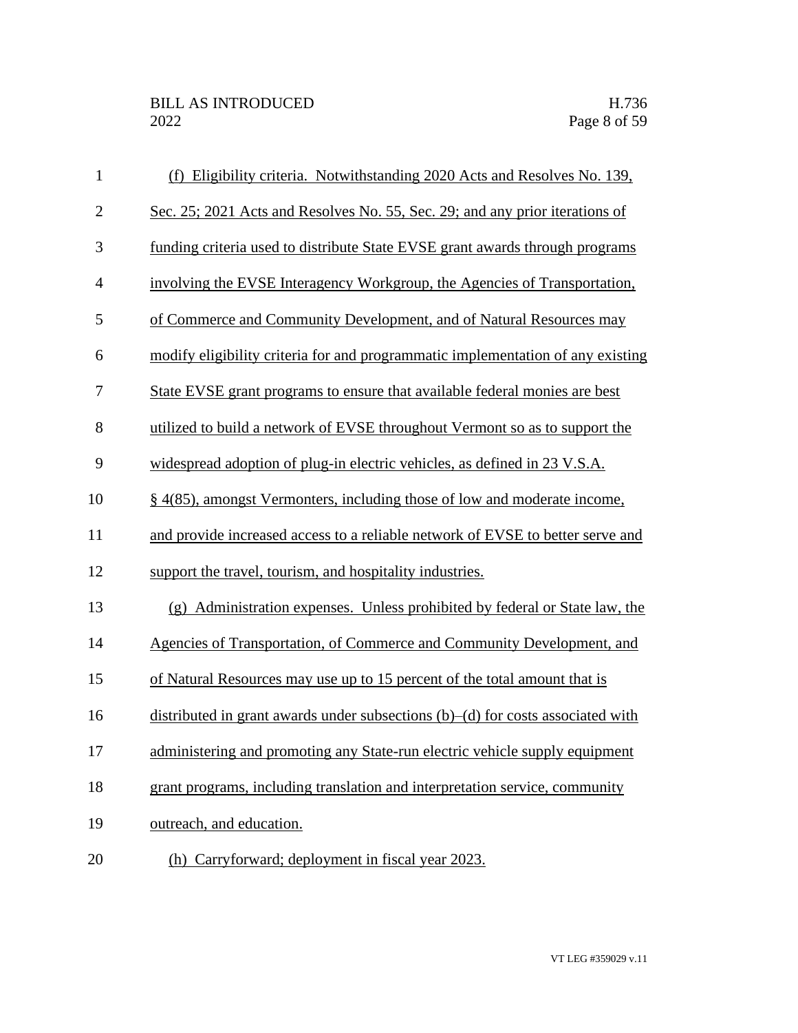(f) Eligibility criteria. Notwithstanding 2020 Acts and Resolves No. 139, Sec. 25; 2021 Acts and Resolves No. 55, Sec. 29; and any prior iterations of funding criteria used to distribute State EVSE grant awards through programs involving the EVSE Interagency Workgroup, the Agencies of Transportation, of Commerce and Community Development, and of Natural Resources may modify eligibility criteria for and programmatic implementation of any existing State EVSE grant programs to ensure that available federal monies are best utilized to build a network of EVSE throughout Vermont so as to support the widespread adoption of plug-in electric vehicles, as defined in 23 V.S.A. § 4(85), amongst Vermonters, including those of low and moderate income, and provide increased access to a reliable network of EVSE to better serve and support the travel, tourism, and hospitality industries.

(g) Administration expenses. Unless prohibited by federal or State law, the Agencies of Transportation, of Commerce and Community Development, and of Natural Resources may use up to 15 percent of the total amount that is distributed in grant awards under subsections (b)–(d) for costs associated with administering and promoting any State-run electric vehicle supply equipment grant programs, including translation and interpretation service, community outreach, and education.

(h) Carryforward; deployment in fiscal year 2023.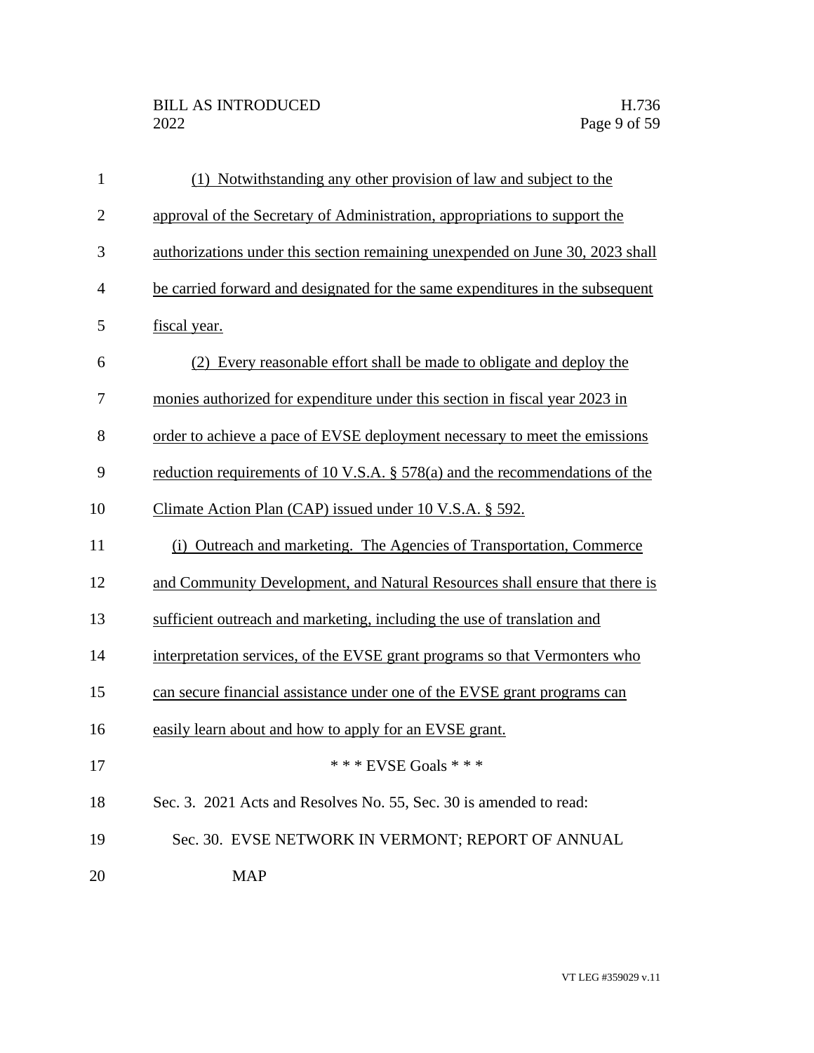(1) Notwithstanding any other provision of law and subject to the approval of the Secretary of Administration, appropriations to support the authorizations under this section remaining unexpended on June 30, 2023 shall be carried forward and designated for the same expenditures in the subsequent fiscal year.

(2) Every reasonable effort shall be made to obligate and deploy the monies authorized for expenditure under this section in fiscal year 2023 in order to achieve a pace of EVSE deployment necessary to meet the emissions reduction requirements of 10 V.S.A. § 578(a) and the recommendations of the Climate Action Plan (CAP) issued under 10 V.S.A. § 592.

(i) Outreach and marketing. The Agencies of Transportation, Commerce and Community Development, and Natural Resources shall ensure that there is sufficient outreach and marketing, including the use of translation and interpretation services, of the EVSE grant programs so that Vermonters who can secure financial assistance under one of the EVSE grant programs can easily learn about and how to apply for an EVSE grant.

\* \* \* EVSE Goals \* \* \*

Sec. 3. 2021 Acts and Resolves No. 55, Sec. 30 is amended to read:

Sec. 30. EVSE NETWORK IN VERMONT; REPORT OF ANNUAL MAP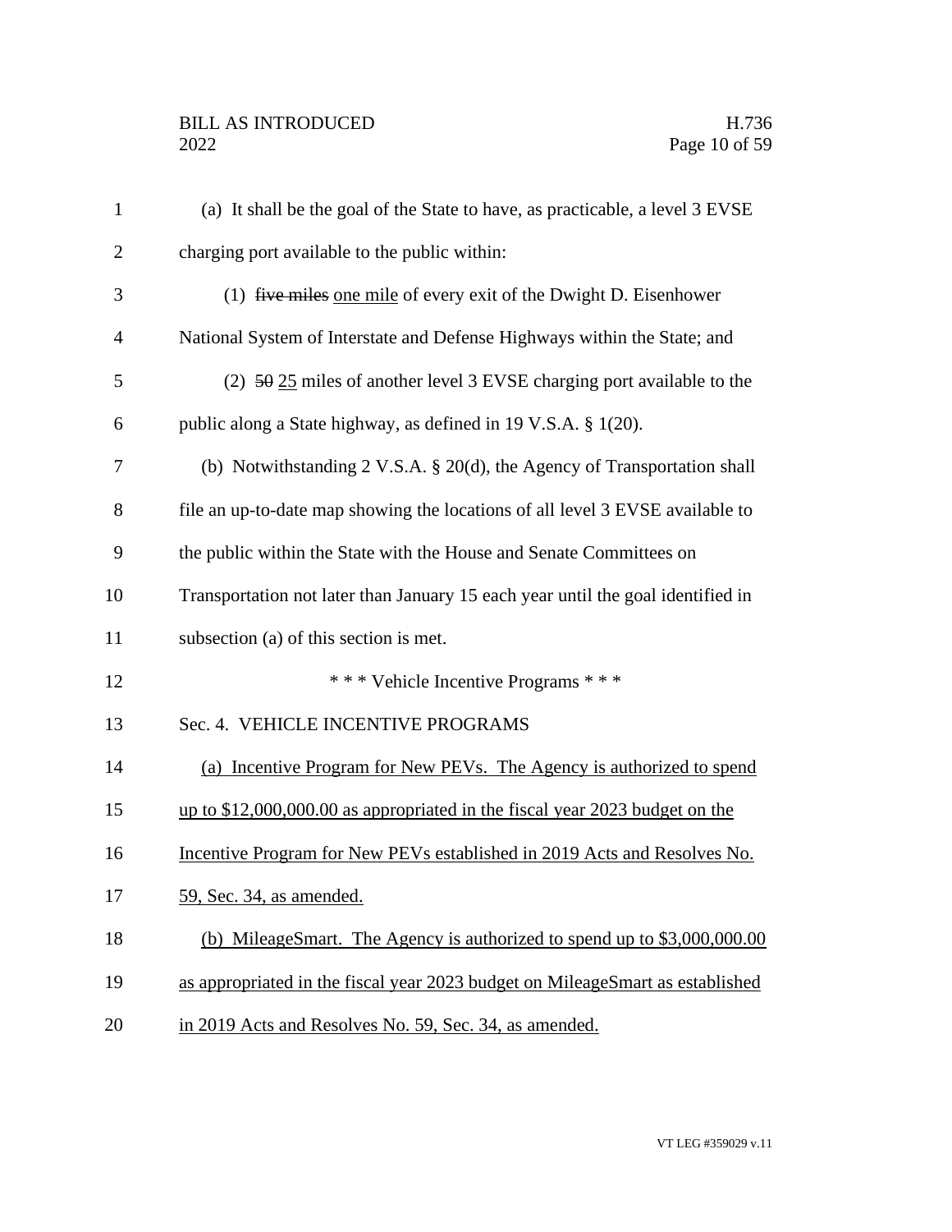(a) It shall be the goal of the State to have, as practicable, a level 3 EVSE charging port available to the public within:

(1) ~~five miles~~ <u>one mile</u> of every exit of the Dwight D. Eisenhower National System of Interstate and Defense Highways within the State; and

(2) ~~50~~ <u>25</u> miles of another level 3 EVSE charging port available to the public along a State highway, as defined in 19 V.S.A. § 1(20).

(b) Notwithstanding 2 V.S.A. § 20(d), the Agency of Transportation shall file an up-to-date map showing the locations of all level 3 EVSE available to the public within the State with the House and Senate Committees on Transportation not later than January 15 each year until the goal identified in subsection (a) of this section is met.

\* \* \* Vehicle Incentive Programs \* \* \*

Sec. 4. VEHICLE INCENTIVE PROGRAMS

<u>(a) Incentive Program for New PEVs. The Agency is authorized to spend up to $12,000,000.00 as appropriated in the fiscal year 2023 budget on the Incentive Program for New PEVs established in 2019 Acts and Resolves No. 59, Sec. 34, as amended.</u>

<u>(b) MileageSmart. The Agency is authorized to spend up to $3,000,000.00 as appropriated in the fiscal year 2023 budget on MileageSmart as established in 2019 Acts and Resolves No. 59, Sec. 34, as amended.</u>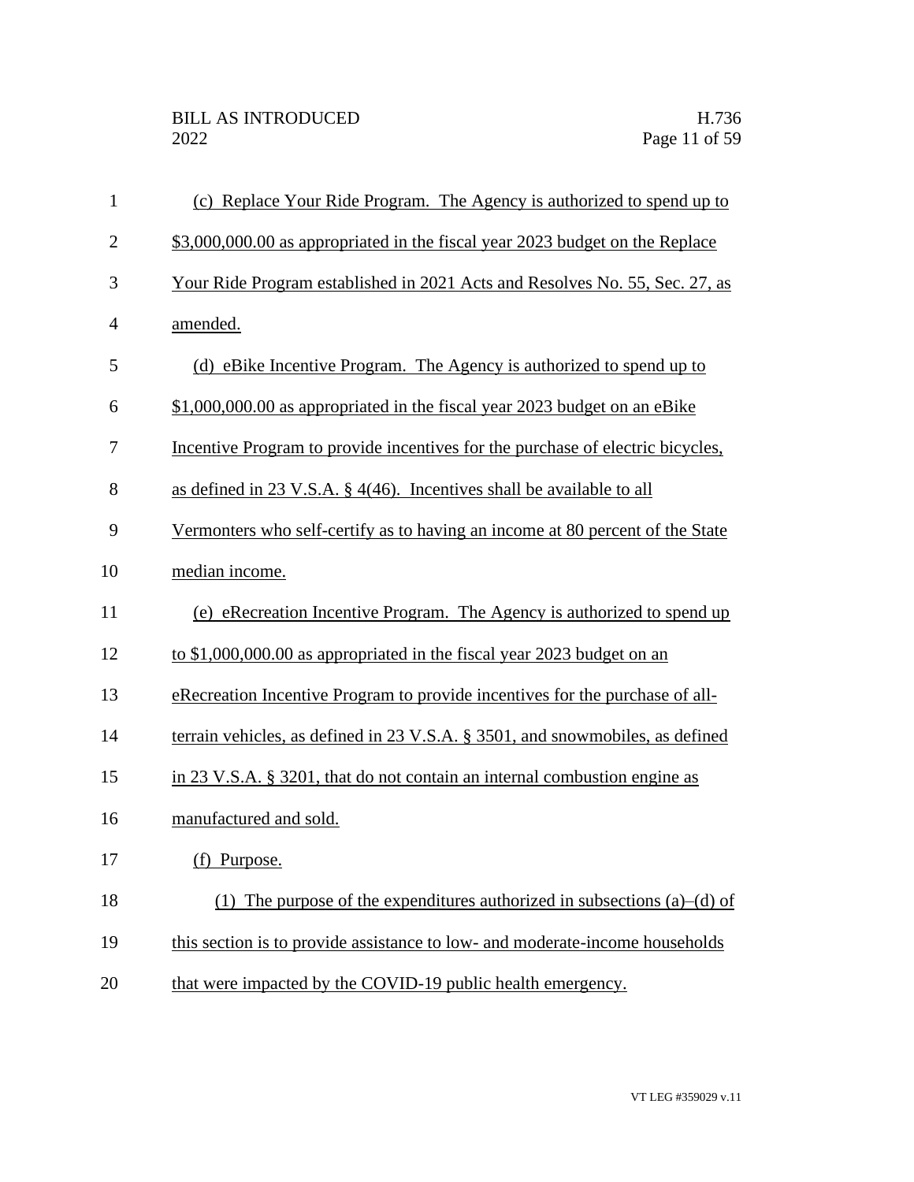(c) Replace Your Ride Program. The Agency is authorized to spend up to $3,000,000.00 as appropriated in the fiscal year 2023 budget on the Replace Your Ride Program established in 2021 Acts and Resolves No. 55, Sec. 27, as amended.

(d) eBike Incentive Program. The Agency is authorized to spend up to $1,000,000.00 as appropriated in the fiscal year 2023 budget on an eBike Incentive Program to provide incentives for the purchase of electric bicycles, as defined in 23 V.S.A. § 4(46). Incentives shall be available to all Vermonters who self-certify as to having an income at 80 percent of the State median income.

(e) eRecreation Incentive Program. The Agency is authorized to spend up to $1,000,000.00 as appropriated in the fiscal year 2023 budget on an eRecreation Incentive Program to provide incentives for the purchase of all-terrain vehicles, as defined in 23 V.S.A. § 3501, and snowmobiles, as defined in 23 V.S.A. § 3201, that do not contain an internal combustion engine as manufactured and sold.

(f) Purpose.

(1) The purpose of the expenditures authorized in subsections (a)–(d) of this section is to provide assistance to low- and moderate-income households that were impacted by the COVID-19 public health emergency.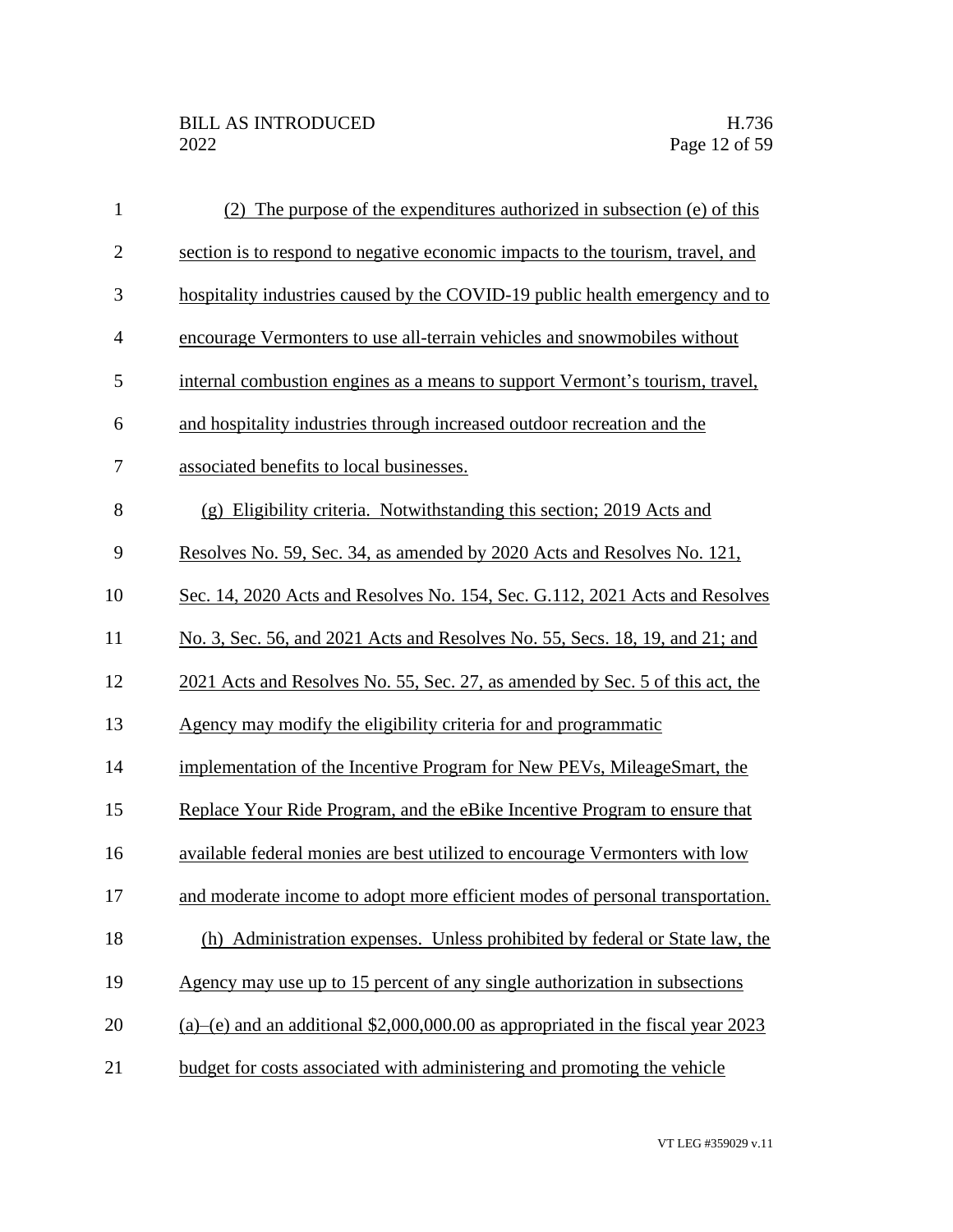(2) The purpose of the expenditures authorized in subsection (e) of this section is to respond to negative economic impacts to the tourism, travel, and hospitality industries caused by the COVID-19 public health emergency and to encourage Vermonters to use all-terrain vehicles and snowmobiles without internal combustion engines as a means to support Vermont's tourism, travel, and hospitality industries through increased outdoor recreation and the associated benefits to local businesses.

(g) Eligibility criteria. Notwithstanding this section; 2019 Acts and Resolves No. 59, Sec. 34, as amended by 2020 Acts and Resolves No. 121, Sec. 14, 2020 Acts and Resolves No. 154, Sec. G.112, 2021 Acts and Resolves No. 3, Sec. 56, and 2021 Acts and Resolves No. 55, Secs. 18, 19, and 21; and 2021 Acts and Resolves No. 55, Sec. 27, as amended by Sec. 5 of this act, the Agency may modify the eligibility criteria for and programmatic implementation of the Incentive Program for New PEVs, MileageSmart, the Replace Your Ride Program, and the eBike Incentive Program to ensure that available federal monies are best utilized to encourage Vermonters with low and moderate income to adopt more efficient modes of personal transportation.

(h) Administration expenses. Unless prohibited by federal or State law, the Agency may use up to 15 percent of any single authorization in subsections (a)–(e) and an additional $2,000,000.00 as appropriated in the fiscal year 2023 budget for costs associated with administering and promoting the vehicle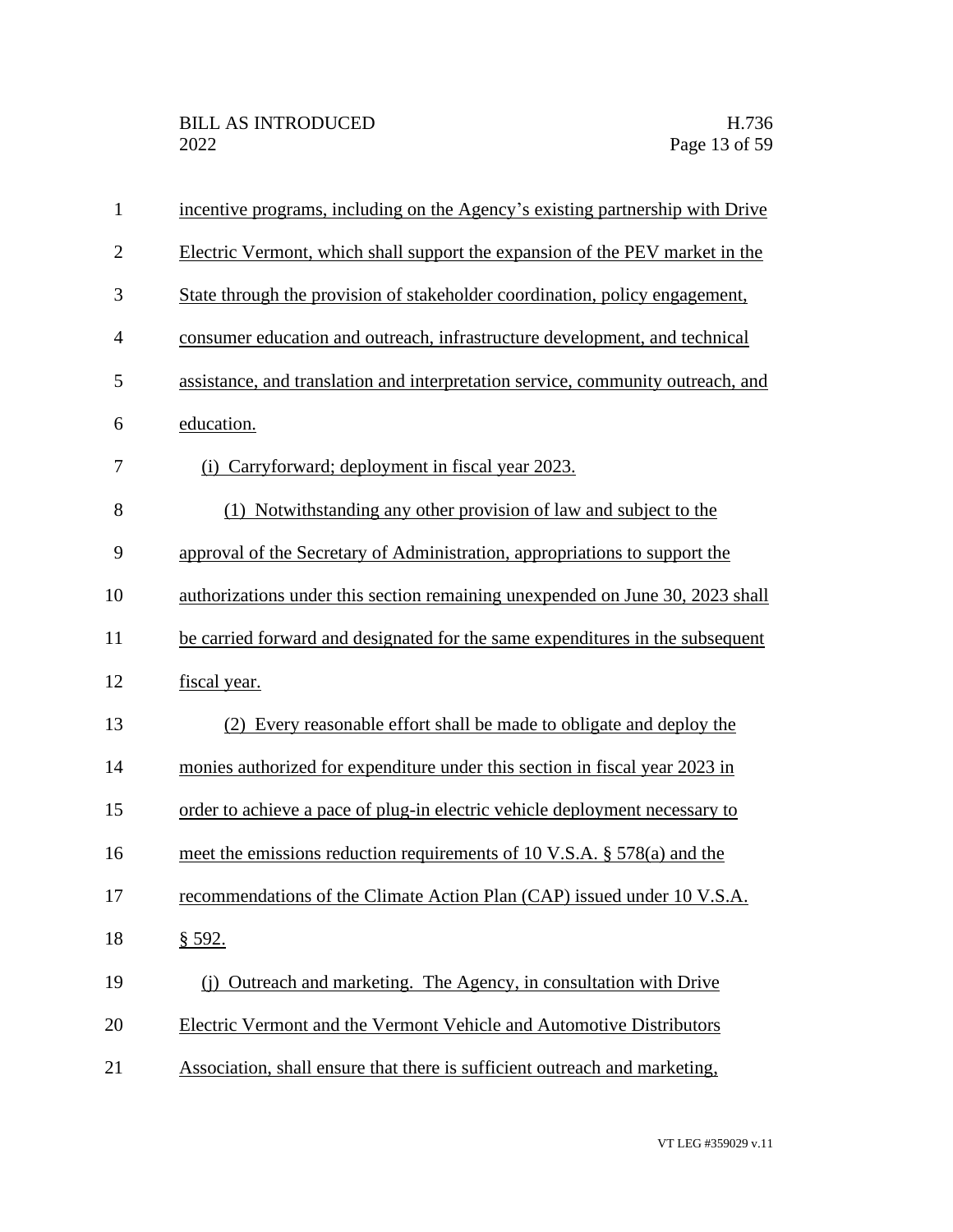incentive programs, including on the Agency's existing partnership with Drive Electric Vermont, which shall support the expansion of the PEV market in the State through the provision of stakeholder coordination, policy engagement, consumer education and outreach, infrastructure development, and technical assistance, and translation and interpretation service, community outreach, and education.

(i) Carryforward; deployment in fiscal year 2023.

(1) Notwithstanding any other provision of law and subject to the approval of the Secretary of Administration, appropriations to support the authorizations under this section remaining unexpended on June 30, 2023 shall be carried forward and designated for the same expenditures in the subsequent fiscal year.

(2) Every reasonable effort shall be made to obligate and deploy the monies authorized for expenditure under this section in fiscal year 2023 in order to achieve a pace of plug-in electric vehicle deployment necessary to meet the emissions reduction requirements of 10 V.S.A. § 578(a) and the recommendations of the Climate Action Plan (CAP) issued under 10 V.S.A. § 592.

(j) Outreach and marketing. The Agency, in consultation with Drive Electric Vermont and the Vermont Vehicle and Automotive Distributors Association, shall ensure that there is sufficient outreach and marketing,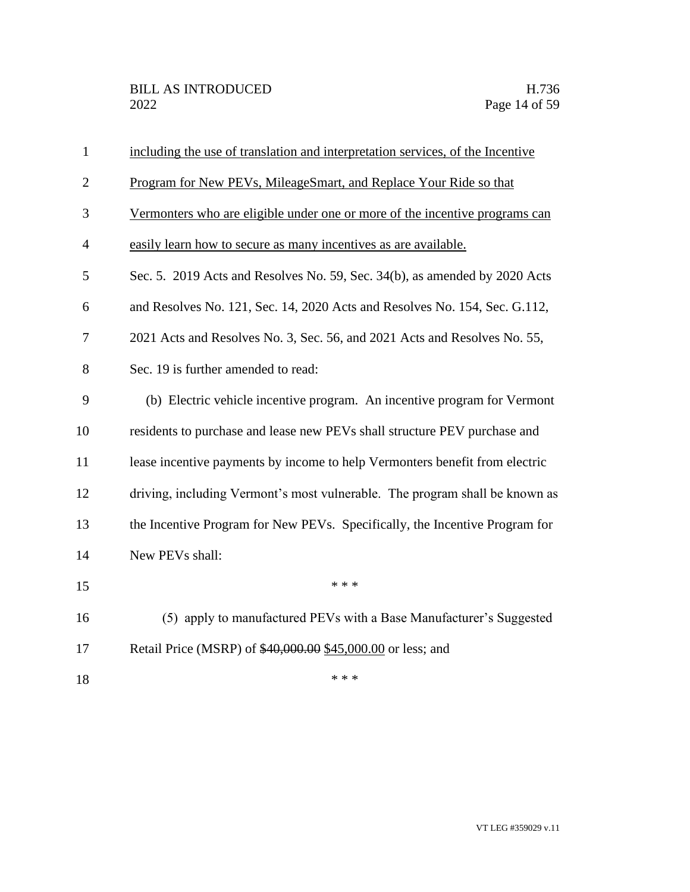including the use of translation and interpretation services, of the Incentive Program for New PEVs, MileageSmart, and Replace Your Ride so that Vermonters who are eligible under one or more of the incentive programs can easily learn how to secure as many incentives as are available.

Sec. 5. 2019 Acts and Resolves No. 59, Sec. 34(b), as amended by 2020 Acts and Resolves No. 121, Sec. 14, 2020 Acts and Resolves No. 154, Sec. G.112, 2021 Acts and Resolves No. 3, Sec. 56, and 2021 Acts and Resolves No. 55, Sec. 19 is further amended to read:

(b) Electric vehicle incentive program. An incentive program for Vermont residents to purchase and lease new PEVs shall structure PEV purchase and lease incentive payments by income to help Vermonters benefit from electric driving, including Vermont's most vulnerable. The program shall be known as the Incentive Program for New PEVs. Specifically, the Incentive Program for New PEVs shall:

\* \* \*

(5) apply to manufactured PEVs with a Base Manufacturer's Suggested Retail Price (MSRP) of ~~$40,000.00~~ $45,000.00 or less; and

\* \* \*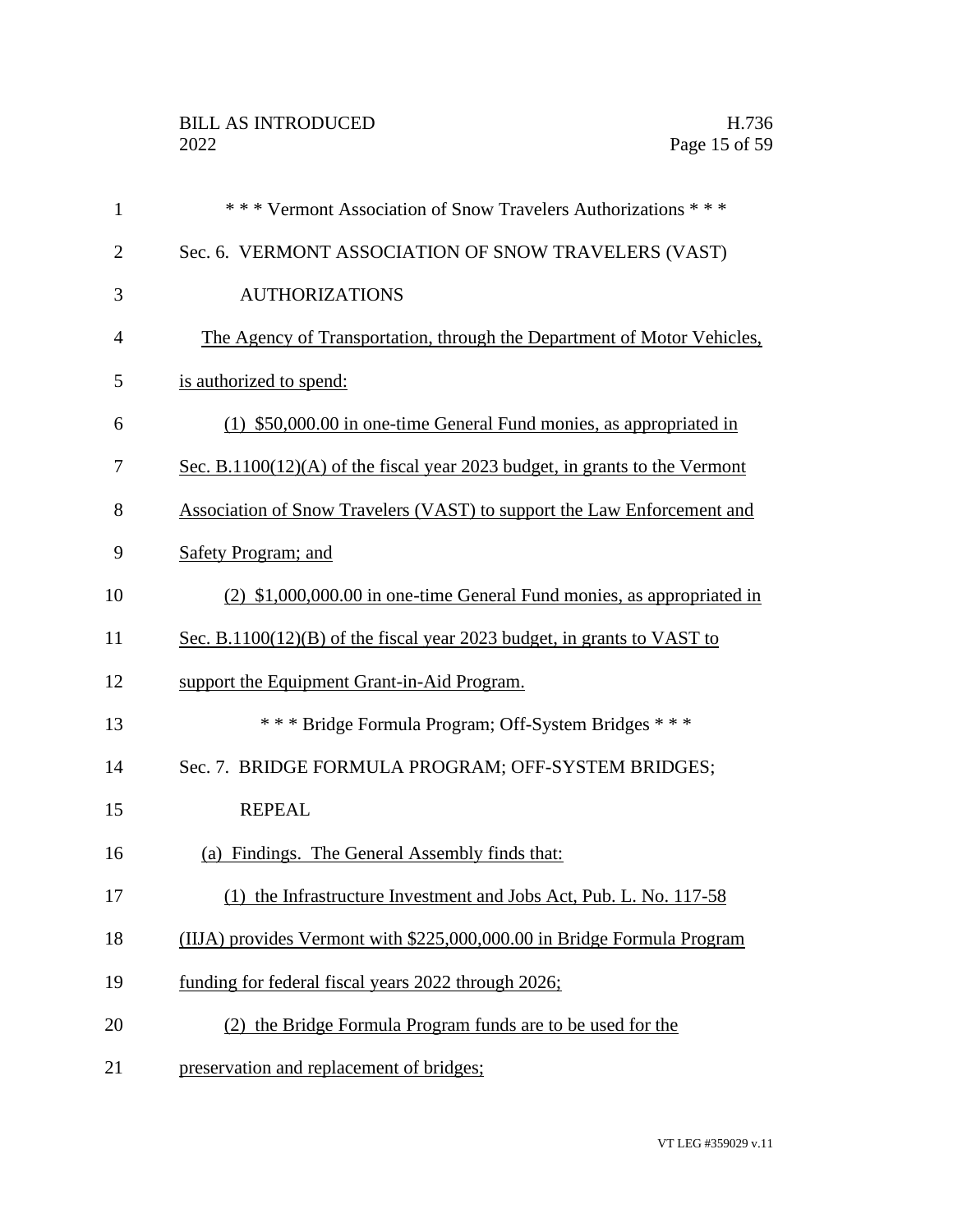\* \* \* Vermont Association of Snow Travelers Authorizations \* \* \*

Sec. 6. VERMONT ASSOCIATION OF SNOW TRAVELERS (VAST) AUTHORIZATIONS

The Agency of Transportation, through the Department of Motor Vehicles, is authorized to spend:

(1) $50,000.00 in one-time General Fund monies, as appropriated in Sec. B.1100(12)(A) of the fiscal year 2023 budget, in grants to the Vermont Association of Snow Travelers (VAST) to support the Law Enforcement and Safety Program; and

(2) $1,000,000.00 in one-time General Fund monies, as appropriated in Sec. B.1100(12)(B) of the fiscal year 2023 budget, in grants to VAST to support the Equipment Grant-in-Aid Program.

\* \* \* Bridge Formula Program; Off-System Bridges \* \* \*

Sec. 7. BRIDGE FORMULA PROGRAM; OFF-SYSTEM BRIDGES; REPEAL

(a) Findings. The General Assembly finds that:

(1) the Infrastructure Investment and Jobs Act, Pub. L. No. 117-58 (IIJA) provides Vermont with $225,000,000.00 in Bridge Formula Program funding for federal fiscal years 2022 through 2026;

(2) the Bridge Formula Program funds are to be used for the preservation and replacement of bridges;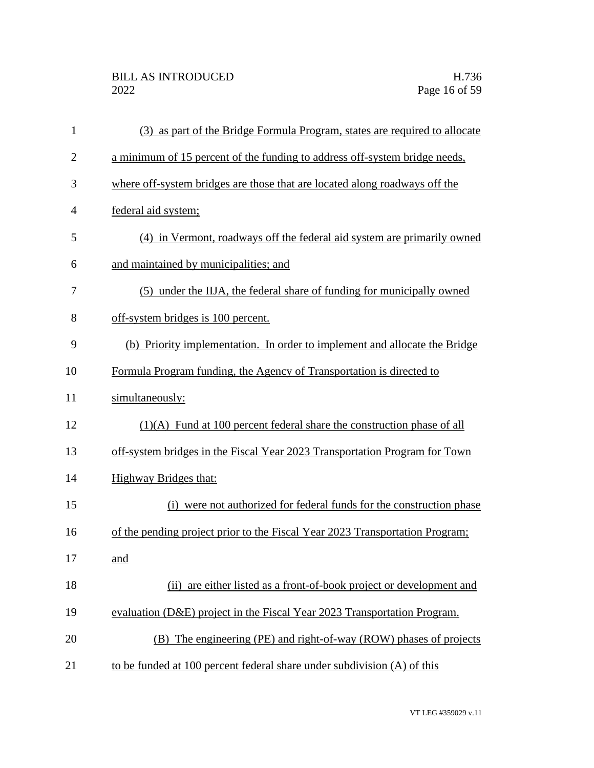(3) as part of the Bridge Formula Program, states are required to allocate a minimum of 15 percent of the funding to address off-system bridge needs, where off-system bridges are those that are located along roadways off the federal aid system;

(4) in Vermont, roadways off the federal aid system are primarily owned and maintained by municipalities; and

(5) under the IIJA, the federal share of funding for municipally owned off-system bridges is 100 percent.

(b) Priority implementation. In order to implement and allocate the Bridge Formula Program funding, the Agency of Transportation is directed to simultaneously:

(1)(A) Fund at 100 percent federal share the construction phase of all off-system bridges in the Fiscal Year 2023 Transportation Program for Town Highway Bridges that:

(i) were not authorized for federal funds for the construction phase of the pending project prior to the Fiscal Year 2023 Transportation Program; and

(ii) are either listed as a front-of-book project or development and evaluation (D&E) project in the Fiscal Year 2023 Transportation Program.

(B) The engineering (PE) and right-of-way (ROW) phases of projects to be funded at 100 percent federal share under subdivision (A) of this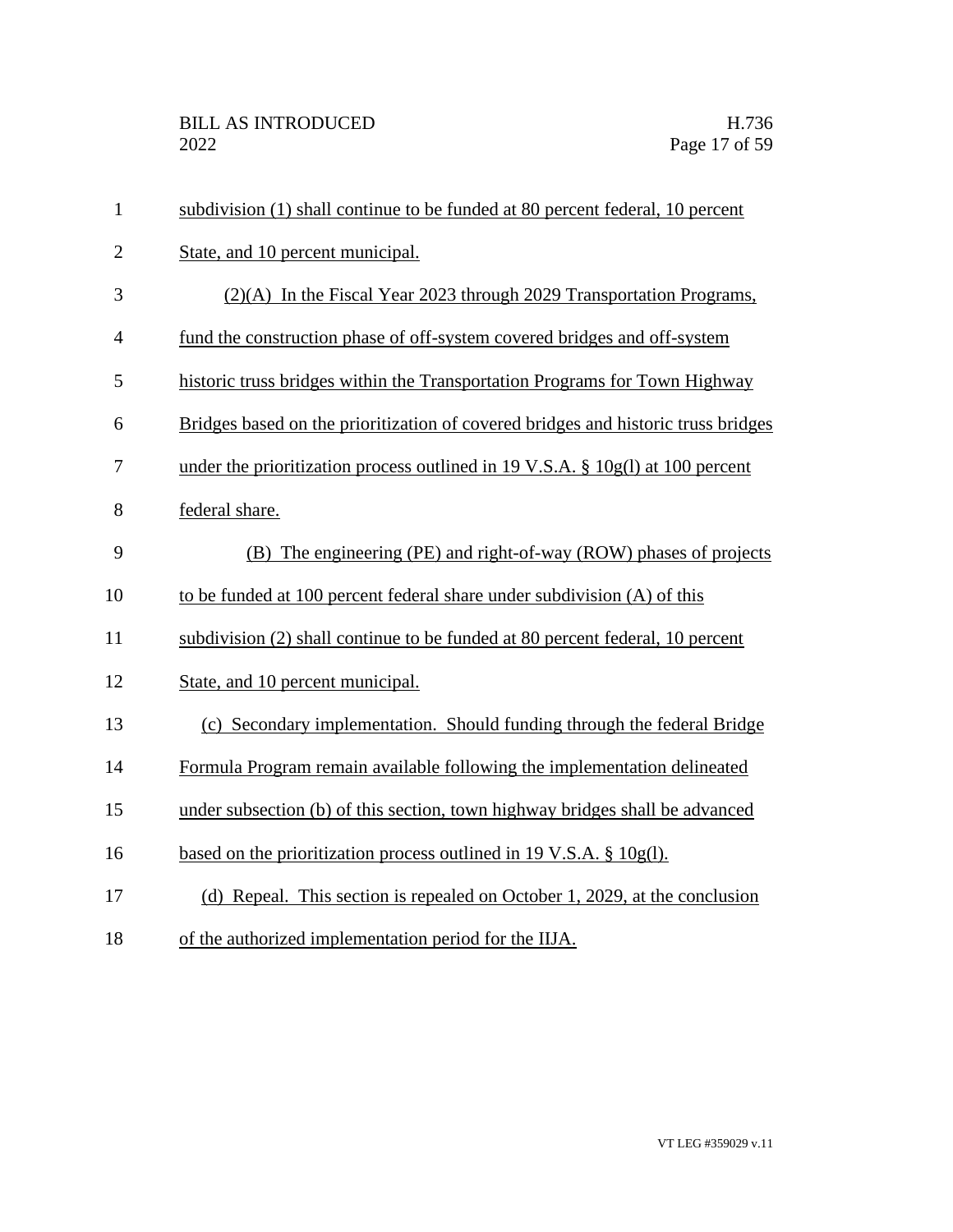subdivision (1) shall continue to be funded at 80 percent federal, 10 percent State, and 10 percent municipal.

(2)(A) In the Fiscal Year 2023 through 2029 Transportation Programs, fund the construction phase of off-system covered bridges and off-system historic truss bridges within the Transportation Programs for Town Highway Bridges based on the prioritization of covered bridges and historic truss bridges under the prioritization process outlined in 19 V.S.A. § 10g(l) at 100 percent federal share.

(B) The engineering (PE) and right-of-way (ROW) phases of projects to be funded at 100 percent federal share under subdivision (A) of this subdivision (2) shall continue to be funded at 80 percent federal, 10 percent State, and 10 percent municipal.

(c) Secondary implementation. Should funding through the federal Bridge Formula Program remain available following the implementation delineated under subsection (b) of this section, town highway bridges shall be advanced based on the prioritization process outlined in 19 V.S.A. § 10g(l).

(d) Repeal. This section is repealed on October 1, 2029, at the conclusion of the authorized implementation period for the IIJA.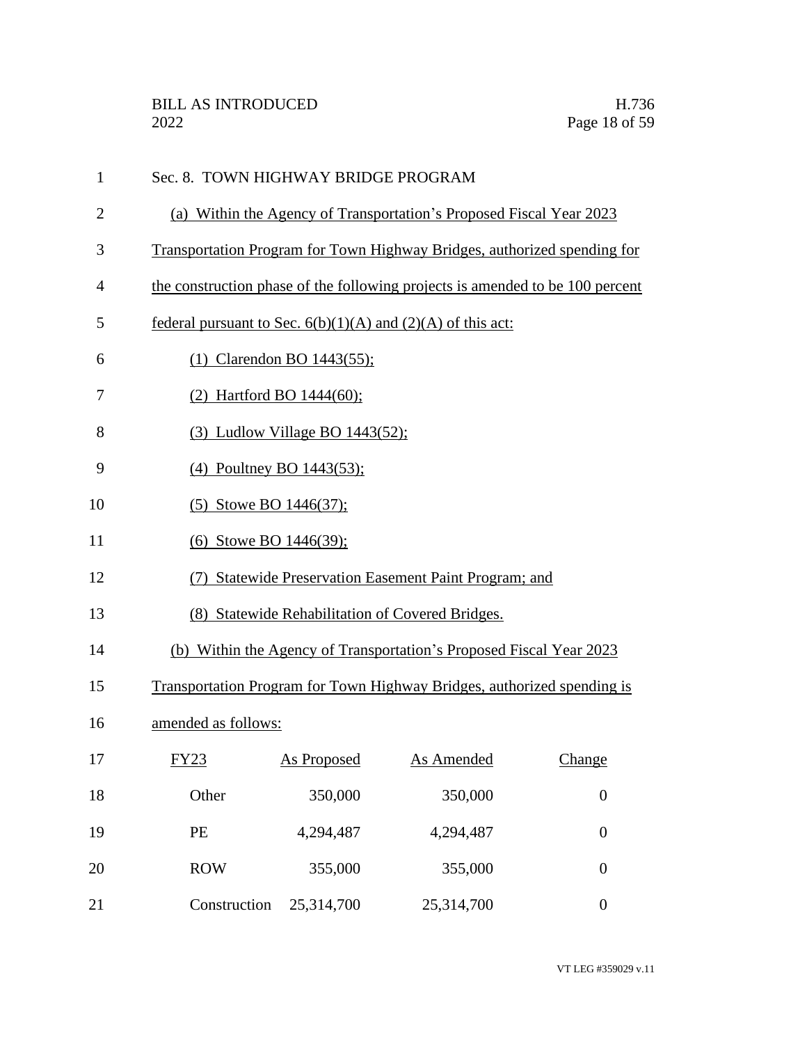Sec. 8. TOWN HIGHWAY BRIDGE PROGRAM

(a) Within the Agency of Transportation's Proposed Fiscal Year 2023 Transportation Program for Town Highway Bridges, authorized spending for the construction phase of the following projects is amended to be 100 percent federal pursuant to Sec. 6(b)(1)(A) and (2)(A) of this act:

(1) Clarendon BO 1443(55);

(2) Hartford BO 1444(60);

(3) Ludlow Village BO 1443(52);

(4) Poultney BO 1443(53);

(5) Stowe BO 1446(37);

(6) Stowe BO 1446(39);

(7) Statewide Preservation Easement Paint Program; and

(8) Statewide Rehabilitation of Covered Bridges.

(b) Within the Agency of Transportation's Proposed Fiscal Year 2023 Transportation Program for Town Highway Bridges, authorized spending is amended as follows:

| FY23 | As Proposed | As Amended | Change |
|---|---|---|---|
| Other | 350,000 | 350,000 | 0 |
| PE | 4,294,487 | 4,294,487 | 0 |
| ROW | 355,000 | 355,000 | 0 |
| Construction | 25,314,700 | 25,314,700 | 0 |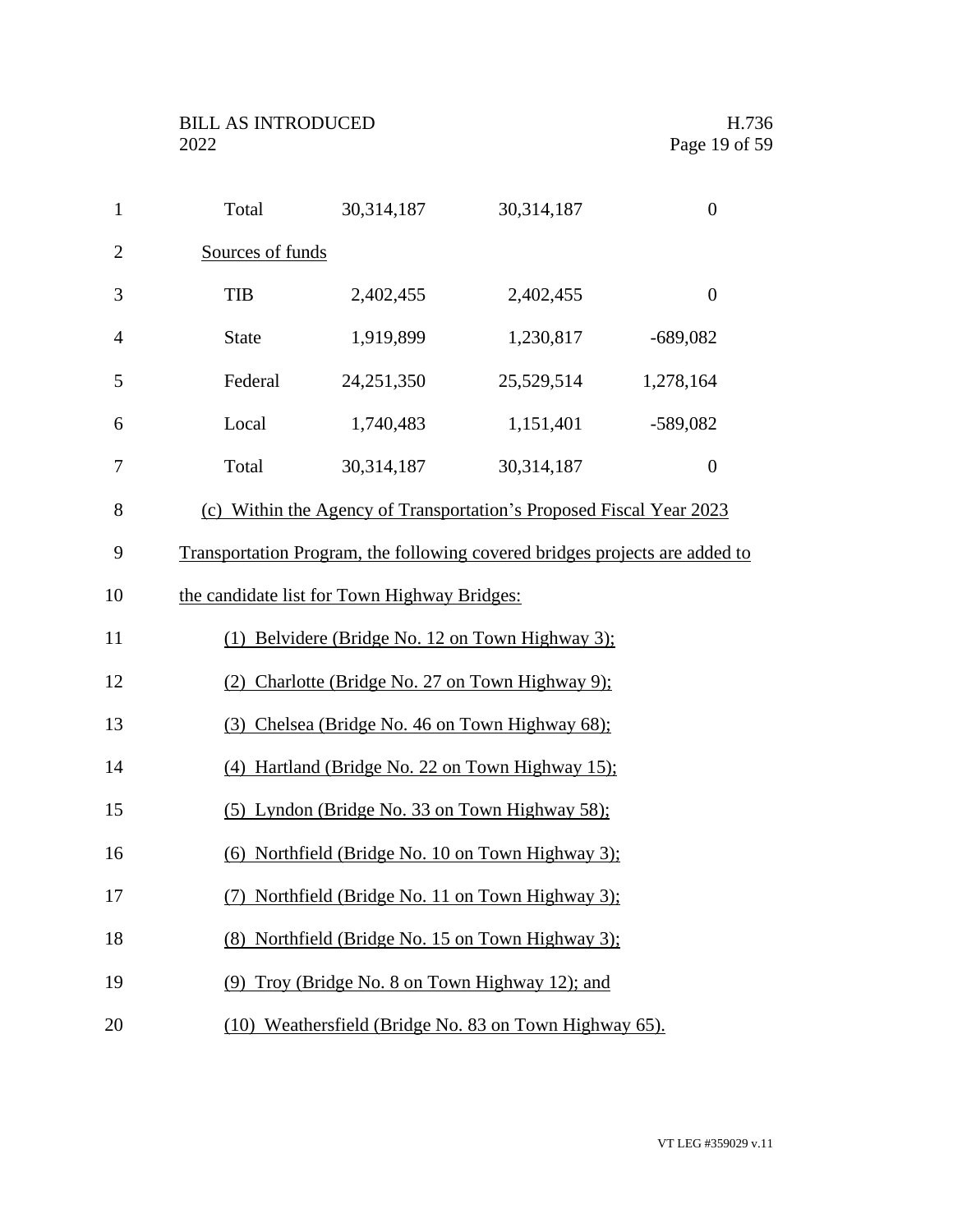| | | | |
|---|---|---|---|
| Total | 30,314,187 | 30,314,187 | 0 |
| Sources of funds | | | |
| TIB | 2,402,455 | 2,402,455 | 0 |
| State | 1,919,899 | 1,230,817 | -689,082 |
| Federal | 24,251,350 | 25,529,514 | 1,278,164 |
| Local | 1,740,483 | 1,151,401 | -589,082 |
| Total | 30,314,187 | 30,314,187 | 0 |

(c) Within the Agency of Transportation's Proposed Fiscal Year 2023 Transportation Program, the following covered bridges projects are added to the candidate list for Town Highway Bridges:

(1) Belvidere (Bridge No. 12 on Town Highway 3);

(2) Charlotte (Bridge No. 27 on Town Highway 9);

(3) Chelsea (Bridge No. 46 on Town Highway 68);

(4) Hartland (Bridge No. 22 on Town Highway 15);

(5) Lyndon (Bridge No. 33 on Town Highway 58);

(6) Northfield (Bridge No. 10 on Town Highway 3);

(7) Northfield (Bridge No. 11 on Town Highway 3);

(8) Northfield (Bridge No. 15 on Town Highway 3);

(9) Troy (Bridge No. 8 on Town Highway 12); and

(10) Weathersfield (Bridge No. 83 on Town Highway 65).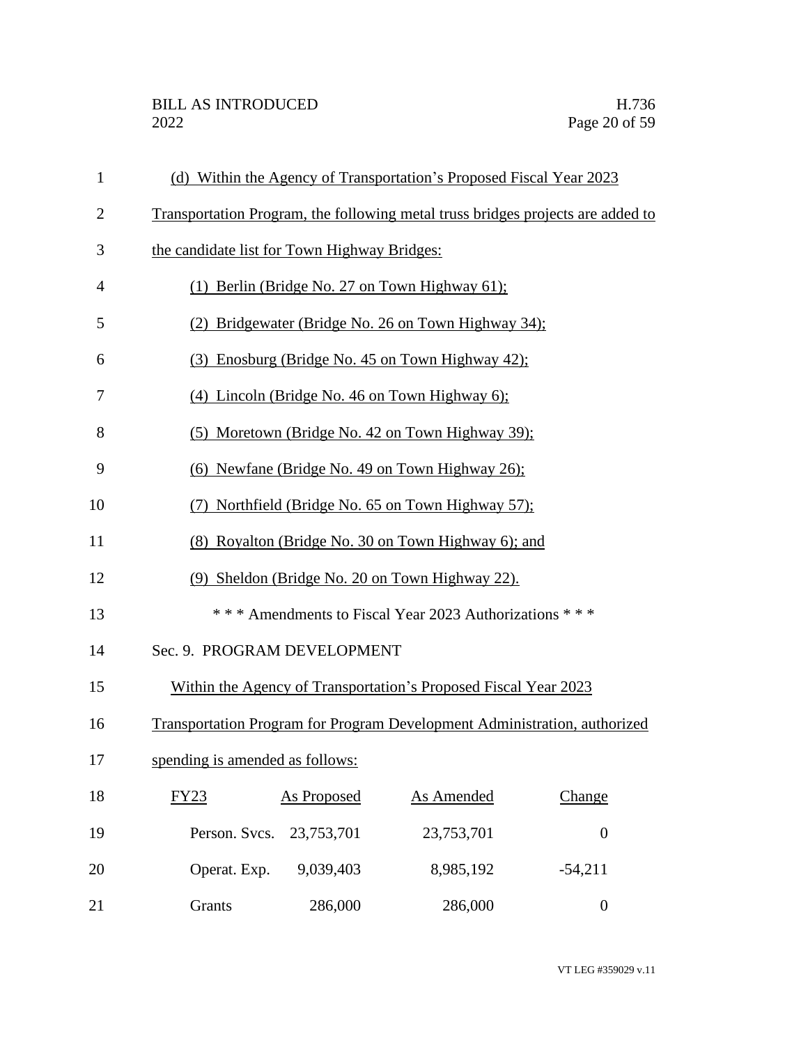(d) Within the Agency of Transportation's Proposed Fiscal Year 2023 Transportation Program, the following metal truss bridges projects are added to the candidate list for Town Highway Bridges:

(1) Berlin (Bridge No. 27 on Town Highway 61);

(2) Bridgewater (Bridge No. 26 on Town Highway 34);

(3) Enosburg (Bridge No. 45 on Town Highway 42);

(4) Lincoln (Bridge No. 46 on Town Highway 6);

(5) Moretown (Bridge No. 42 on Town Highway 39);

(6) Newfane (Bridge No. 49 on Town Highway 26);

(7) Northfield (Bridge No. 65 on Town Highway 57);

(8) Royalton (Bridge No. 30 on Town Highway 6); and

(9) Sheldon (Bridge No. 20 on Town Highway 22).

\* \* \* Amendments to Fiscal Year 2023 Authorizations \* \* \*

Sec. 9. PROGRAM DEVELOPMENT

Within the Agency of Transportation's Proposed Fiscal Year 2023 Transportation Program for Program Development Administration, authorized spending is amended as follows:

| FY23 | As Proposed | As Amended | Change |
|---|---|---|---|
| Person. Svcs. | 23,753,701 | 23,753,701 | 0 |
| Operat. Exp. | 9,039,403 | 8,985,192 | -54,211 |
| Grants | 286,000 | 286,000 | 0 |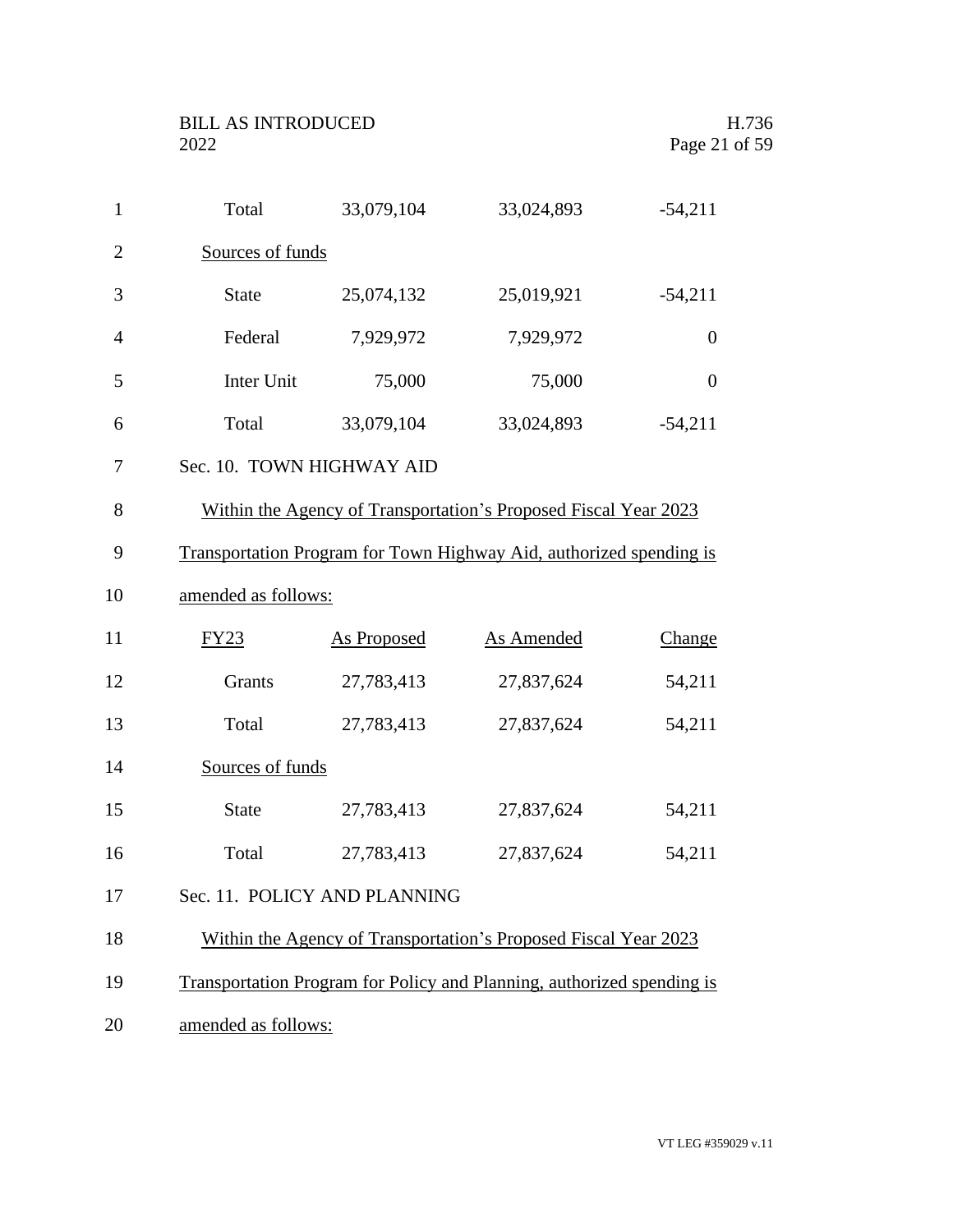| | | | |
|---|---|---|---|
| Total | 33,079,104 | 33,024,893 | -54,211 |
| Sources of funds | | | |
| State | 25,074,132 | 25,019,921 | -54,211 |
| Federal | 7,929,972 | 7,929,972 | 0 |
| Inter Unit | 75,000 | 75,000 | 0 |
| Total | 33,079,104 | 33,024,893 | -54,211 |

Sec. 10. TOWN HIGHWAY AID

Within the Agency of Transportation's Proposed Fiscal Year 2023 Transportation Program for Town Highway Aid, authorized spending is amended as follows:

| FY23 | As Proposed | As Amended | Change |
|---|---|---|---|
| Grants | 27,783,413 | 27,837,624 | 54,211 |
| Total | 27,783,413 | 27,837,624 | 54,211 |
| Sources of funds | | | |
| State | 27,783,413 | 27,837,624 | 54,211 |
| Total | 27,783,413 | 27,837,624 | 54,211 |

Sec. 11. POLICY AND PLANNING

Within the Agency of Transportation's Proposed Fiscal Year 2023 Transportation Program for Policy and Planning, authorized spending is amended as follows: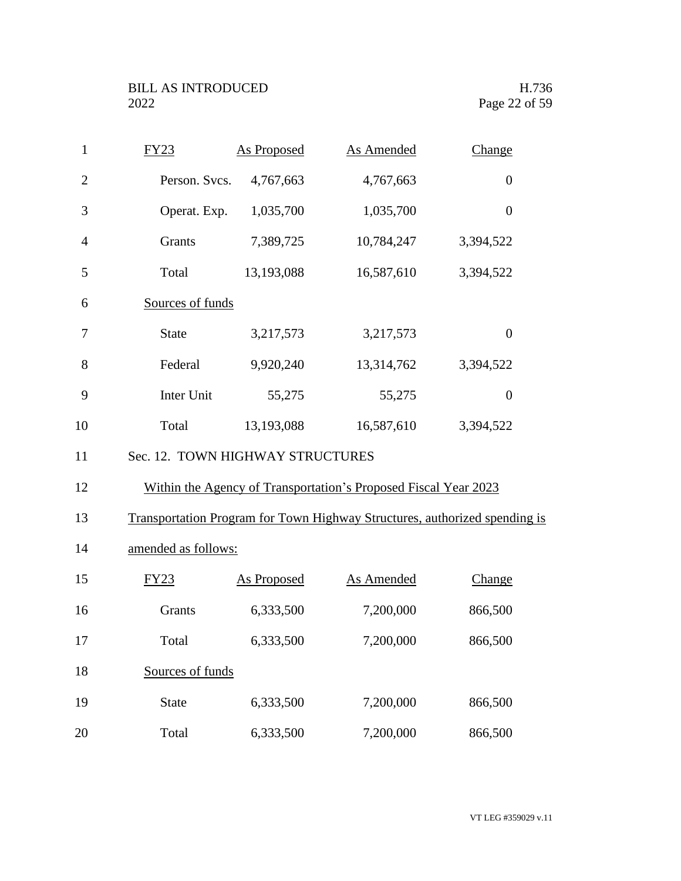| FY23 | As Proposed | As Amended | Change |
|---|---|---|---|
| Person. Svcs. | 4,767,663 | 4,767,663 | 0 |
| Operat. Exp. | 1,035,700 | 1,035,700 | 0 |
| Grants | 7,389,725 | 10,784,247 | 3,394,522 |
| Total | 13,193,088 | 16,587,610 | 3,394,522 |
| Sources of funds | | | |
| State | 3,217,573 | 3,217,573 | 0 |
| Federal | 9,920,240 | 13,314,762 | 3,394,522 |
| Inter Unit | 55,275 | 55,275 | 0 |
| Total | 13,193,088 | 16,587,610 | 3,394,522 |

Sec. 12. TOWN HIGHWAY STRUCTURES

Within the Agency of Transportation's Proposed Fiscal Year 2023 Transportation Program for Town Highway Structures, authorized spending is amended as follows:

| FY23 | As Proposed | As Amended | Change |
|---|---|---|---|
| Grants | 6,333,500 | 7,200,000 | 866,500 |
| Total | 6,333,500 | 7,200,000 | 866,500 |
| Sources of funds | | | |
| State | 6,333,500 | 7,200,000 | 866,500 |
| Total | 6,333,500 | 7,200,000 | 866,500 |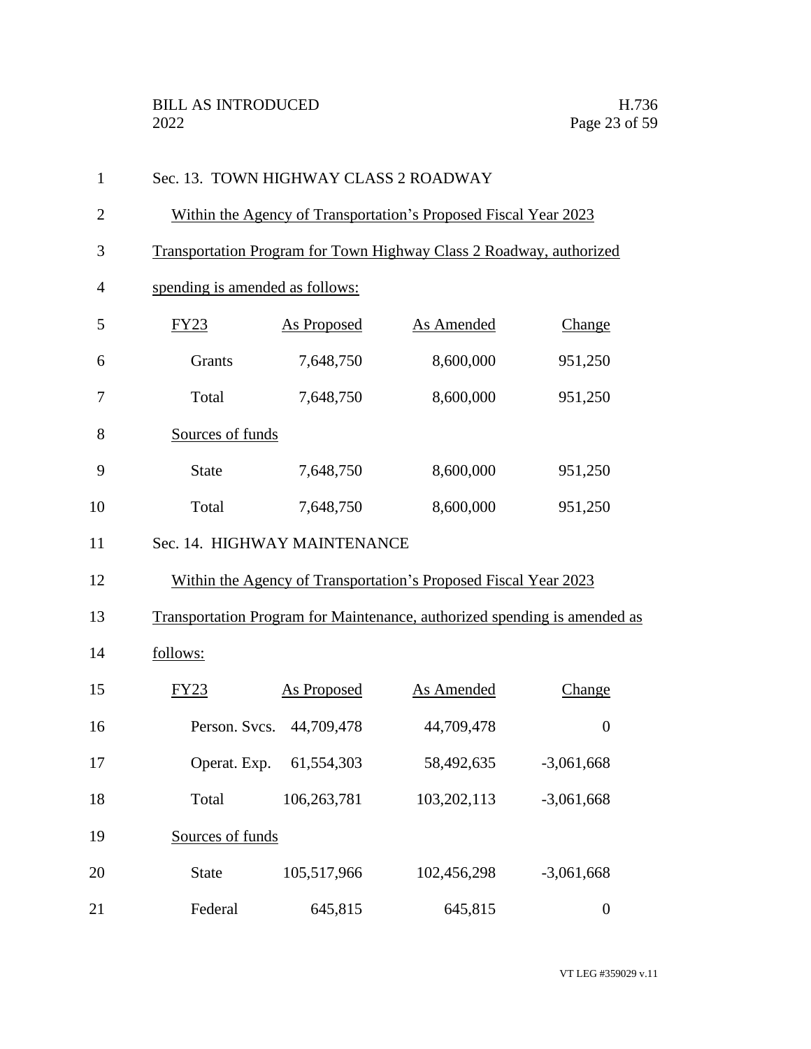Sec. 13. TOWN HIGHWAY CLASS 2 ROADWAY

Within the Agency of Transportation's Proposed Fiscal Year 2023 Transportation Program for Town Highway Class 2 Roadway, authorized spending is amended as follows:

| FY23 | As Proposed | As Amended | Change |
|---|---|---|---|
| Grants | 7,648,750 | 8,600,000 | 951,250 |
| Total | 7,648,750 | 8,600,000 | 951,250 |
| Sources of funds | | | |
| State | 7,648,750 | 8,600,000 | 951,250 |
| Total | 7,648,750 | 8,600,000 | 951,250 |

Sec. 14. HIGHWAY MAINTENANCE

Within the Agency of Transportation's Proposed Fiscal Year 2023 Transportation Program for Maintenance, authorized spending is amended as follows:

| FY23 | As Proposed | As Amended | Change |
|---|---|---|---|
| Person. Svcs. | 44,709,478 | 44,709,478 | 0 |
| Operat. Exp. | 61,554,303 | 58,492,635 | -3,061,668 |
| Total | 106,263,781 | 103,202,113 | -3,061,668 |
| Sources of funds | | | |
| State | 105,517,966 | 102,456,298 | -3,061,668 |
| Federal | 645,815 | 645,815 | 0 |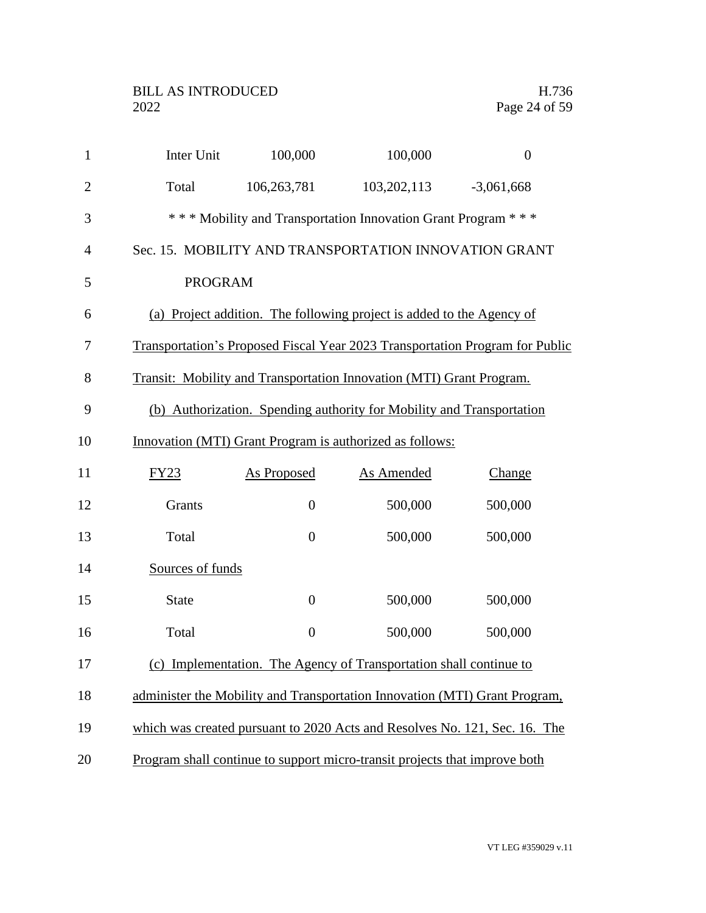| | | | |
|---|---|---|---|
| Inter Unit | 100,000 | 100,000 | 0 |
| Total | 106,263,781 | 103,202,113 | -3,061,668 |

\* \* \* Mobility and Transportation Innovation Grant Program \* \* \*

Sec. 15. MOBILITY AND TRANSPORTATION INNOVATION GRANT PROGRAM

(a) Project addition. The following project is added to the Agency of Transportation's Proposed Fiscal Year 2023 Transportation Program for Public Transit: Mobility and Transportation Innovation (MTI) Grant Program.

(b) Authorization. Spending authority for Mobility and Transportation Innovation (MTI) Grant Program is authorized as follows:

| FY23 | As Proposed | As Amended | Change |
|---|---|---|---|
| Grants | 0 | 500,000 | 500,000 |
| Total | 0 | 500,000 | 500,000 |
| Sources of funds | | | |
| State | 0 | 500,000 | 500,000 |
| Total | 0 | 500,000 | 500,000 |

(c) Implementation. The Agency of Transportation shall continue to administer the Mobility and Transportation Innovation (MTI) Grant Program, which was created pursuant to 2020 Acts and Resolves No. 121, Sec. 16. The Program shall continue to support micro-transit projects that improve both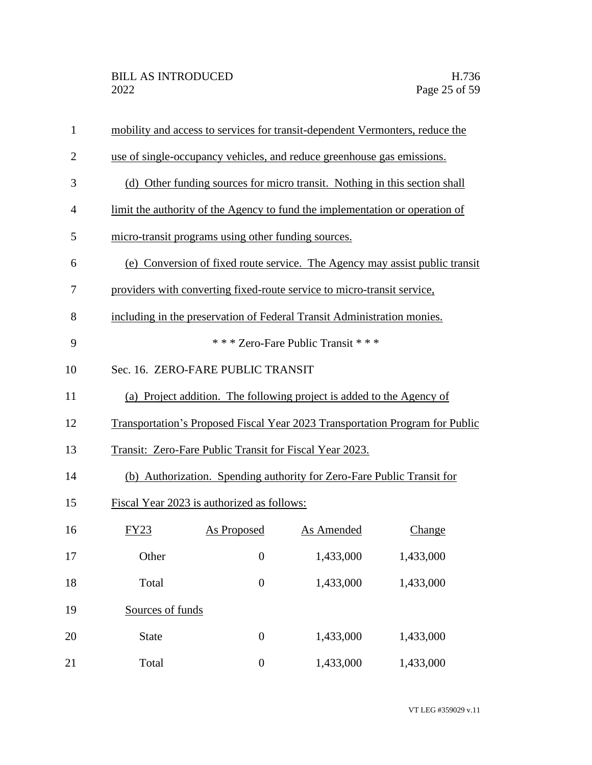mobility and access to services for transit-dependent Vermonters, reduce the use of single-occupancy vehicles, and reduce greenhouse gas emissions.

(d) Other funding sources for micro transit. Nothing in this section shall limit the authority of the Agency to fund the implementation or operation of micro-transit programs using other funding sources.

(e) Conversion of fixed route service. The Agency may assist public transit providers with converting fixed-route service to micro-transit service, including in the preservation of Federal Transit Administration monies.

\* \* \* Zero-Fare Public Transit \* \* \*

Sec. 16. ZERO-FARE PUBLIC TRANSIT

(a) Project addition. The following project is added to the Agency of Transportation's Proposed Fiscal Year 2023 Transportation Program for Public Transit: Zero-Fare Public Transit for Fiscal Year 2023.

(b) Authorization. Spending authority for Zero-Fare Public Transit for Fiscal Year 2023 is authorized as follows:

| FY23 | As Proposed | As Amended | Change |
|---|---|---|---|
| Other | 0 | 1,433,000 | 1,433,000 |
| Total | 0 | 1,433,000 | 1,433,000 |
| Sources of funds | | | |
| State | 0 | 1,433,000 | 1,433,000 |
| Total | 0 | 1,433,000 | 1,433,000 |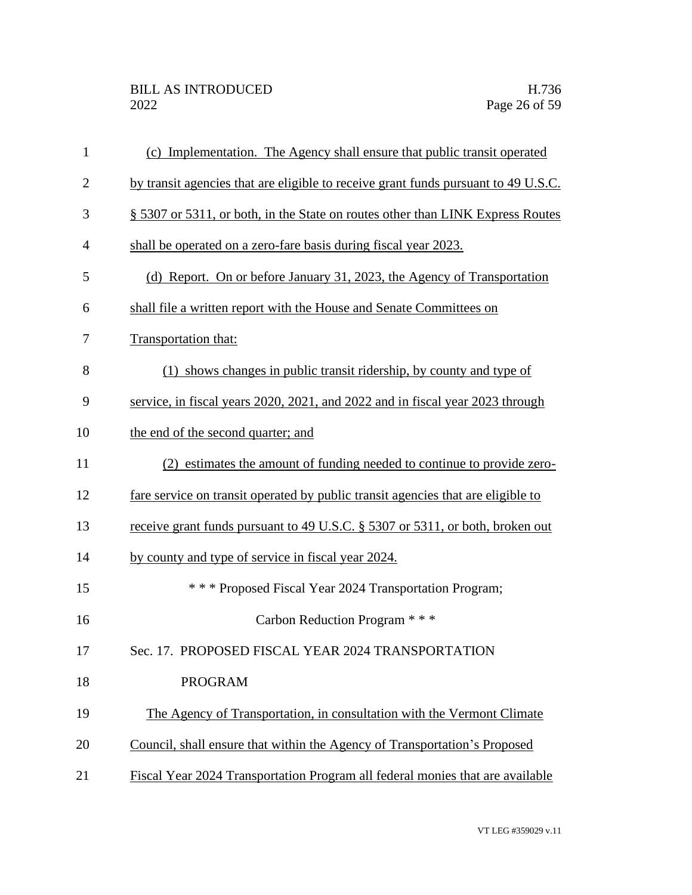(c) Implementation. The Agency shall ensure that public transit operated by transit agencies that are eligible to receive grant funds pursuant to 49 U.S.C. § 5307 or 5311, or both, in the State on routes other than LINK Express Routes shall be operated on a zero-fare basis during fiscal year 2023.

(d) Report. On or before January 31, 2023, the Agency of Transportation shall file a written report with the House and Senate Committees on Transportation that:

(1) shows changes in public transit ridership, by county and type of service, in fiscal years 2020, 2021, and 2022 and in fiscal year 2023 through the end of the second quarter; and

(2) estimates the amount of funding needed to continue to provide zero-fare service on transit operated by public transit agencies that are eligible to receive grant funds pursuant to 49 U.S.C. § 5307 or 5311, or both, broken out by county and type of service in fiscal year 2024.

\* \* \* Proposed Fiscal Year 2024 Transportation Program; Carbon Reduction Program \* \* \*

Sec. 17. PROPOSED FISCAL YEAR 2024 TRANSPORTATION PROGRAM

The Agency of Transportation, in consultation with the Vermont Climate Council, shall ensure that within the Agency of Transportation's Proposed Fiscal Year 2024 Transportation Program all federal monies that are available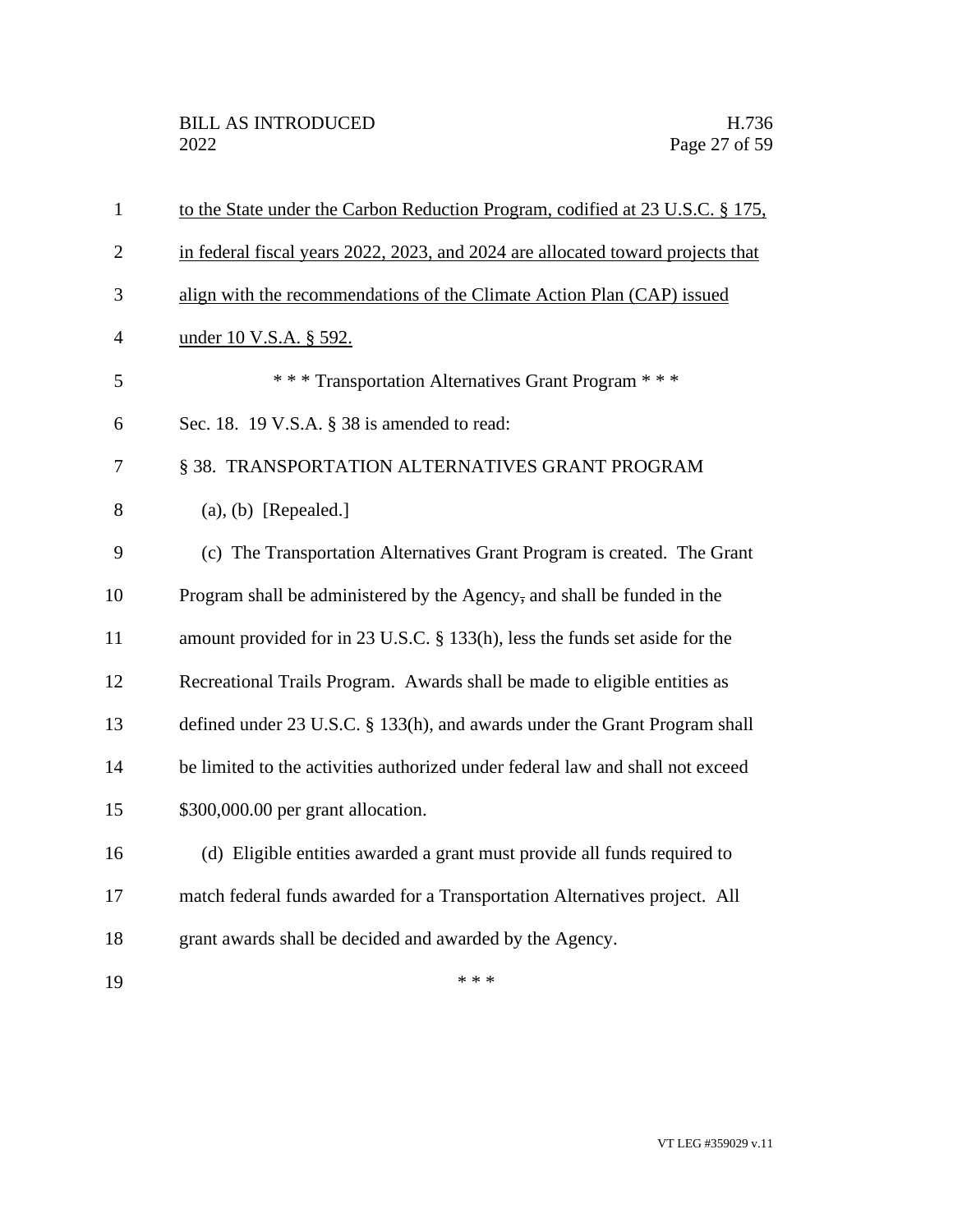to the State under the Carbon Reduction Program, codified at 23 U.S.C. § 175, in federal fiscal years 2022, 2023, and 2024 are allocated toward projects that align with the recommendations of the Climate Action Plan (CAP) issued under 10 V.S.A. § 592.

\* \* \* Transportation Alternatives Grant Program \* \* \*

Sec. 18. 19 V.S.A. § 38 is amended to read:

§ 38. TRANSPORTATION ALTERNATIVES GRANT PROGRAM

(a), (b) [Repealed.]

(c) The Transportation Alternatives Grant Program is created. The Grant Program shall be administered by the Agency, and shall be funded in the amount provided for in 23 U.S.C. § 133(h), less the funds set aside for the Recreational Trails Program. Awards shall be made to eligible entities as defined under 23 U.S.C. § 133(h), and awards under the Grant Program shall be limited to the activities authorized under federal law and shall not exceed $300,000.00 per grant allocation.

(d) Eligible entities awarded a grant must provide all funds required to match federal funds awarded for a Transportation Alternatives project. All grant awards shall be decided and awarded by the Agency.

\* \* \*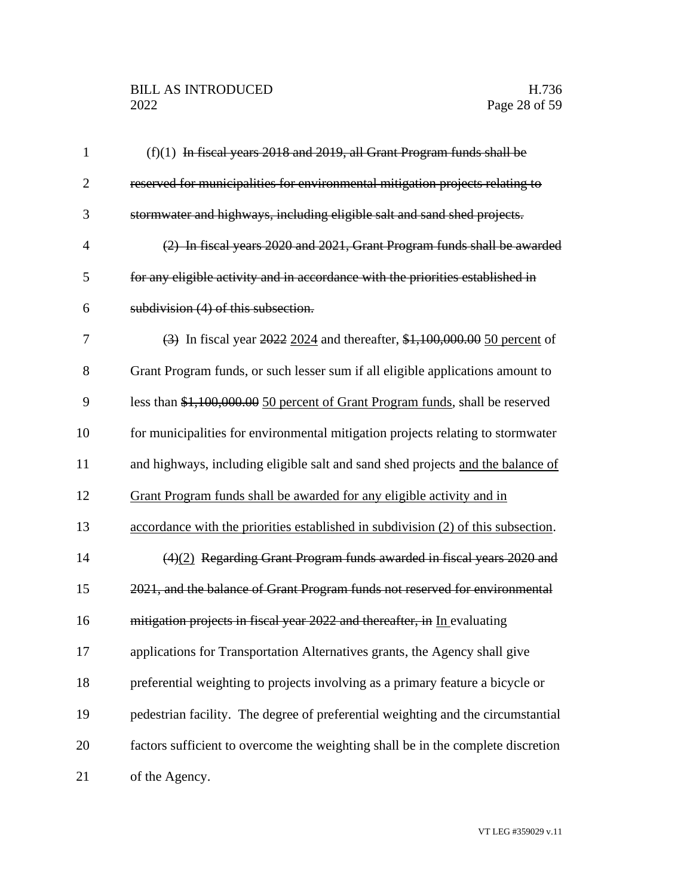(f)(1) ~~In fiscal years 2018 and 2019, all Grant Program funds shall be reserved for municipalities for environmental mitigation projects relating to stormwater and highways, including eligible salt and sand shed projects.~~

~~(2) In fiscal years 2020 and 2021, Grant Program funds shall be awarded for any eligible activity and in accordance with the priorities established in subdivision (4) of this subsection.~~

~~(3)~~ In fiscal year ~~2022~~ <u>2024</u> and thereafter, ~~$1,100,000.00~~ <u>50 percent</u> of Grant Program funds, or such lesser sum if all eligible applications amount to less than ~~$1,100,000.00~~ <u>50 percent of Grant Program funds</u>, shall be reserved for municipalities for environmental mitigation projects relating to stormwater and highways, including eligible salt and sand shed projects <u>and the balance of Grant Program funds shall be awarded for any eligible activity and in accordance with the priorities established in subdivision (2) of this subsection</u>.

~~(4)~~<u>(2)</u> ~~Regarding Grant Program funds awarded in fiscal years 2020 and 2021, and the balance of Grant Program funds not reserved for environmental mitigation projects in fiscal year 2022 and thereafter, in~~ <u>In</u> evaluating applications for Transportation Alternatives grants, the Agency shall give preferential weighting to projects involving as a primary feature a bicycle or pedestrian facility. The degree of preferential weighting and the circumstantial factors sufficient to overcome the weighting shall be in the complete discretion of the Agency.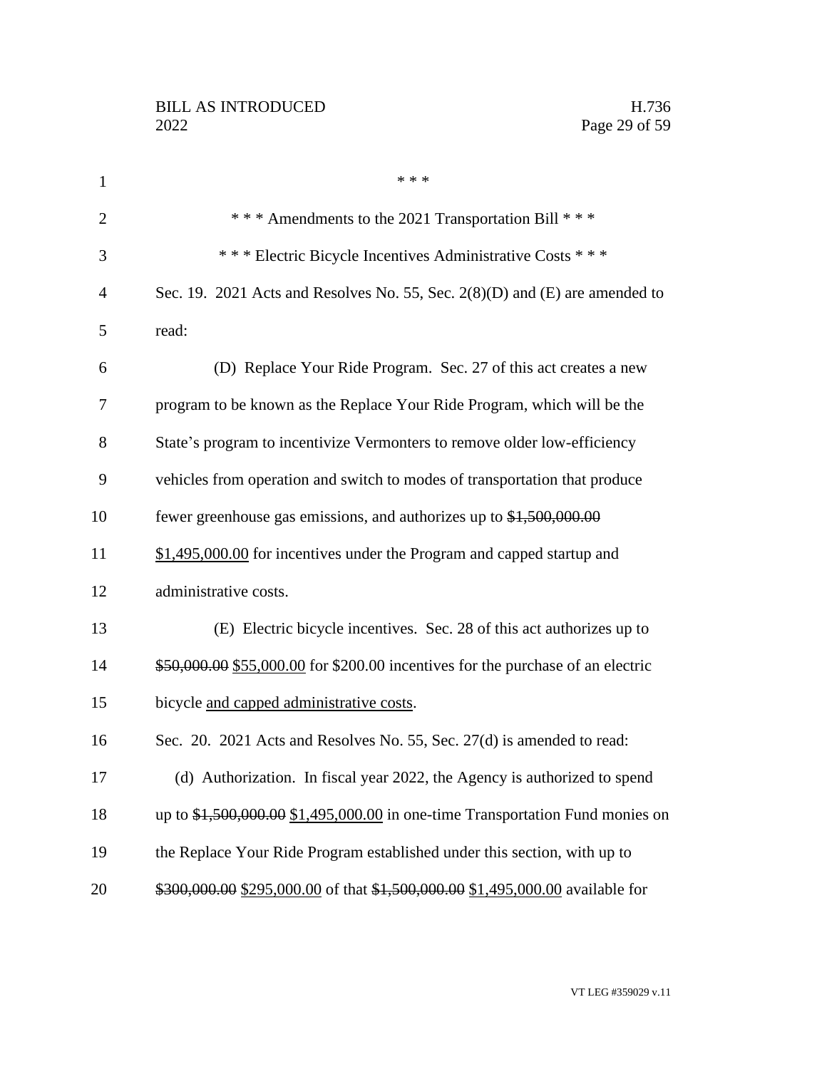\* \* \*

\* \* \* Amendments to the 2021 Transportation Bill \* \* \*

\* \* \* Electric Bicycle Incentives Administrative Costs \* \* \*

Sec. 19. 2021 Acts and Resolves No. 55, Sec. 2(8)(D) and (E) are amended to read:

(D) Replace Your Ride Program. Sec. 27 of this act creates a new program to be known as the Replace Your Ride Program, which will be the State's program to incentivize Vermonters to remove older low-efficiency vehicles from operation and switch to modes of transportation that produce fewer greenhouse gas emissions, and authorizes up to ~~$1,500,000.00~~ <u>$1,495,000.00</u> for incentives under the Program and capped startup and administrative costs.

(E) Electric bicycle incentives. Sec. 28 of this act authorizes up to ~~$50,000.00~~ <u>$55,000.00</u> for $200.00 incentives for the purchase of an electric bicycle <u>and capped administrative costs</u>.

Sec. 20. 2021 Acts and Resolves No. 55, Sec. 27(d) is amended to read:

(d) Authorization. In fiscal year 2022, the Agency is authorized to spend up to ~~$1,500,000.00~~ <u>$1,495,000.00</u> in one-time Transportation Fund monies on the Replace Your Ride Program established under this section, with up to ~~$300,000.00~~ <u>$295,000.00</u> of that ~~$1,500,000.00~~ <u>$1,495,000.00</u> available for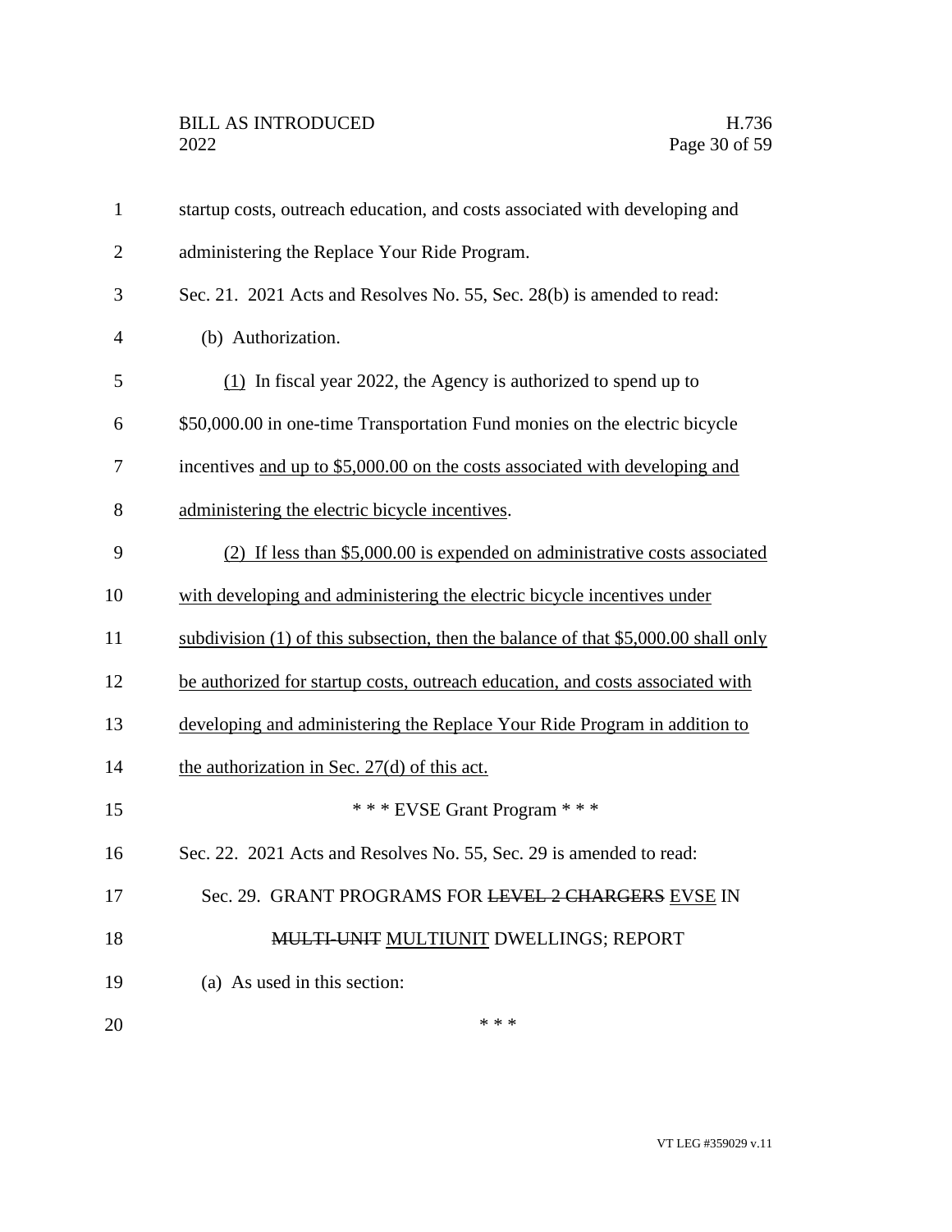startup costs, outreach education, and costs associated with developing and administering the Replace Your Ride Program.

Sec. 21. 2021 Acts and Resolves No. 55, Sec. 28(b) is amended to read:

(b) Authorization.

(1) In fiscal year 2022, the Agency is authorized to spend up to $50,000.00 in one-time Transportation Fund monies on the electric bicycle incentives and up to $5,000.00 on the costs associated with developing and administering the electric bicycle incentives.

(2) If less than $5,000.00 is expended on administrative costs associated with developing and administering the electric bicycle incentives under subdivision (1) of this subsection, then the balance of that $5,000.00 shall only be authorized for startup costs, outreach education, and costs associated with developing and administering the Replace Your Ride Program in addition to the authorization in Sec. 27(d) of this act.

* * * EVSE Grant Program * * *

Sec. 22. 2021 Acts and Resolves No. 55, Sec. 29 is amended to read:

Sec. 29. GRANT PROGRAMS FOR ~~LEVEL 2 CHARGERS~~ EVSE IN ~~MULTI-UNIT~~ MULTIUNIT DWELLINGS; REPORT

(a) As used in this section:

* * *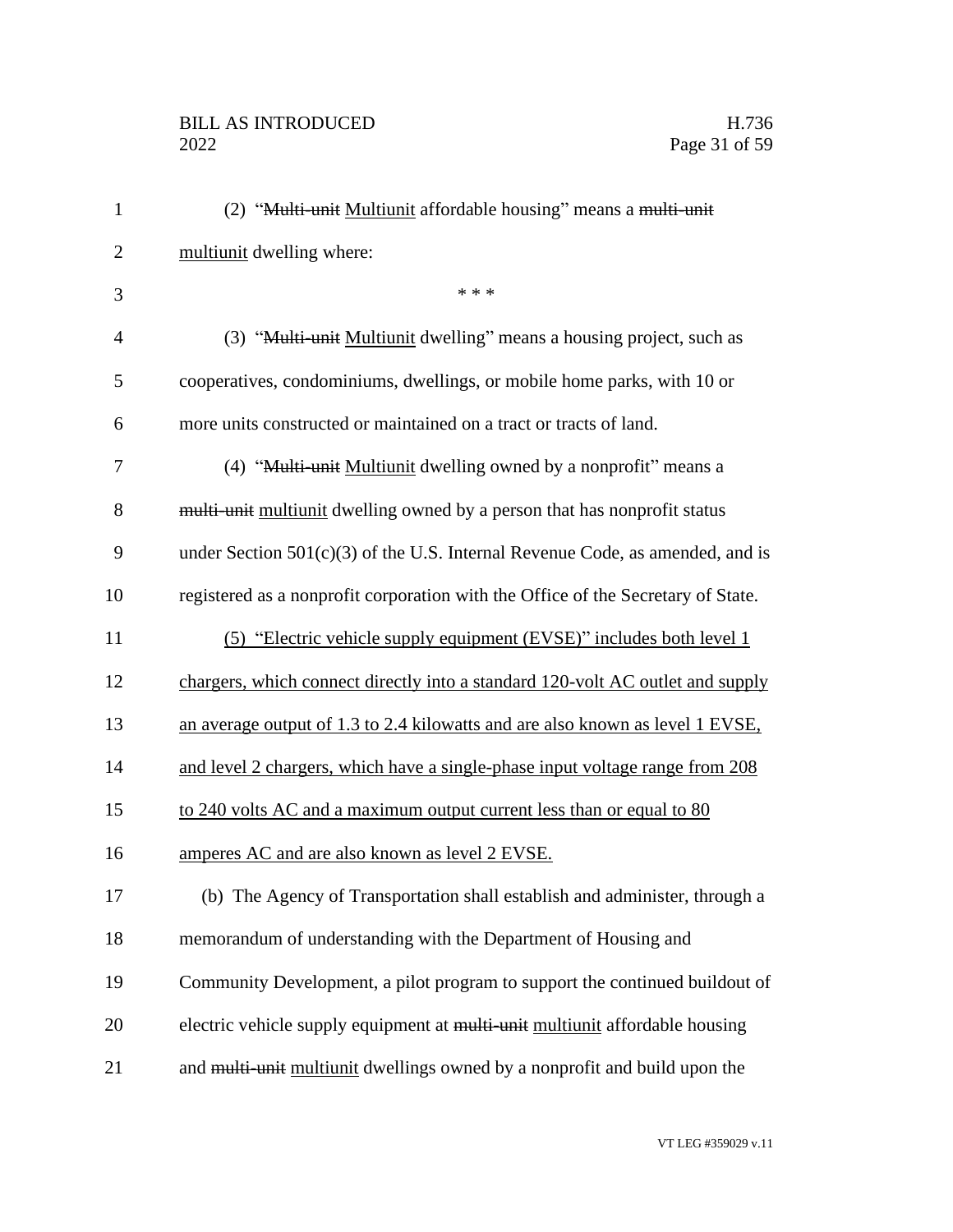(2) "~~Multi-unit~~ Multiunit affordable housing" means a ~~multi-unit~~ multiunit dwelling where:

\* \* \*

(3) "~~Multi-unit~~ Multiunit dwelling" means a housing project, such as cooperatives, condominiums, dwellings, or mobile home parks, with 10 or more units constructed or maintained on a tract or tracts of land.

(4) "~~Multi-unit~~ Multiunit dwelling owned by a nonprofit" means a ~~multi-unit~~ multiunit dwelling owned by a person that has nonprofit status under Section 501(c)(3) of the U.S. Internal Revenue Code, as amended, and is registered as a nonprofit corporation with the Office of the Secretary of State.

<u>(5) "Electric vehicle supply equipment (EVSE)" includes both level 1 chargers, which connect directly into a standard 120-volt AC outlet and supply an average output of 1.3 to 2.4 kilowatts and are also known as level 1 EVSE, and level 2 chargers, which have a single-phase input voltage range from 208 to 240 volts AC and a maximum output current less than or equal to 80 amperes AC and are also known as level 2 EVSE.</u>

(b) The Agency of Transportation shall establish and administer, through a memorandum of understanding with the Department of Housing and Community Development, a pilot program to support the continued buildout of electric vehicle supply equipment at ~~multi-unit~~ multiunit affordable housing and ~~multi-unit~~ multiunit dwellings owned by a nonprofit and build upon the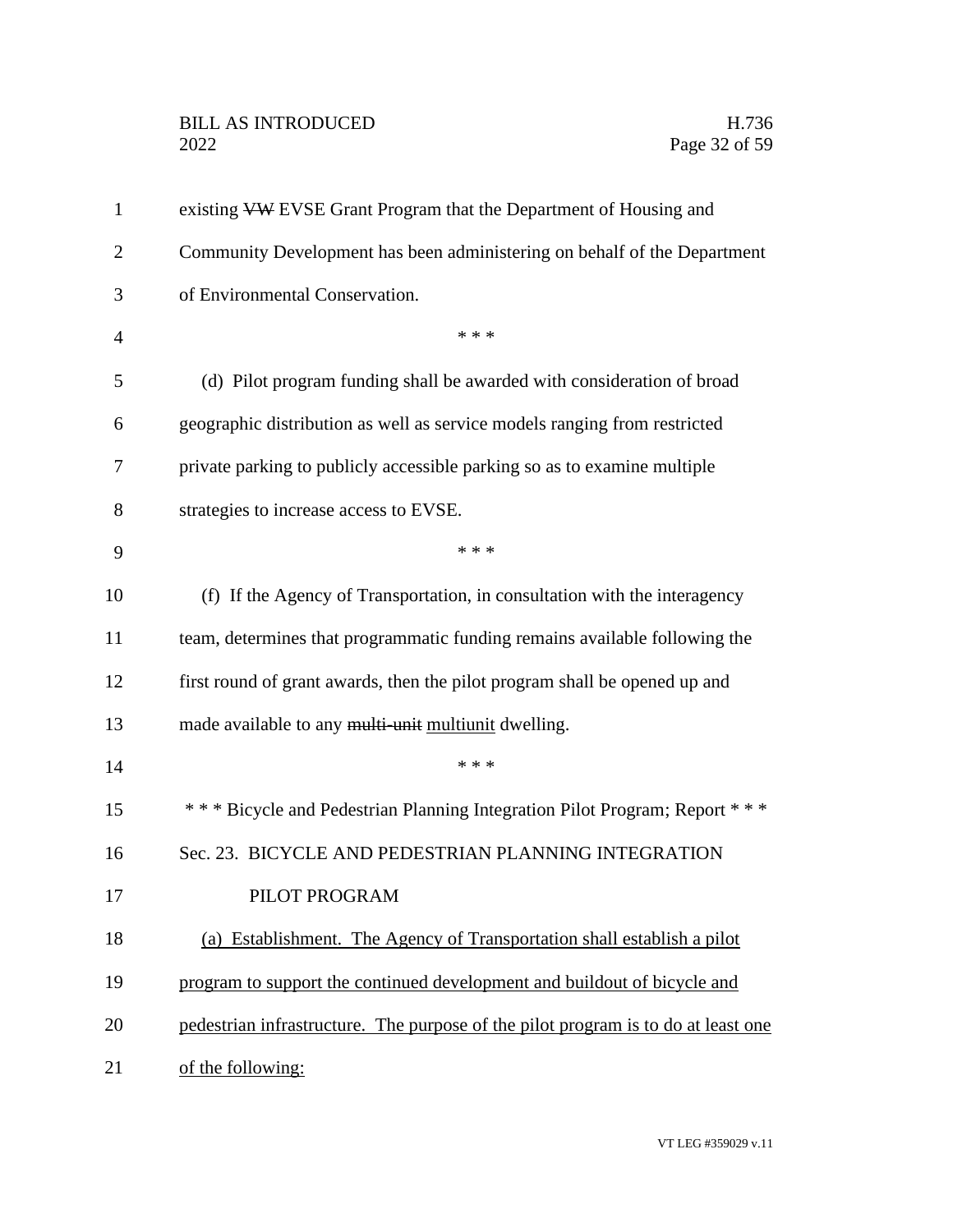existing ~~VW~~ EVSE Grant Program that the Department of Housing and Community Development has been administering on behalf of the Department of Environmental Conservation.

\* \* \*

(d) Pilot program funding shall be awarded with consideration of broad geographic distribution as well as service models ranging from restricted private parking to publicly accessible parking so as to examine multiple strategies to increase access to EVSE.

\* \* \*

(f) If the Agency of Transportation, in consultation with the interagency team, determines that programmatic funding remains available following the first round of grant awards, then the pilot program shall be opened up and made available to any ~~multi-unit~~ <u>multiunit</u> dwelling.

\* \* \*

\* \* \* Bicycle and Pedestrian Planning Integration Pilot Program; Report \* \* \*

Sec. 23. BICYCLE AND PEDESTRIAN PLANNING INTEGRATION PILOT PROGRAM

<u>(a) Establishment. The Agency of Transportation shall establish a pilot program to support the continued development and buildout of bicycle and pedestrian infrastructure. The purpose of the pilot program is to do at least one of the following:</u>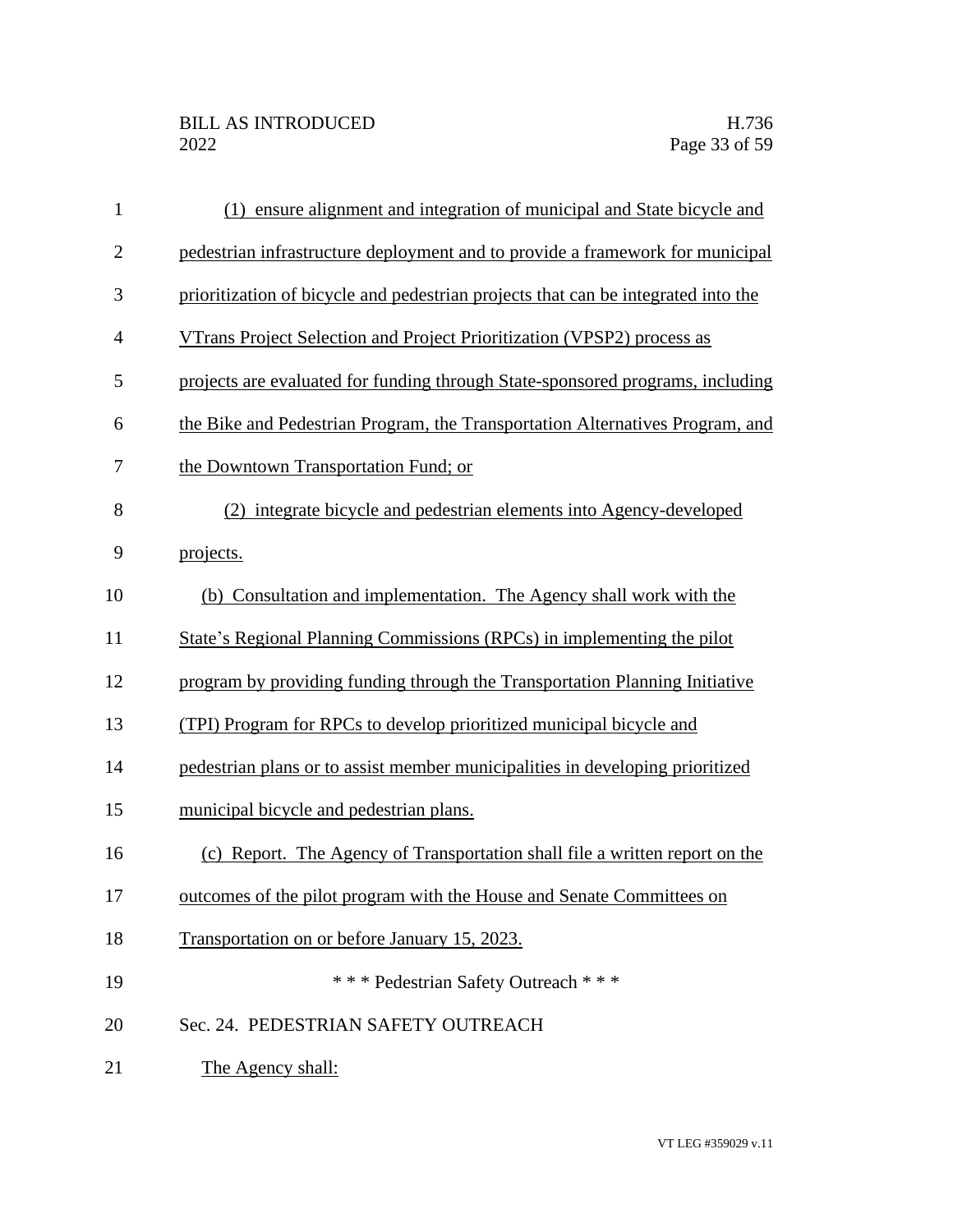(1) ensure alignment and integration of municipal and State bicycle and pedestrian infrastructure deployment and to provide a framework for municipal prioritization of bicycle and pedestrian projects that can be integrated into the VTrans Project Selection and Project Prioritization (VPSP2) process as projects are evaluated for funding through State-sponsored programs, including the Bike and Pedestrian Program, the Transportation Alternatives Program, and the Downtown Transportation Fund; or

(2) integrate bicycle and pedestrian elements into Agency-developed projects.

(b) Consultation and implementation. The Agency shall work with the State's Regional Planning Commissions (RPCs) in implementing the pilot program by providing funding through the Transportation Planning Initiative (TPI) Program for RPCs to develop prioritized municipal bicycle and pedestrian plans or to assist member municipalities in developing prioritized municipal bicycle and pedestrian plans.

(c) Report. The Agency of Transportation shall file a written report on the outcomes of the pilot program with the House and Senate Committees on Transportation on or before January 15, 2023.

\* \* \* Pedestrian Safety Outreach \* \* \*

Sec. 24. PEDESTRIAN SAFETY OUTREACH

The Agency shall: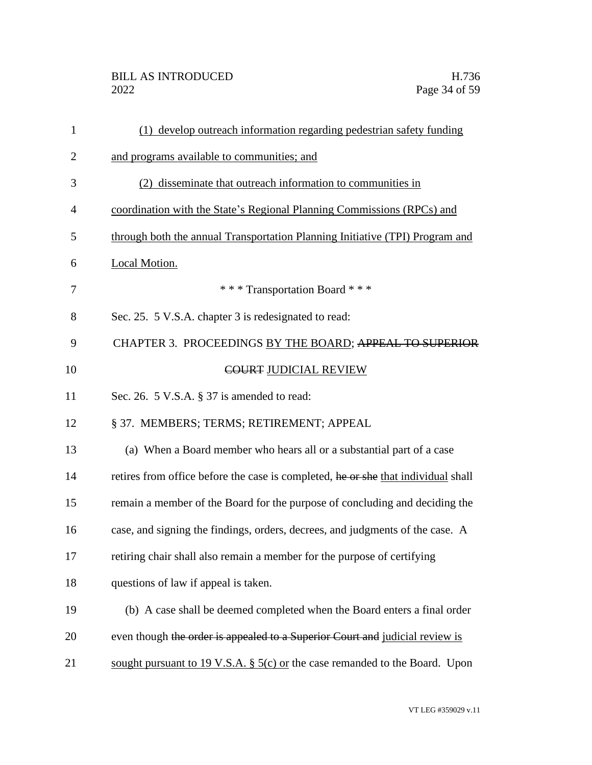(1) develop outreach information regarding pedestrian safety funding and programs available to communities; and

(2) disseminate that outreach information to communities in coordination with the State's Regional Planning Commissions (RPCs) and through both the annual Transportation Planning Initiative (TPI) Program and Local Motion.

\* \* \* Transportation Board \* \* \*

Sec. 25. 5 V.S.A. chapter 3 is redesignated to read:

CHAPTER 3. PROCEEDINGS <u>BY THE BOARD</u>; ~~APPEAL TO SUPERIOR COURT~~ <u>JUDICIAL REVIEW</u>

Sec. 26. 5 V.S.A. § 37 is amended to read:

§ 37. MEMBERS; TERMS; RETIREMENT; APPEAL

(a) When a Board member who hears all or a substantial part of a case retires from office before the case is completed, ~~he or she~~ <u>that individual</u> shall remain a member of the Board for the purpose of concluding and deciding the case, and signing the findings, orders, decrees, and judgments of the case. A retiring chair shall also remain a member for the purpose of certifying questions of law if appeal is taken.

(b) A case shall be deemed completed when the Board enters a final order even though ~~the order is appealed to a Superior Court and~~ <u>judicial review is sought pursuant to 19 V.S.A. § 5(c) or</u> the case remanded to the Board. Upon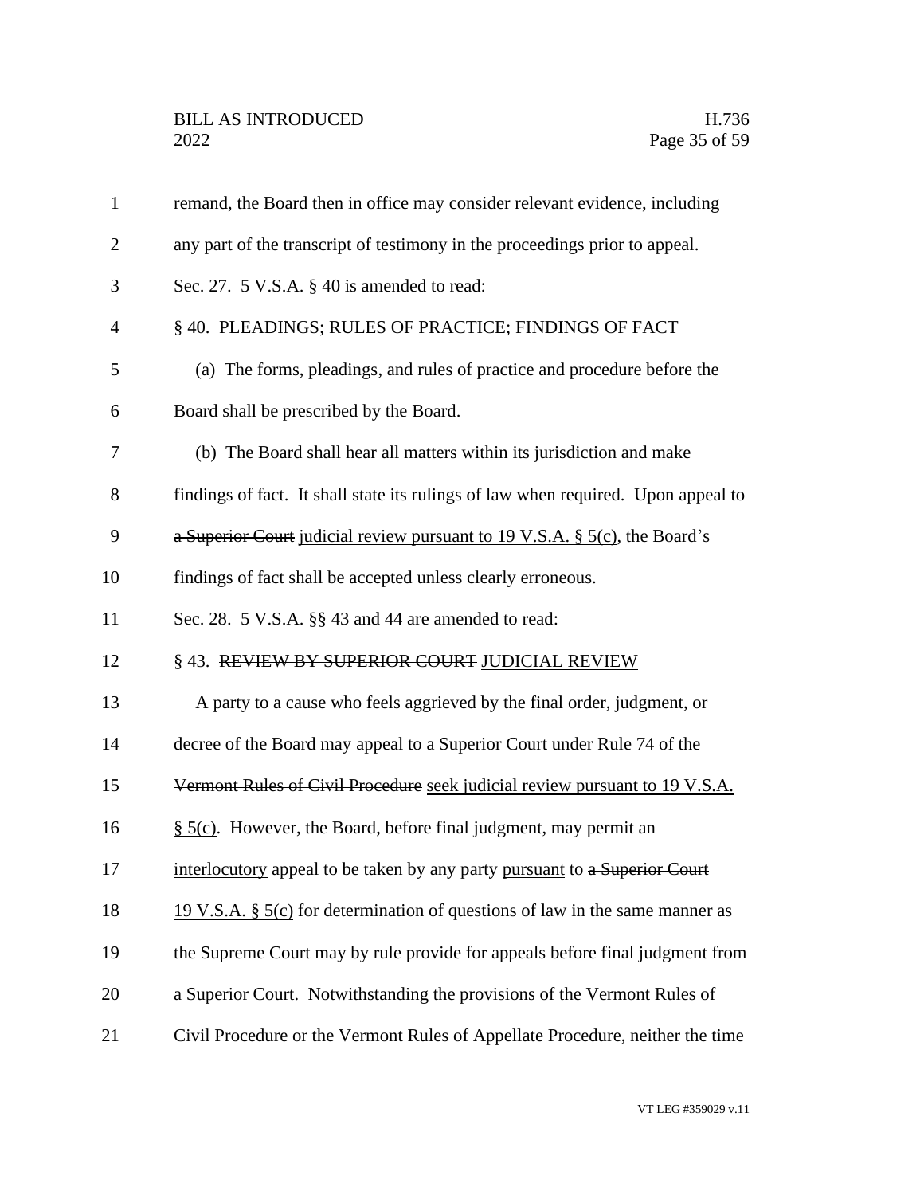remand, the Board then in office may consider relevant evidence, including any part of the transcript of testimony in the proceedings prior to appeal.

Sec. 27. 5 V.S.A. § 40 is amended to read:

§ 40. PLEADINGS; RULES OF PRACTICE; FINDINGS OF FACT

(a) The forms, pleadings, and rules of practice and procedure before the Board shall be prescribed by the Board.

(b) The Board shall hear all matters within its jurisdiction and make findings of fact. It shall state its rulings of law when required. Upon ~~appeal to a Superior Court~~ judicial review pursuant to 19 V.S.A. § 5(c), the Board's findings of fact shall be accepted unless clearly erroneous.

Sec. 28. 5 V.S.A. §§ 43 and 44 are amended to read:

§ 43. ~~REVIEW BY SUPERIOR COURT~~ JUDICIAL REVIEW

A party to a cause who feels aggrieved by the final order, judgment, or decree of the Board may ~~appeal to a Superior Court under Rule 74 of the Vermont Rules of Civil Procedure~~ seek judicial review pursuant to 19 V.S.A. § 5(c). However, the Board, before final judgment, may permit an interlocutory appeal to be taken by any party pursuant to ~~a Superior Court~~ 19 V.S.A. § 5(c) for determination of questions of law in the same manner as the Supreme Court may by rule provide for appeals before final judgment from a Superior Court. Notwithstanding the provisions of the Vermont Rules of Civil Procedure or the Vermont Rules of Appellate Procedure, neither the time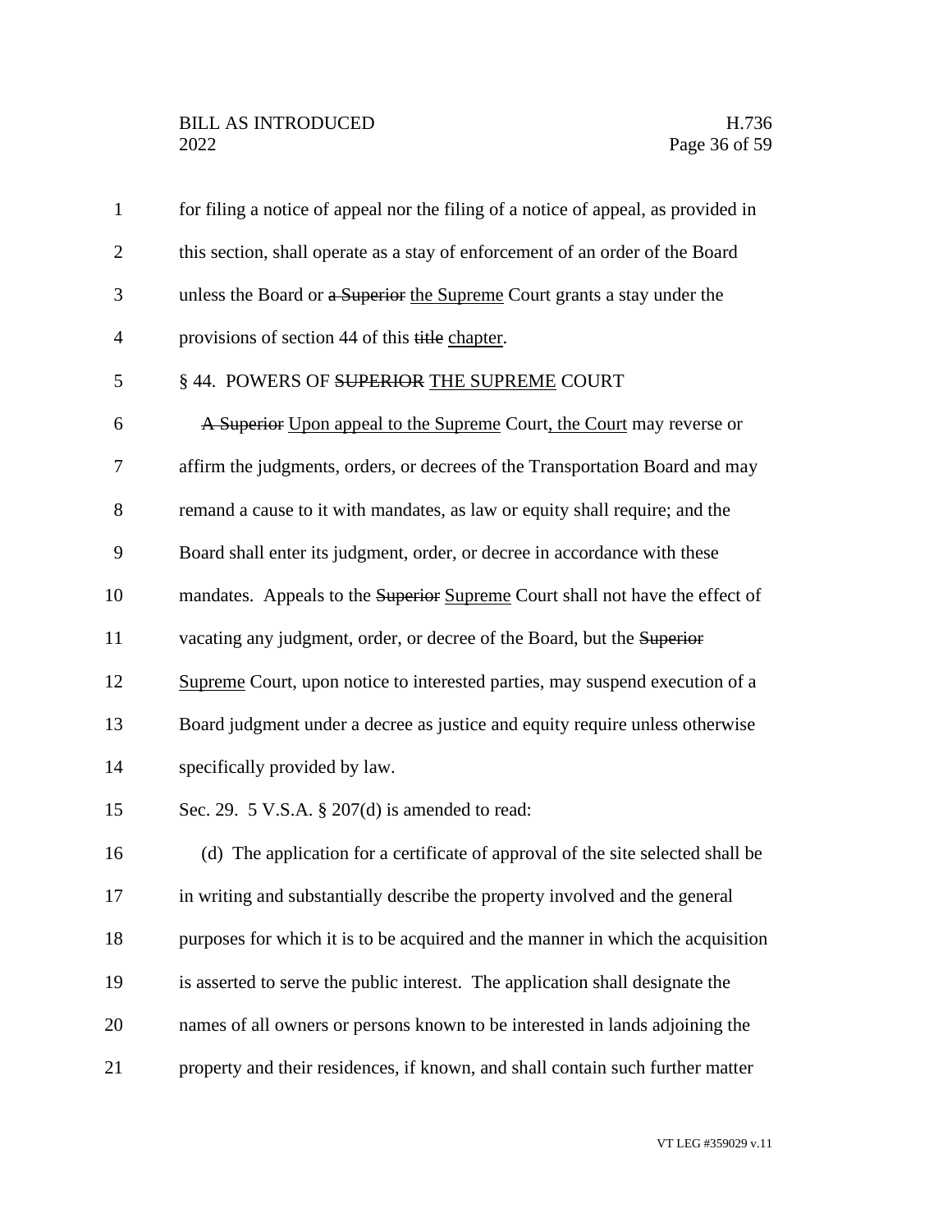for filing a notice of appeal nor the filing of a notice of appeal, as provided in this section, shall operate as a stay of enforcement of an order of the Board unless the Board or ~~a Superior~~ the Supreme Court grants a stay under the provisions of section 44 of this ~~title~~ chapter.

§ 44. POWERS OF ~~SUPERIOR~~ THE SUPREME COURT

~~A Superior~~ Upon appeal to the Supreme Court, the Court may reverse or affirm the judgments, orders, or decrees of the Transportation Board and may remand a cause to it with mandates, as law or equity shall require; and the Board shall enter its judgment, order, or decree in accordance with these mandates. Appeals to the ~~Superior~~ Supreme Court shall not have the effect of vacating any judgment, order, or decree of the Board, but the ~~Superior~~ Supreme Court, upon notice to interested parties, may suspend execution of a Board judgment under a decree as justice and equity require unless otherwise specifically provided by law.

Sec. 29. 5 V.S.A. § 207(d) is amended to read:

(d) The application for a certificate of approval of the site selected shall be in writing and substantially describe the property involved and the general purposes for which it is to be acquired and the manner in which the acquisition is asserted to serve the public interest. The application shall designate the names of all owners or persons known to be interested in lands adjoining the property and their residences, if known, and shall contain such further matter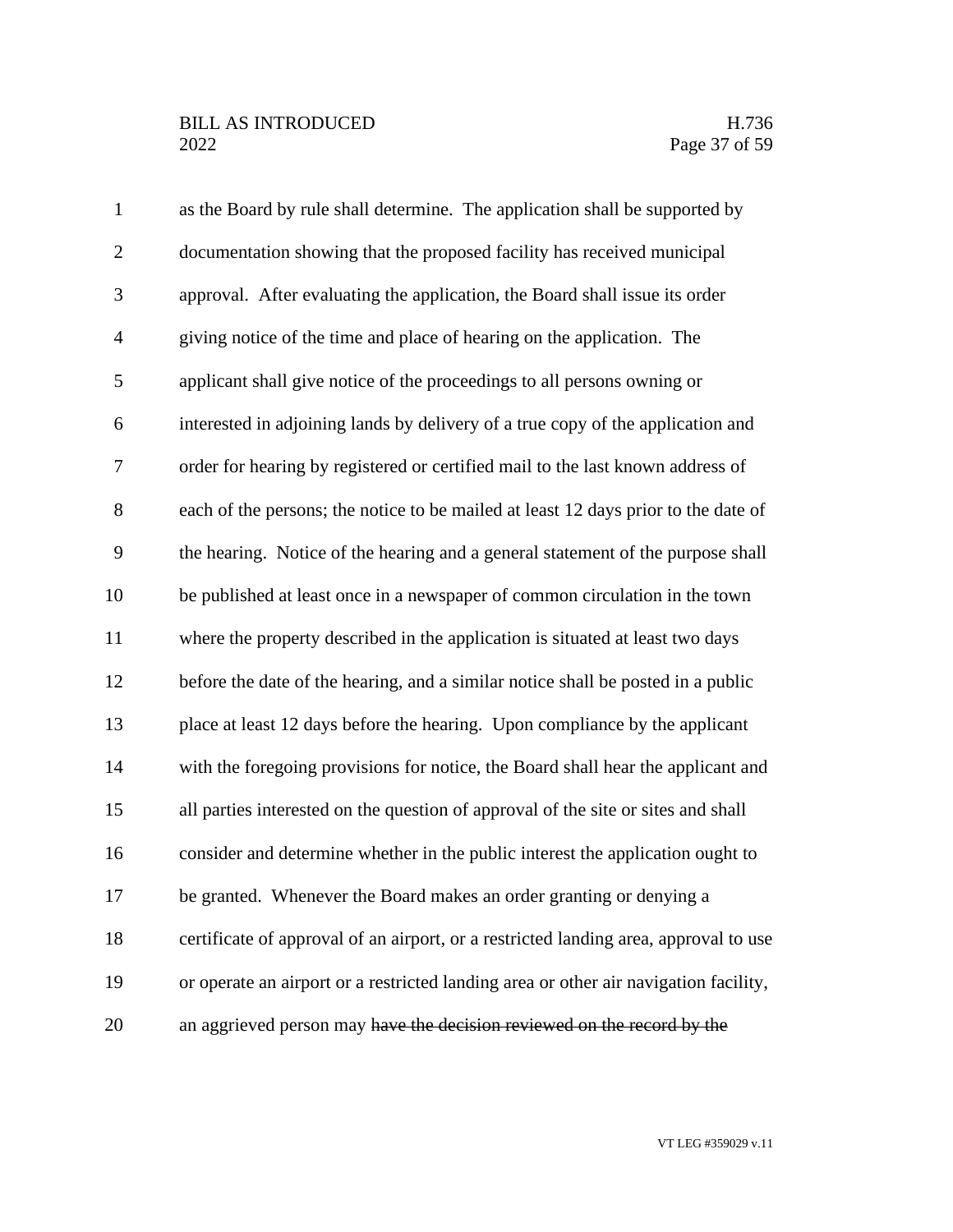as the Board by rule shall determine. The application shall be supported by documentation showing that the proposed facility has received municipal approval. After evaluating the application, the Board shall issue its order giving notice of the time and place of hearing on the application. The applicant shall give notice of the proceedings to all persons owning or interested in adjoining lands by delivery of a true copy of the application and order for hearing by registered or certified mail to the last known address of each of the persons; the notice to be mailed at least 12 days prior to the date of the hearing. Notice of the hearing and a general statement of the purpose shall be published at least once in a newspaper of common circulation in the town where the property described in the application is situated at least two days before the date of the hearing, and a similar notice shall be posted in a public place at least 12 days before the hearing. Upon compliance by the applicant with the foregoing provisions for notice, the Board shall hear the applicant and all parties interested on the question of approval of the site or sites and shall consider and determine whether in the public interest the application ought to be granted. Whenever the Board makes an order granting or denying a certificate of approval of an airport, or a restricted landing area, approval to use or operate an airport or a restricted landing area or other air navigation facility, an aggrieved person may ~~have the decision reviewed on the record by the~~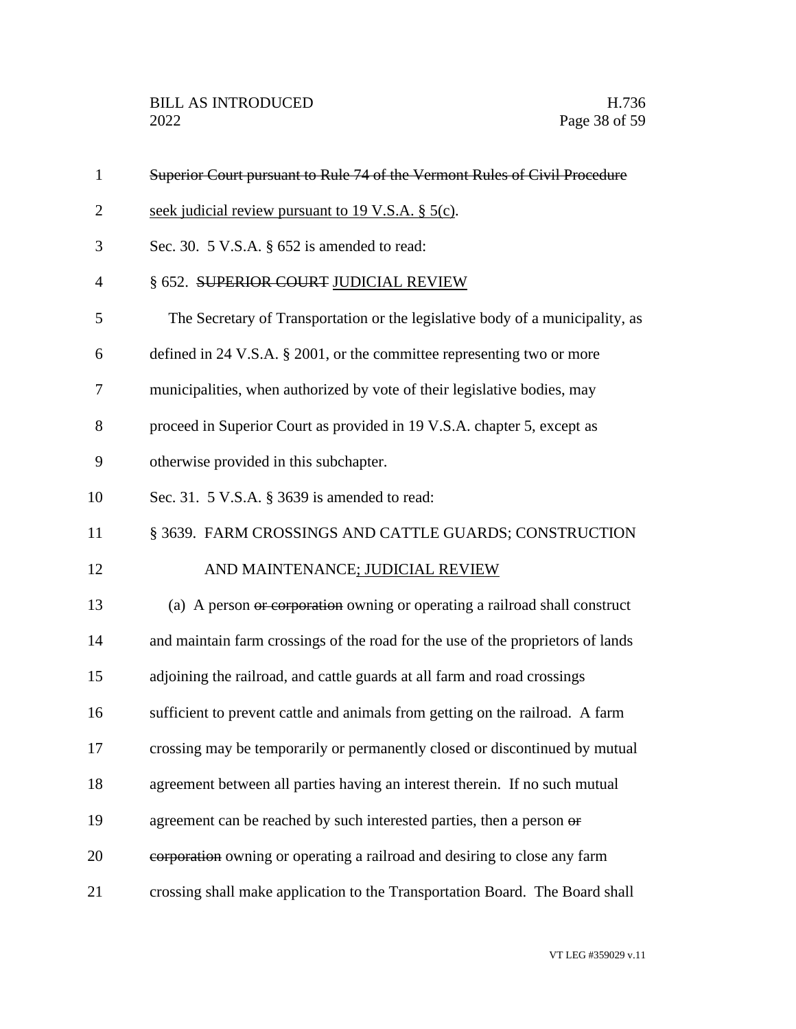~~Superior Court pursuant to Rule 74 of the Vermont Rules of Civil Procedure~~ <u>seek judicial review pursuant to 19 V.S.A. § 5(c)</u>.

Sec. 30. 5 V.S.A. § 652 is amended to read:

§ 652. ~~SUPERIOR COURT~~ <u>JUDICIAL REVIEW</u>

The Secretary of Transportation or the legislative body of a municipality, as defined in 24 V.S.A. § 2001, or the committee representing two or more municipalities, when authorized by vote of their legislative bodies, may proceed in Superior Court as provided in 19 V.S.A. chapter 5, except as otherwise provided in this subchapter.

Sec. 31. 5 V.S.A. § 3639 is amended to read:

§ 3639. FARM CROSSINGS AND CATTLE GUARDS; CONSTRUCTION AND MAINTENANCE<u>; JUDICIAL REVIEW</u>

(a) A person ~~or corporation~~ owning or operating a railroad shall construct and maintain farm crossings of the road for the use of the proprietors of lands adjoining the railroad, and cattle guards at all farm and road crossings sufficient to prevent cattle and animals from getting on the railroad. A farm crossing may be temporarily or permanently closed or discontinued by mutual agreement between all parties having an interest therein. If no such mutual agreement can be reached by such interested parties, then a person ~~or corporation~~ owning or operating a railroad and desiring to close any farm crossing shall make application to the Transportation Board. The Board shall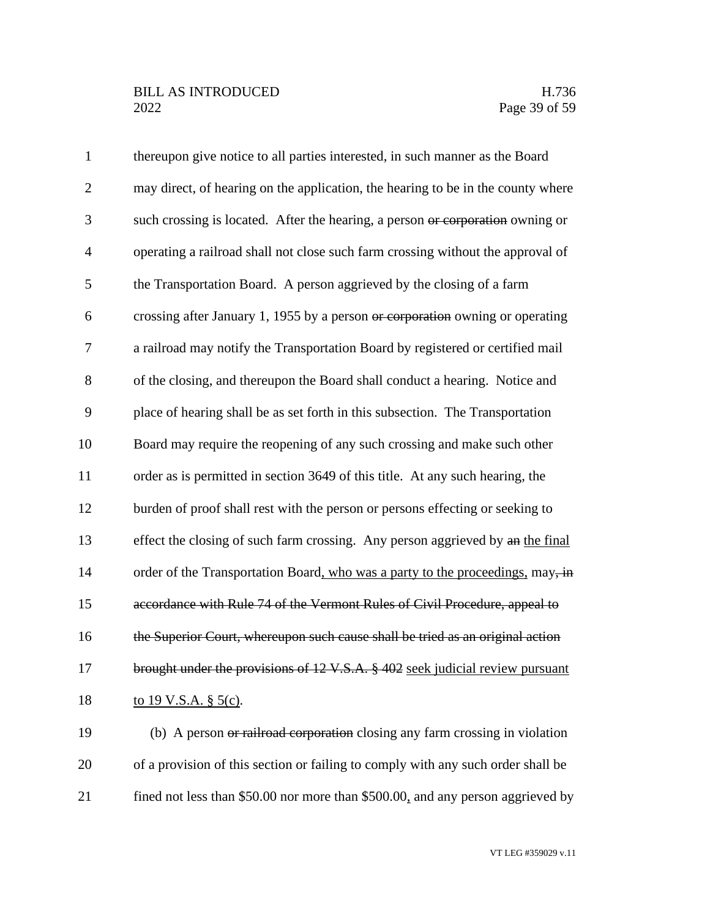thereupon give notice to all parties interested, in such manner as the Board may direct, of hearing on the application, the hearing to be in the county where such crossing is located. After the hearing, a person ~~or corporation~~ owning or operating a railroad shall not close such farm crossing without the approval of the Transportation Board. A person aggrieved by the closing of a farm crossing after January 1, 1955 by a person ~~or corporation~~ owning or operating a railroad may notify the Transportation Board by registered or certified mail of the closing, and thereupon the Board shall conduct a hearing. Notice and place of hearing shall be as set forth in this subsection. The Transportation Board may require the reopening of any such crossing and make such other order as is permitted in section 3649 of this title. At any such hearing, the burden of proof shall rest with the person or persons effecting or seeking to effect the closing of such farm crossing. Any person aggrieved by ~~an~~ <u>the final</u> order of the Transportation Board<u>, who was a party to the proceedings,</u> may~~, in accordance with Rule 74 of the Vermont Rules of Civil Procedure, appeal to the Superior Court, whereupon such cause shall be tried as an original action brought under the provisions of 12 V.S.A. § 402~~ <u>seek judicial review pursuant to 19 V.S.A. § 5(c)</u>.

(b) A person ~~or railroad corporation~~ closing any farm crossing in violation of a provision of this section or failing to comply with any such order shall be fined not less than \$50.00 nor more than \$500.00<u>,</u> and any person aggrieved by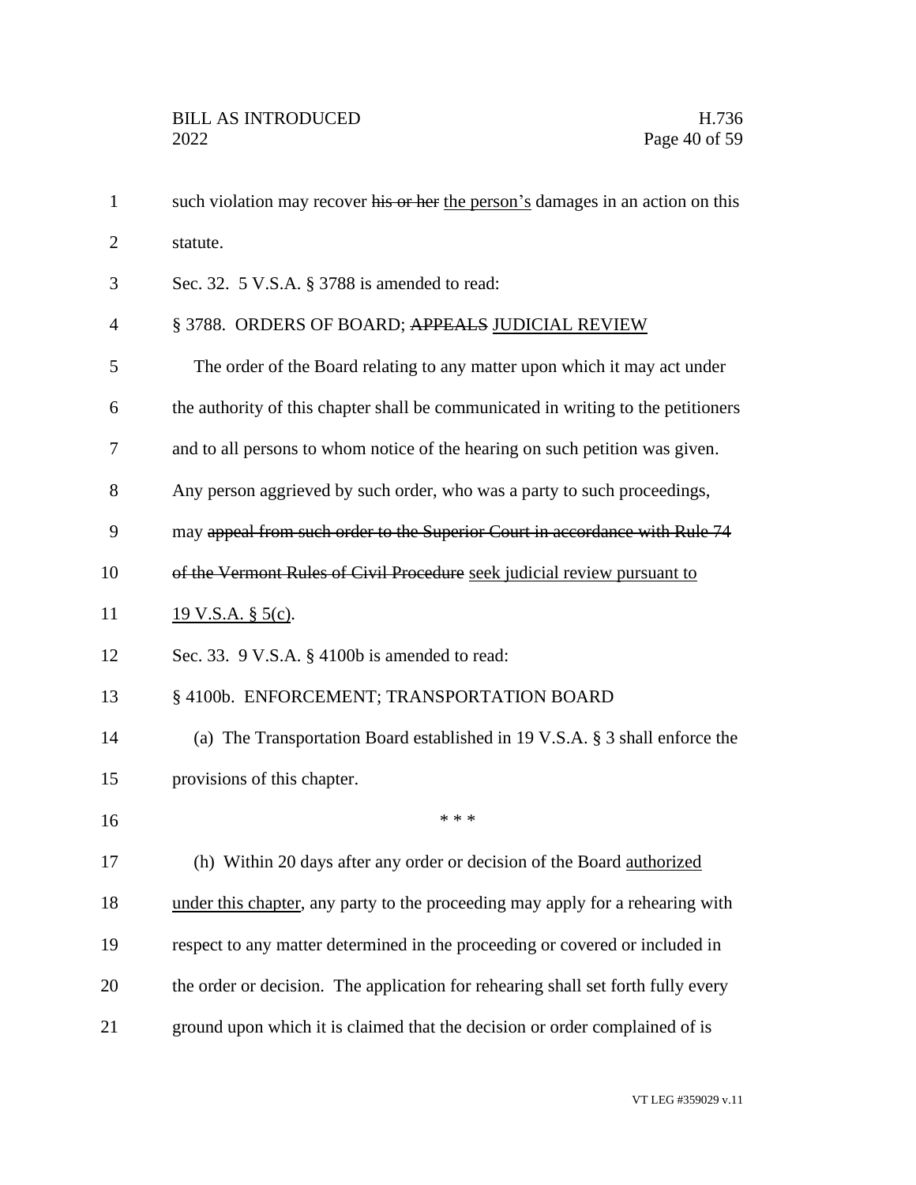such violation may recover ~~his or her~~ <u>the person's</u> damages in an action on this statute.

Sec. 32. 5 V.S.A. § 3788 is amended to read:

§ 3788. ORDERS OF BOARD; ~~APPEALS~~ <u>JUDICIAL REVIEW</u>

The order of the Board relating to any matter upon which it may act under the authority of this chapter shall be communicated in writing to the petitioners and to all persons to whom notice of the hearing on such petition was given. Any person aggrieved by such order, who was a party to such proceedings, may ~~appeal from such order to the Superior Court in accordance with Rule 74 of the Vermont Rules of Civil Procedure~~ <u>seek judicial review pursuant to 19 V.S.A. § 5(c)</u>.

Sec. 33. 9 V.S.A. § 4100b is amended to read:

§ 4100b. ENFORCEMENT; TRANSPORTATION BOARD

(a) The Transportation Board established in 19 V.S.A. § 3 shall enforce the provisions of this chapter.

\* \* \*

(h) Within 20 days after any order or decision of the Board <u>authorized under this chapter</u>, any party to the proceeding may apply for a rehearing with respect to any matter determined in the proceeding or covered or included in the order or decision. The application for rehearing shall set forth fully every ground upon which it is claimed that the decision or order complained of is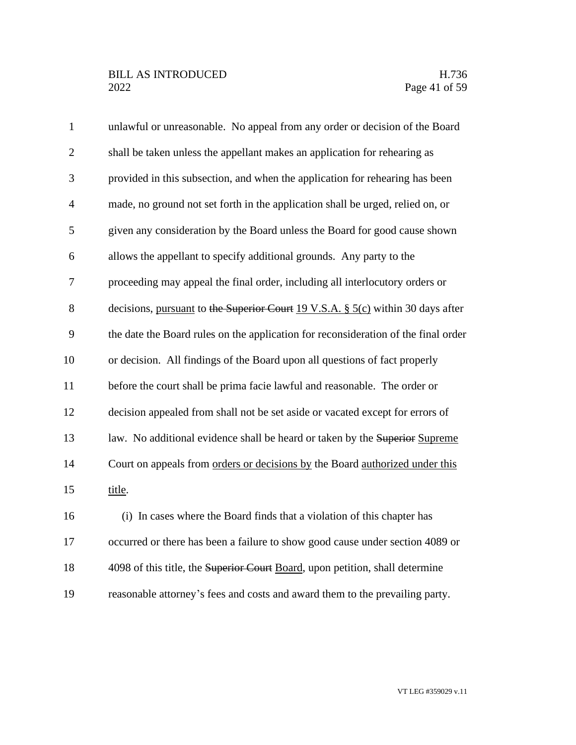unlawful or unreasonable. No appeal from any order or decision of the Board shall be taken unless the appellant makes an application for rehearing as provided in this subsection, and when the application for rehearing has been made, no ground not set forth in the application shall be urged, relied on, or given any consideration by the Board unless the Board for good cause shown allows the appellant to specify additional grounds. Any party to the proceeding may appeal the final order, including all interlocutory orders or decisions, <u>pursuant</u> to ~~the Superior Court~~ <u>19 V.S.A. § 5(c)</u> within 30 days after the date the Board rules on the application for reconsideration of the final order or decision. All findings of the Board upon all questions of fact properly before the court shall be prima facie lawful and reasonable. The order or decision appealed from shall not be set aside or vacated except for errors of law. No additional evidence shall be heard or taken by the ~~Superior~~ <u>Supreme</u> Court on appeals from <u>orders or decisions by</u> the Board <u>authorized under this title</u>.

(i) In cases where the Board finds that a violation of this chapter has occurred or there has been a failure to show good cause under section 4089 or 4098 of this title, the ~~Superior Court~~ <u>Board</u>, upon petition, shall determine reasonable attorney's fees and costs and award them to the prevailing party.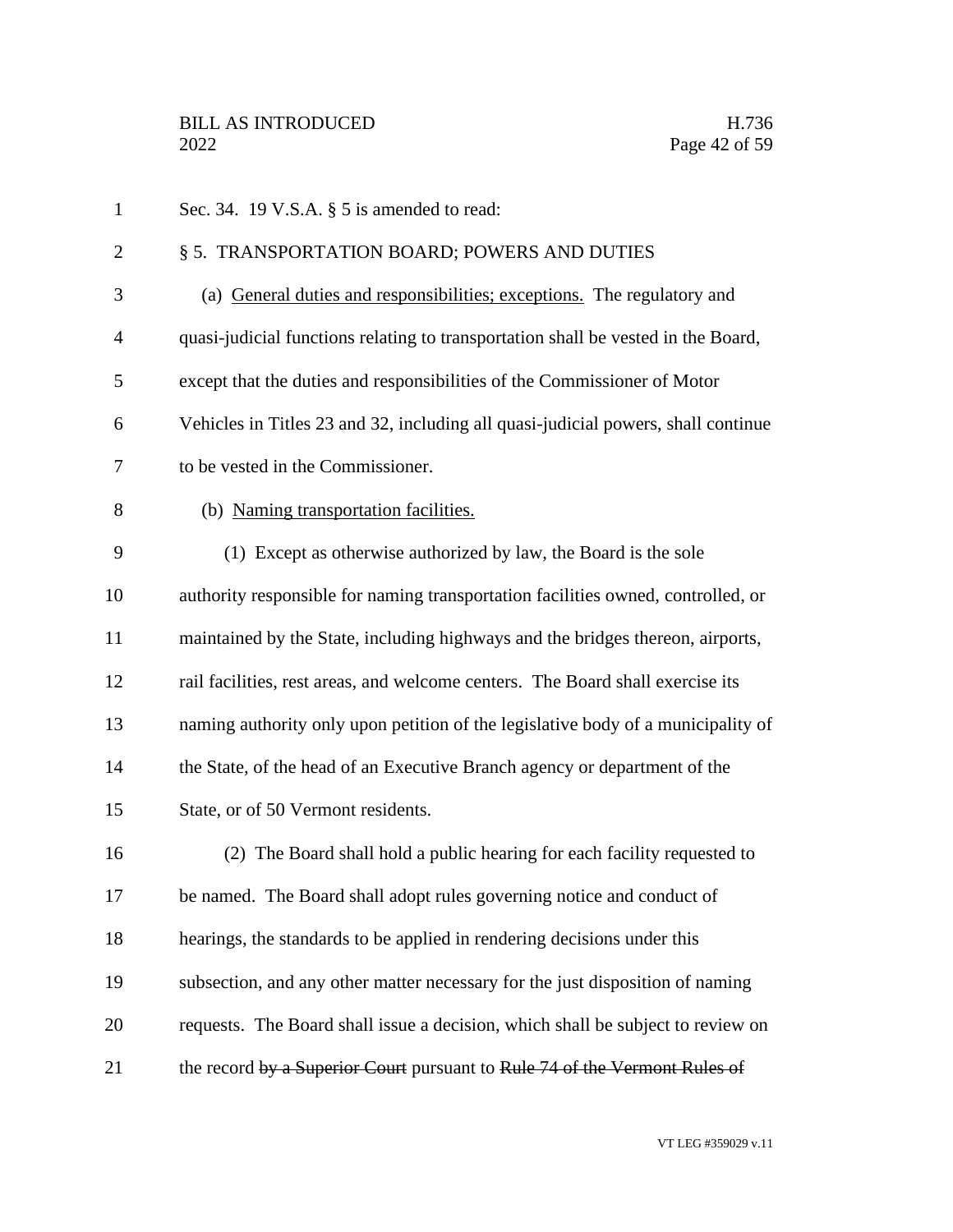Sec. 34. 19 V.S.A. § 5 is amended to read:

§ 5. TRANSPORTATION BOARD; POWERS AND DUTIES

(a) <u>General duties and responsibilities; exceptions.</u> The regulatory and quasi-judicial functions relating to transportation shall be vested in the Board, except that the duties and responsibilities of the Commissioner of Motor Vehicles in Titles 23 and 32, including all quasi-judicial powers, shall continue to be vested in the Commissioner.

(b) <u>Naming transportation facilities.</u>

(1) Except as otherwise authorized by law, the Board is the sole authority responsible for naming transportation facilities owned, controlled, or maintained by the State, including highways and the bridges thereon, airports, rail facilities, rest areas, and welcome centers. The Board shall exercise its naming authority only upon petition of the legislative body of a municipality of the State, of the head of an Executive Branch agency or department of the State, or of 50 Vermont residents.

(2) The Board shall hold a public hearing for each facility requested to be named. The Board shall adopt rules governing notice and conduct of hearings, the standards to be applied in rendering decisions under this subsection, and any other matter necessary for the just disposition of naming requests. The Board shall issue a decision, which shall be subject to review on the record ~~by a Superior Court~~ pursuant to ~~Rule 74 of the Vermont Rules of~~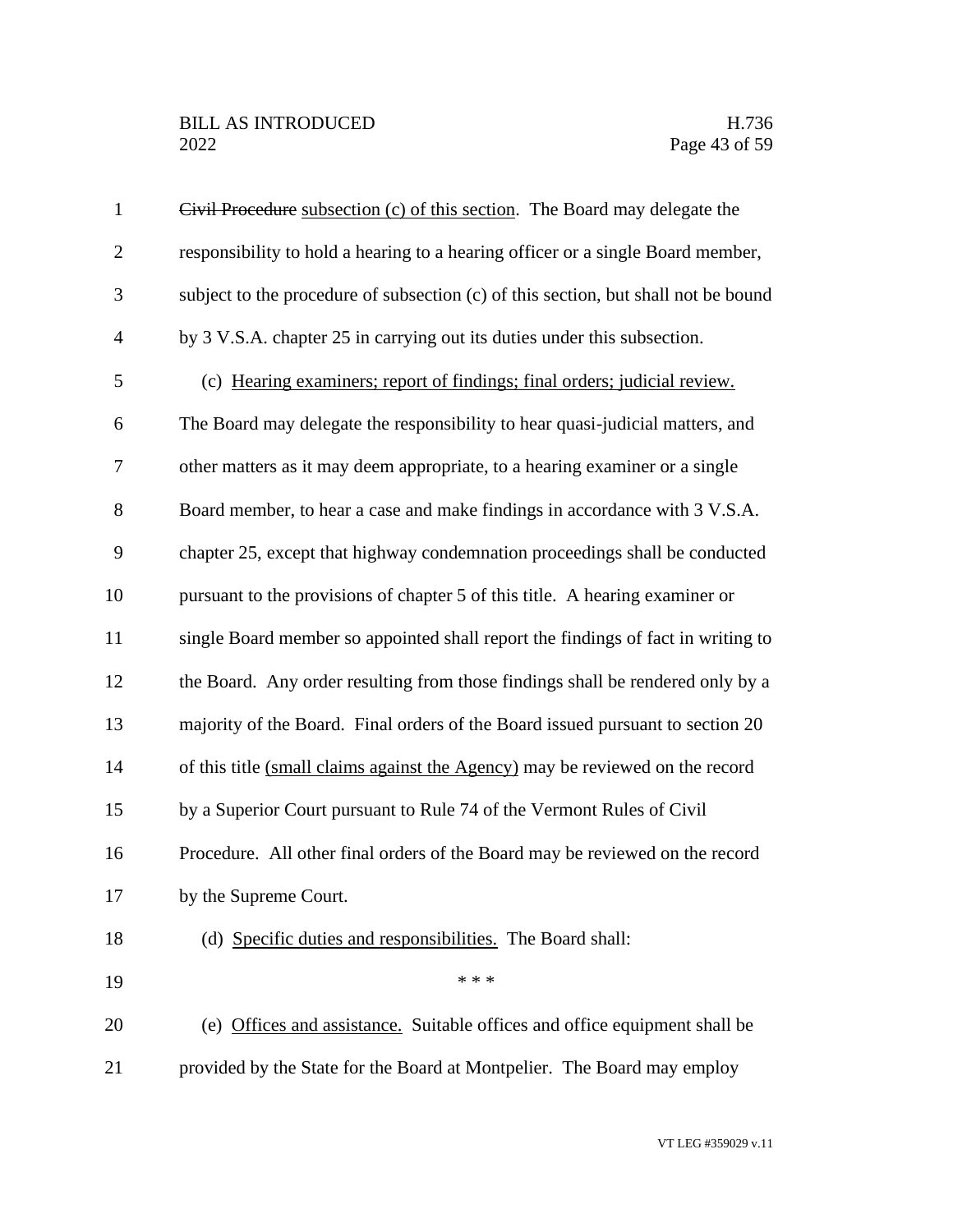~~Civil Procedure~~ <u>subsection (c) of this section</u>. The Board may delegate the responsibility to hold a hearing to a hearing officer or a single Board member, subject to the procedure of subsection (c) of this section, but shall not be bound by 3 V.S.A. chapter 25 in carrying out its duties under this subsection.

(c) <u>Hearing examiners; report of findings; final orders; judicial review.</u> The Board may delegate the responsibility to hear quasi-judicial matters, and other matters as it may deem appropriate, to a hearing examiner or a single Board member, to hear a case and make findings in accordance with 3 V.S.A. chapter 25, except that highway condemnation proceedings shall be conducted pursuant to the provisions of chapter 5 of this title. A hearing examiner or single Board member so appointed shall report the findings of fact in writing to the Board. Any order resulting from those findings shall be rendered only by a majority of the Board. Final orders of the Board issued pursuant to section 20 of this title <u>(small claims against the Agency)</u> may be reviewed on the record by a Superior Court pursuant to Rule 74 of the Vermont Rules of Civil Procedure. All other final orders of the Board may be reviewed on the record by the Supreme Court.

(d) <u>Specific duties and responsibilities.</u> The Board shall:

\* \* \*

(e) <u>Offices and assistance.</u> Suitable offices and office equipment shall be provided by the State for the Board at Montpelier. The Board may employ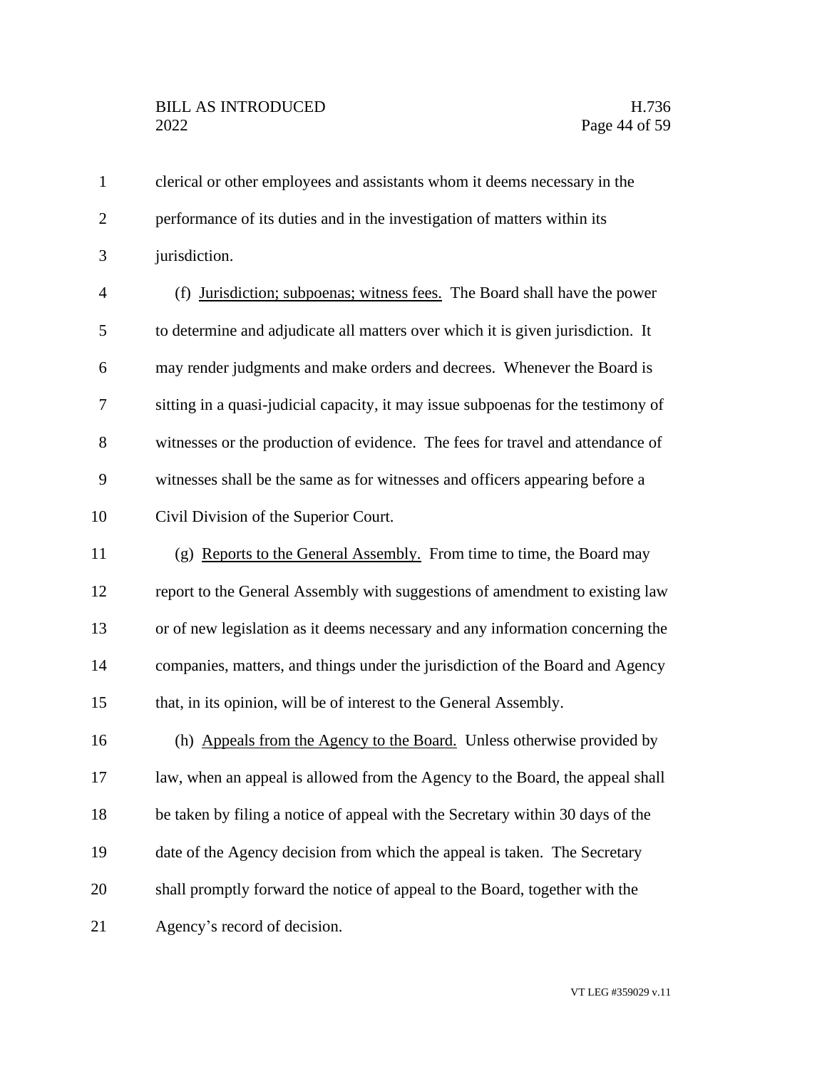clerical or other employees and assistants whom it deems necessary in the performance of its duties and in the investigation of matters within its jurisdiction.

(f) Jurisdiction; subpoenas; witness fees. The Board shall have the power to determine and adjudicate all matters over which it is given jurisdiction. It may render judgments and make orders and decrees. Whenever the Board is sitting in a quasi-judicial capacity, it may issue subpoenas for the testimony of witnesses or the production of evidence. The fees for travel and attendance of witnesses shall be the same as for witnesses and officers appearing before a Civil Division of the Superior Court.

(g) Reports to the General Assembly. From time to time, the Board may report to the General Assembly with suggestions of amendment to existing law or of new legislation as it deems necessary and any information concerning the companies, matters, and things under the jurisdiction of the Board and Agency that, in its opinion, will be of interest to the General Assembly.

(h) Appeals from the Agency to the Board. Unless otherwise provided by law, when an appeal is allowed from the Agency to the Board, the appeal shall be taken by filing a notice of appeal with the Secretary within 30 days of the date of the Agency decision from which the appeal is taken. The Secretary shall promptly forward the notice of appeal to the Board, together with the Agency's record of decision.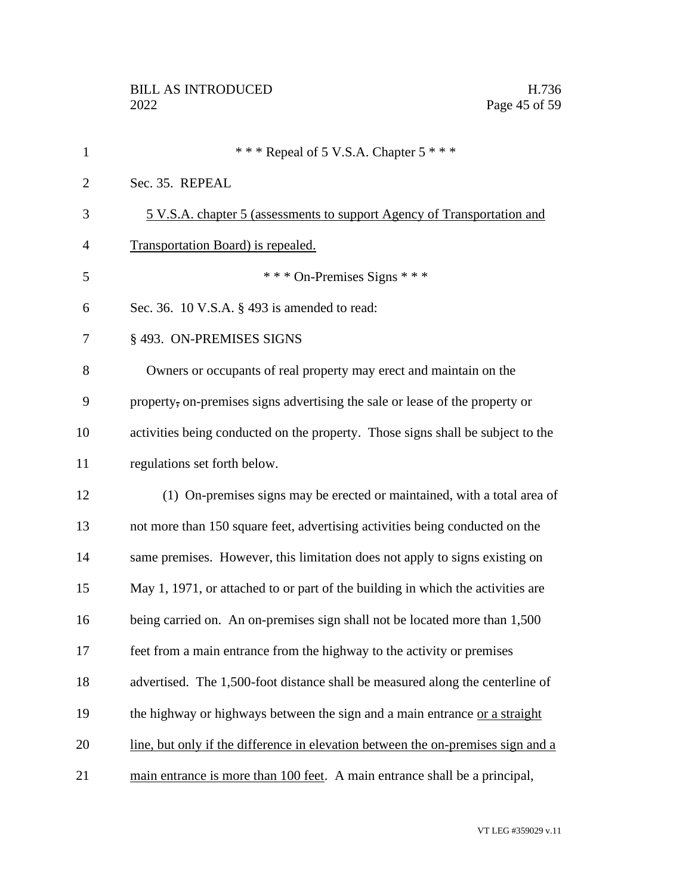\* \* \* Repeal of 5 V.S.A. Chapter 5 \* \* \*

Sec. 35. REPEAL

<u>5 V.S.A. chapter 5 (assessments to support Agency of Transportation and Transportation Board) is repealed.</u>

\* \* \* On-Premises Signs \* \* \*

Sec. 36. 10 V.S.A. § 493 is amended to read:

§ 493. ON-PREMISES SIGNS

Owners or occupants of real property may erect and maintain on the property~~,~~ on-premises signs advertising the sale or lease of the property or activities being conducted on the property. Those signs shall be subject to the regulations set forth below.

(1) On-premises signs may be erected or maintained, with a total area of not more than 150 square feet, advertising activities being conducted on the same premises. However, this limitation does not apply to signs existing on May 1, 1971, or attached to or part of the building in which the activities are being carried on. An on-premises sign shall not be located more than 1,500 feet from a main entrance from the highway to the activity or premises advertised. The 1,500-foot distance shall be measured along the centerline of the highway or highways between the sign and a main entrance <u>or a straight line, but only if the difference in elevation between the on-premises sign and a main entrance is more than 100 feet</u>. A main entrance shall be a principal,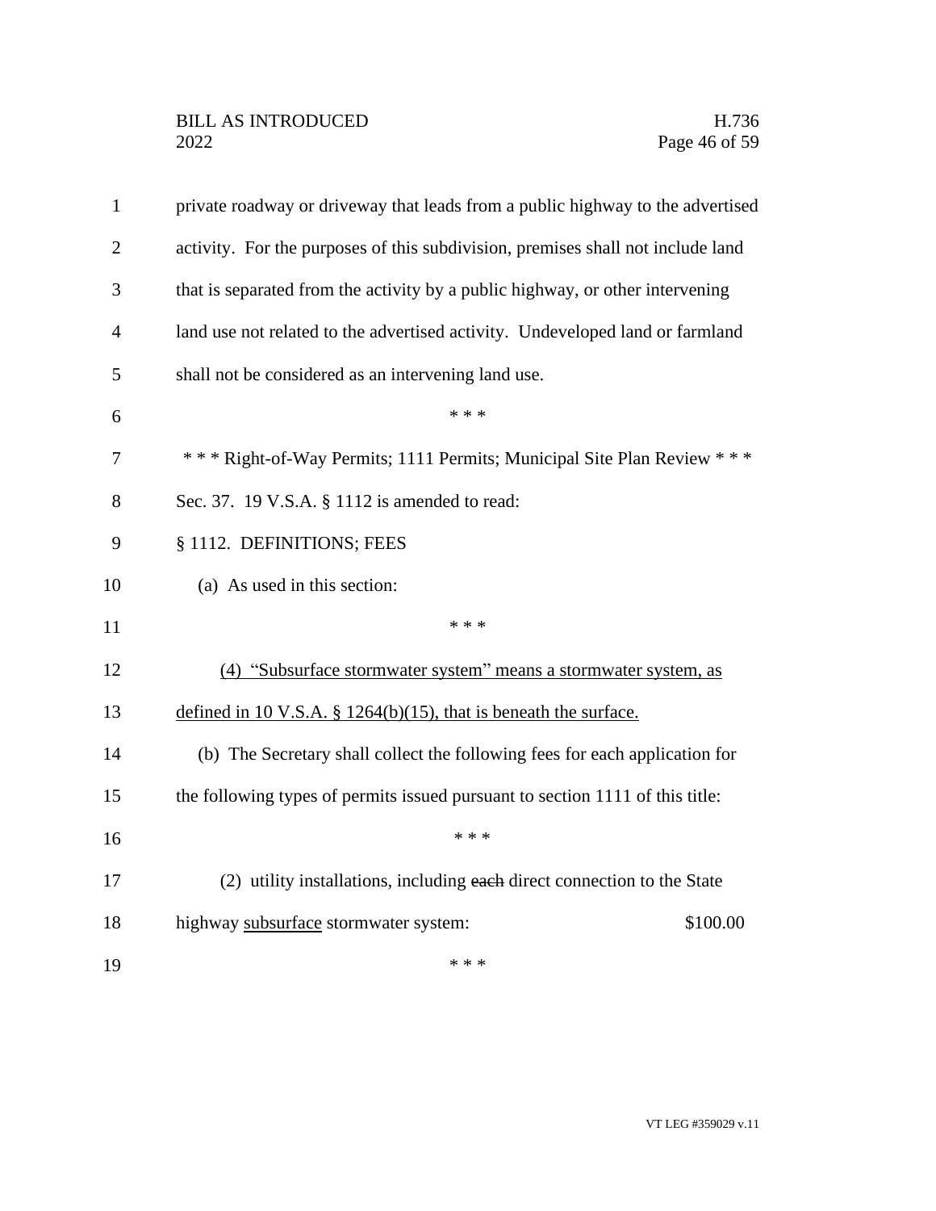private roadway or driveway that leads from a public highway to the advertised activity. For the purposes of this subdivision, premises shall not include land that is separated from the activity by a public highway, or other intervening land use not related to the advertised activity. Undeveloped land or farmland shall not be considered as an intervening land use.

\* \* \*

\* \* \* Right-of-Way Permits; 1111 Permits; Municipal Site Plan Review \* \* \*

Sec. 37. 19 V.S.A. § 1112 is amended to read:

§ 1112. DEFINITIONS; FEES

(a) As used in this section:

\* \* \*

<u>(4) "Subsurface stormwater system" means a stormwater system, as defined in 10 V.S.A. § 1264(b)(15), that is beneath the surface.</u>

(b) The Secretary shall collect the following fees for each application for the following types of permits issued pursuant to section 1111 of this title:

\* \* \*

(2) utility installations, including ~~each~~ direct connection to the State highway <u>subsurface</u> stormwater system: $100.00

\* \* \*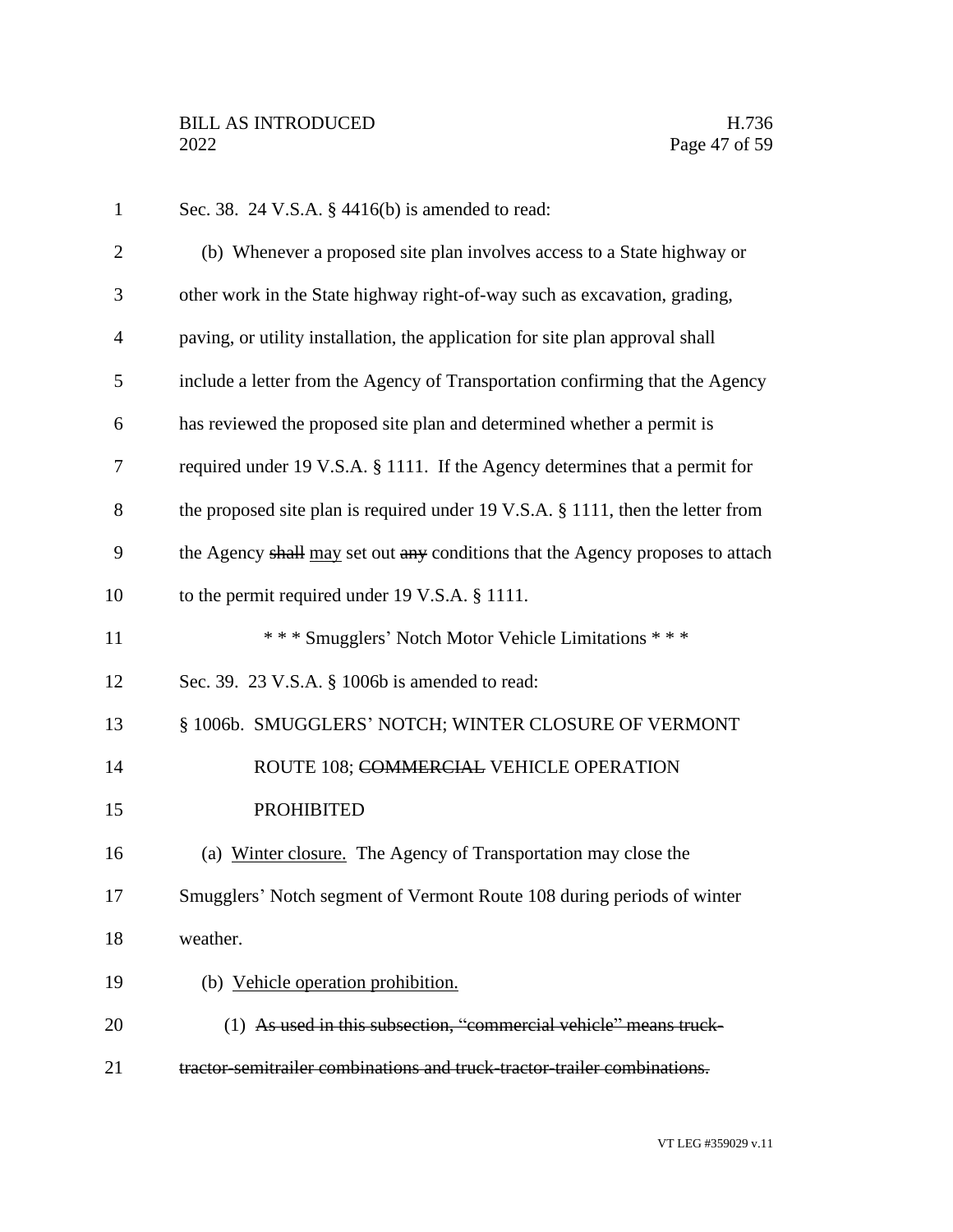Sec. 38. 24 V.S.A. § 4416(b) is amended to read:

(b) Whenever a proposed site plan involves access to a State highway or other work in the State highway right-of-way such as excavation, grading, paving, or utility installation, the application for site plan approval shall include a letter from the Agency of Transportation confirming that the Agency has reviewed the proposed site plan and determined whether a permit is required under 19 V.S.A. § 1111. If the Agency determines that a permit for the proposed site plan is required under 19 V.S.A. § 1111, then the letter from the Agency ~~shall~~ <u>may</u> set out ~~any~~ conditions that the Agency proposes to attach to the permit required under 19 V.S.A. § 1111.

\* \* \* Smugglers' Notch Motor Vehicle Limitations \* \* \*

Sec. 39. 23 V.S.A. § 1006b is amended to read:

§ 1006b. SMUGGLERS' NOTCH; WINTER CLOSURE OF VERMONT ROUTE 108; ~~COMMERCIAL~~ VEHICLE OPERATION PROHIBITED

(a) <u>Winter closure.</u> The Agency of Transportation may close the Smugglers' Notch segment of Vermont Route 108 during periods of winter weather.

(b) <u>Vehicle operation prohibition.</u>

(1) ~~As used in this subsection, "commercial vehicle" means truck-tractor-semitrailer combinations and truck-tractor-trailer combinations.~~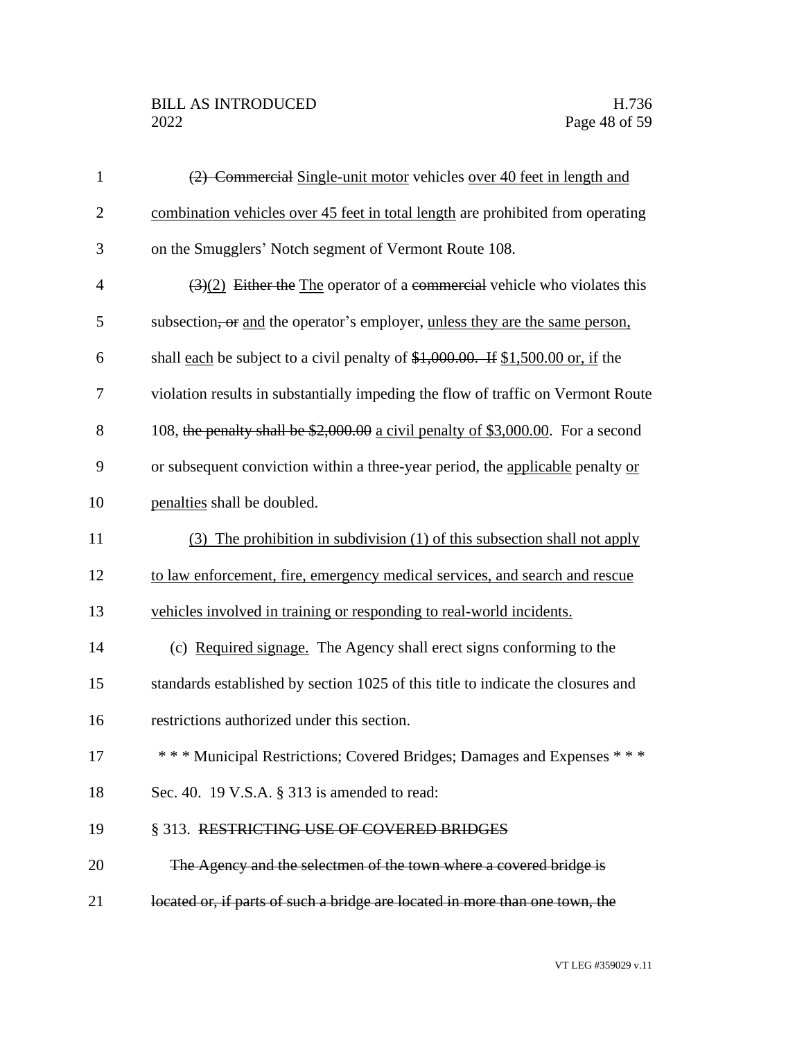(2) ~~Commercial~~ Single-unit motor vehicles over 40 feet in length and combination vehicles over 45 feet in total length are prohibited from operating on the Smugglers' Notch segment of Vermont Route 108.

~~(3)~~(2) ~~Either the~~ The operator of a ~~commercial~~ vehicle who violates this subsection~~, or~~ and the operator's employer, unless they are the same person, shall each be subject to a civil penalty of ~~$1,000.00. If~~ $1,500.00 or, if the violation results in substantially impeding the flow of traffic on Vermont Route 108, ~~the penalty shall be $2,000.00~~ a civil penalty of $3,000.00. For a second or subsequent conviction within a three-year period, the applicable penalty or penalties shall be doubled.

(3) The prohibition in subdivision (1) of this subsection shall not apply to law enforcement, fire, emergency medical services, and search and rescue vehicles involved in training or responding to real-world incidents.

(c) Required signage. The Agency shall erect signs conforming to the standards established by section 1025 of this title to indicate the closures and restrictions authorized under this section.

\* \* \* Municipal Restrictions; Covered Bridges; Damages and Expenses \* \* \*

Sec. 40. 19 V.S.A. § 313 is amended to read:

§ 313. ~~RESTRICTING USE OF COVERED BRIDGES~~

~~The Agency and the selectmen of the town where a covered bridge is located or, if parts of such a bridge are located in more than one town, the~~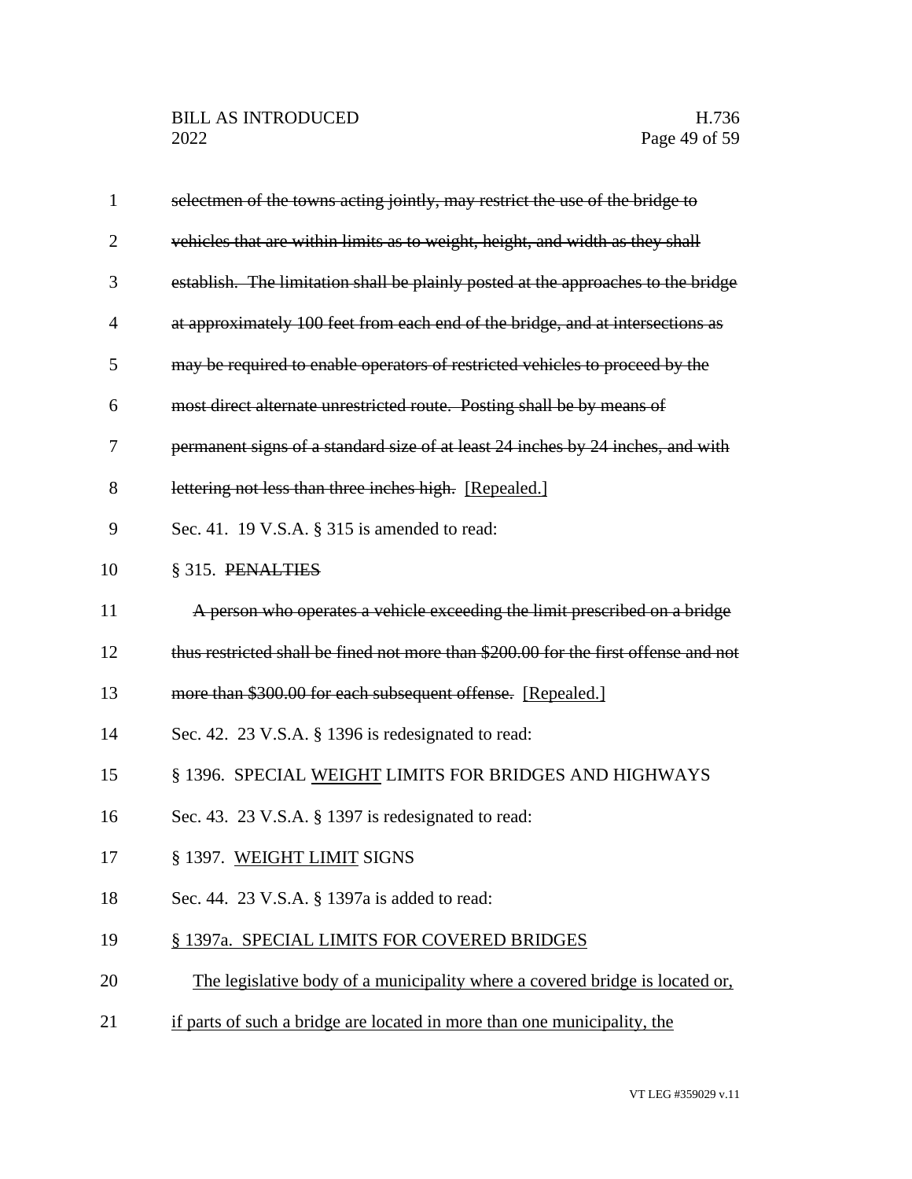~~selectmen of the towns acting jointly, may restrict the use of the bridge to vehicles that are within limits as to weight, height, and width as they shall establish. The limitation shall be plainly posted at the approaches to the bridge at approximately 100 feet from each end of the bridge, and at intersections as may be required to enable operators of restricted vehicles to proceed by the most direct alternate unrestricted route. Posting shall be by means of permanent signs of a standard size of at least 24 inches by 24 inches, and with lettering not less than three inches high.~~ [Repealed.]

Sec. 41. 19 V.S.A. § 315 is amended to read:

§ 315. ~~PENALTIES~~

~~A person who operates a vehicle exceeding the limit prescribed on a bridge thus restricted shall be fined not more than $200.00 for the first offense and not more than $300.00 for each subsequent offense.~~ [Repealed.]

Sec. 42. 23 V.S.A. § 1396 is redesignated to read:

§ 1396. SPECIAL <u>WEIGHT</u> LIMITS FOR BRIDGES AND HIGHWAYS

Sec. 43. 23 V.S.A. § 1397 is redesignated to read:

§ 1397. <u>WEIGHT LIMIT</u> SIGNS

Sec. 44. 23 V.S.A. § 1397a is added to read:

<u>§ 1397a. SPECIAL LIMITS FOR COVERED BRIDGES</u>

<u>The legislative body of a municipality where a covered bridge is located or, if parts of such a bridge are located in more than one municipality, the</u>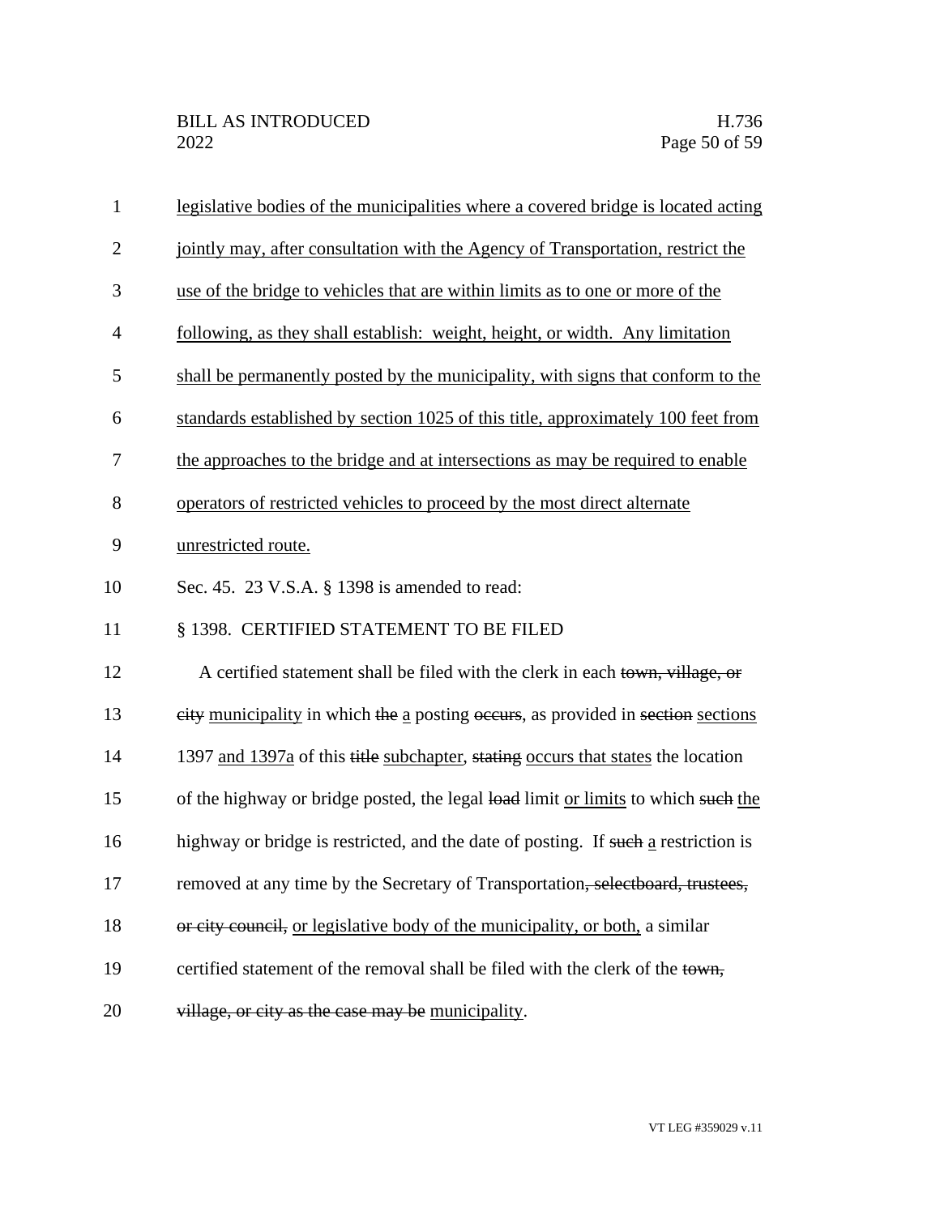legislative bodies of the municipalities where a covered bridge is located acting jointly may, after consultation with the Agency of Transportation, restrict the use of the bridge to vehicles that are within limits as to one or more of the following, as they shall establish: weight, height, or width. Any limitation shall be permanently posted by the municipality, with signs that conform to the standards established by section 1025 of this title, approximately 100 feet from the approaches to the bridge and at intersections as may be required to enable operators of restricted vehicles to proceed by the most direct alternate unrestricted route.

Sec. 45. 23 V.S.A. § 1398 is amended to read:

§ 1398. CERTIFIED STATEMENT TO BE FILED

A certified statement shall be filed with the clerk in each ~~town, village, or city~~ municipality in which ~~the~~ a posting ~~occurs~~, as provided in ~~section~~ sections 1397 and 1397a of this ~~title~~ subchapter, ~~stating~~ occurs that states the location of the highway or bridge posted, the legal ~~load~~ limit or limits to which ~~such~~ the highway or bridge is restricted, and the date of posting. If ~~such~~ a restriction is removed at any time by the Secretary of Transportation~~, selectboard, trustees, or city council,~~ or legislative body of the municipality, or both, a similar certified statement of the removal shall be filed with the clerk of the ~~town, village, or city as the case may be~~ municipality.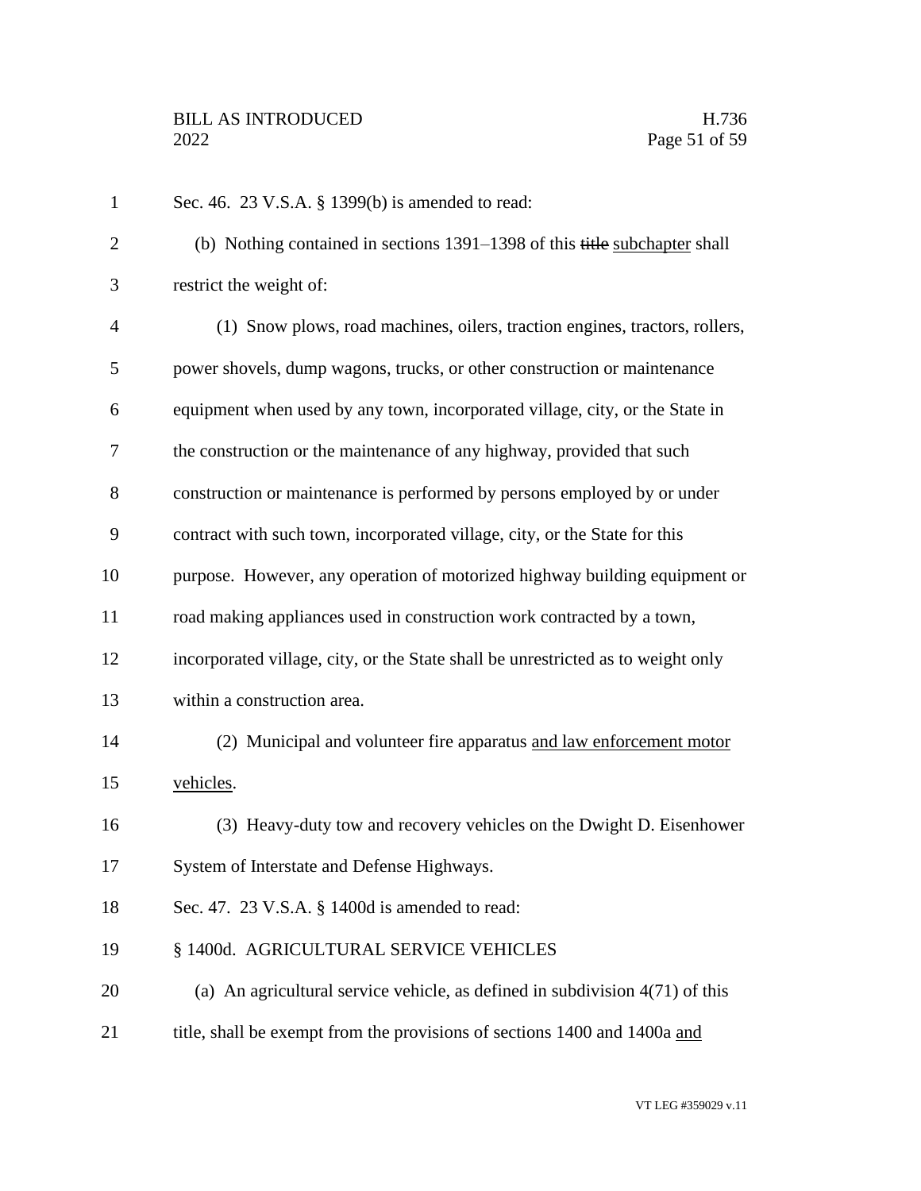Sec. 46. 23 V.S.A. § 1399(b) is amended to read:

(b) Nothing contained in sections 1391–1398 of this ~~title~~ <u>subchapter</u> shall restrict the weight of:

(1) Snow plows, road machines, oilers, traction engines, tractors, rollers, power shovels, dump wagons, trucks, or other construction or maintenance equipment when used by any town, incorporated village, city, or the State in the construction or the maintenance of any highway, provided that such construction or maintenance is performed by persons employed by or under contract with such town, incorporated village, city, or the State for this purpose. However, any operation of motorized highway building equipment or road making appliances used in construction work contracted by a town, incorporated village, city, or the State shall be unrestricted as to weight only within a construction area.

(2) Municipal and volunteer fire apparatus <u>and law enforcement motor vehicles</u>.

(3) Heavy-duty tow and recovery vehicles on the Dwight D. Eisenhower System of Interstate and Defense Highways.

Sec. 47. 23 V.S.A. § 1400d is amended to read:

§ 1400d. AGRICULTURAL SERVICE VEHICLES

(a) An agricultural service vehicle, as defined in subdivision 4(71) of this title, shall be exempt from the provisions of sections 1400 and 1400a <u>and</u>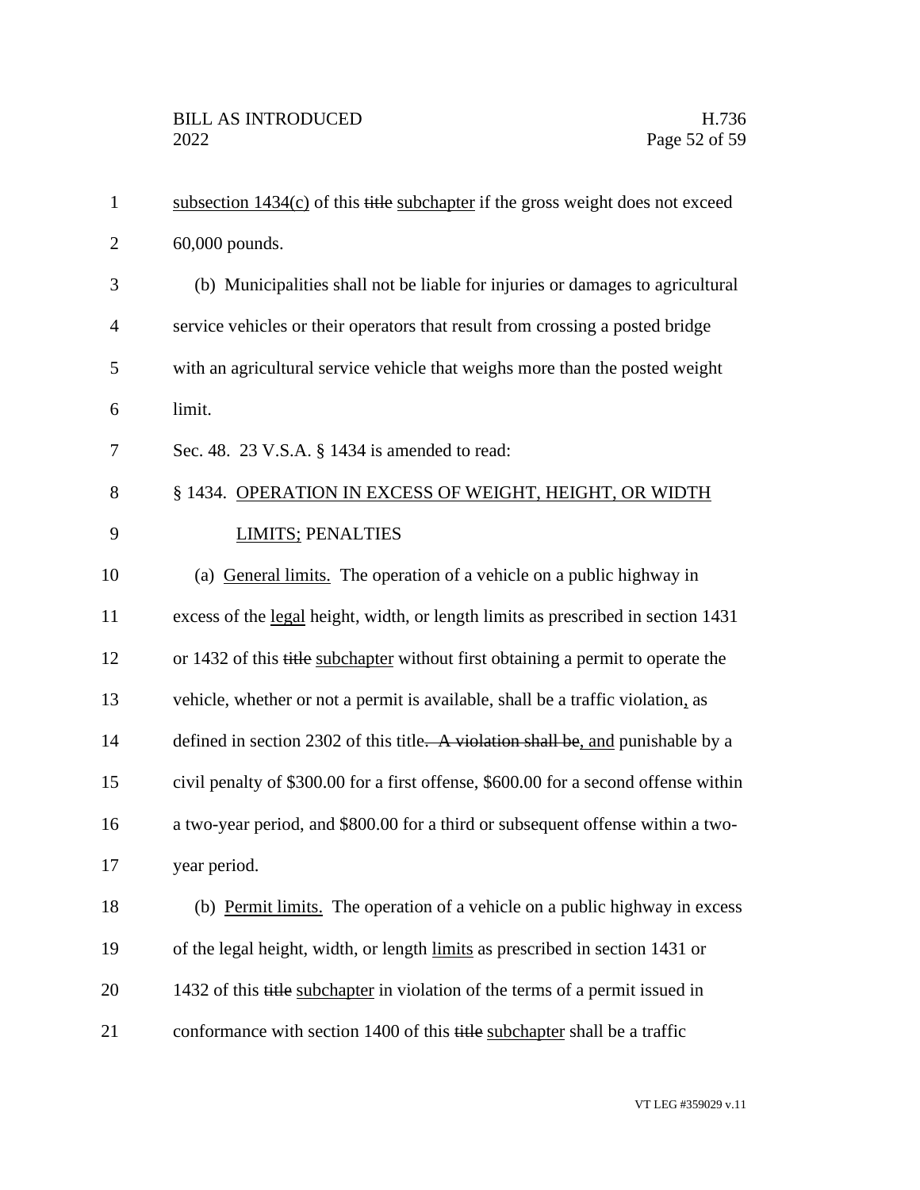subsection 1434(c) of this ~~title~~ subchapter if the gross weight does not exceed 60,000 pounds.

(b) Municipalities shall not be liable for injuries or damages to agricultural service vehicles or their operators that result from crossing a posted bridge with an agricultural service vehicle that weighs more than the posted weight limit.

Sec. 48. 23 V.S.A. § 1434 is amended to read:

§ 1434. OPERATION IN EXCESS OF WEIGHT, HEIGHT, OR WIDTH LIMITS; PENALTIES

(a) General limits. The operation of a vehicle on a public highway in excess of the legal height, width, or length limits as prescribed in section 1431 or 1432 of this ~~title~~ subchapter without first obtaining a permit to operate the vehicle, whether or not a permit is available, shall be a traffic violation, as defined in section 2302 of this title~~. A violation shall be~~, and punishable by a civil penalty of $300.00 for a first offense, $600.00 for a second offense within a two-year period, and $800.00 for a third or subsequent offense within a two-year period.

(b) Permit limits. The operation of a vehicle on a public highway in excess of the legal height, width, or length limits as prescribed in section 1431 or 1432 of this ~~title~~ subchapter in violation of the terms of a permit issued in conformance with section 1400 of this ~~title~~ subchapter shall be a traffic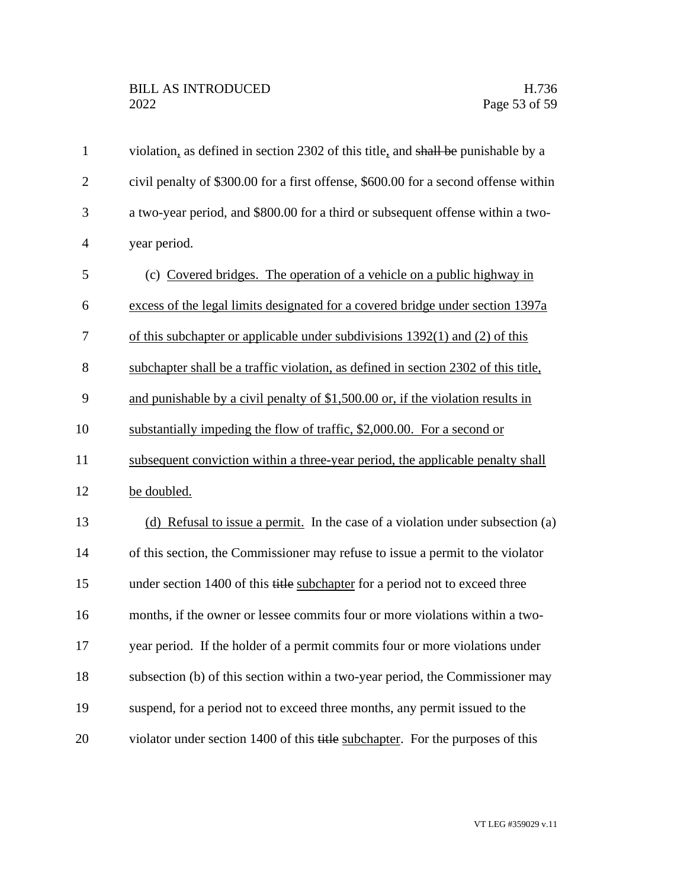violation, as defined in section 2302 of this title, and ~~shall be~~ punishable by a civil penalty of $300.00 for a first offense, $600.00 for a second offense within a two-year period, and $800.00 for a third or subsequent offense within a two-year period.

(c) Covered bridges. The operation of a vehicle on a public highway in excess of the legal limits designated for a covered bridge under section 1397a of this subchapter or applicable under subdivisions 1392(1) and (2) of this subchapter shall be a traffic violation, as defined in section 2302 of this title, and punishable by a civil penalty of $1,500.00 or, if the violation results in substantially impeding the flow of traffic, $2,000.00. For a second or subsequent conviction within a three-year period, the applicable penalty shall be doubled.

(d) Refusal to issue a permit. In the case of a violation under subsection (a) of this section, the Commissioner may refuse to issue a permit to the violator under section 1400 of this ~~title~~ subchapter for a period not to exceed three months, if the owner or lessee commits four or more violations within a two-year period. If the holder of a permit commits four or more violations under subsection (b) of this section within a two-year period, the Commissioner may suspend, for a period not to exceed three months, any permit issued to the violator under section 1400 of this ~~title~~ subchapter. For the purposes of this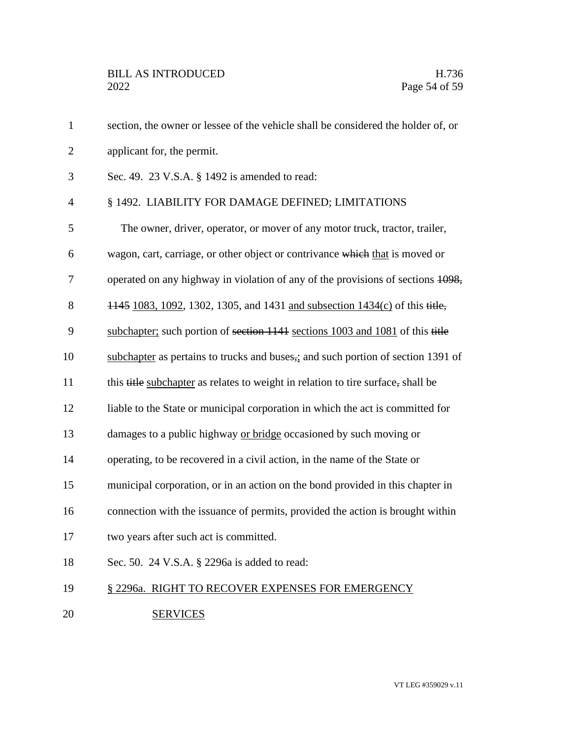section, the owner or lessee of the vehicle shall be considered the holder of, or applicant for, the permit.

Sec. 49. 23 V.S.A. § 1492 is amended to read:

§ 1492. LIABILITY FOR DAMAGE DEFINED; LIMITATIONS

The owner, driver, operator, or mover of any motor truck, tractor, trailer, wagon, cart, carriage, or other object or contrivance ~~which~~ that is moved or operated on any highway in violation of any of the provisions of sections ~~1098, 1145~~ 1083, 1092, 1302, 1305, and 1431 and subsection 1434(c) of this ~~title,~~ subchapter; such portion of ~~section 1141~~ sections 1003 and 1081 of this ~~title~~ subchapter as pertains to trucks and buses~~,~~; and such portion of section 1391 of this ~~title~~ subchapter as relates to weight in relation to tire surface~~,~~ shall be liable to the State or municipal corporation in which the act is committed for damages to a public highway or bridge occasioned by such moving or operating, to be recovered in a civil action, in the name of the State or municipal corporation, or in an action on the bond provided in this chapter in connection with the issuance of permits, provided the action is brought within two years after such act is committed.

Sec. 50. 24 V.S.A. § 2296a is added to read:

§ 2296a. RIGHT TO RECOVER EXPENSES FOR EMERGENCY SERVICES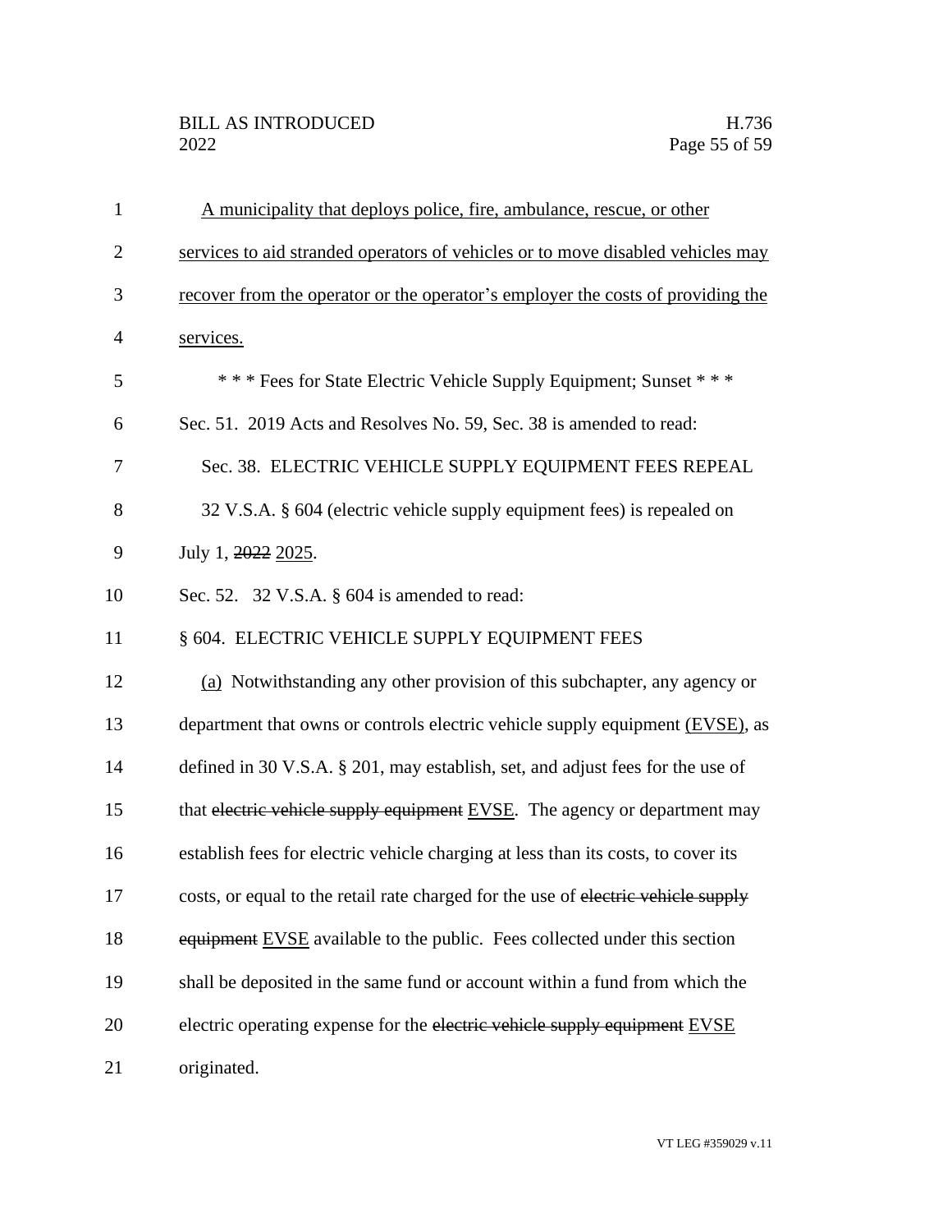A municipality that deploys police, fire, ambulance, rescue, or other services to aid stranded operators of vehicles or to move disabled vehicles may recover from the operator or the operator's employer the costs of providing the services.

\* \* \* Fees for State Electric Vehicle Supply Equipment; Sunset \* \* \*

Sec. 51. 2019 Acts and Resolves No. 59, Sec. 38 is amended to read:

Sec. 38. ELECTRIC VEHICLE SUPPLY EQUIPMENT FEES REPEAL

32 V.S.A. § 604 (electric vehicle supply equipment fees) is repealed on July 1, ~~2022~~ 2025.

Sec. 52. 32 V.S.A. § 604 is amended to read:

§ 604. ELECTRIC VEHICLE SUPPLY EQUIPMENT FEES

(a) Notwithstanding any other provision of this subchapter, any agency or department that owns or controls electric vehicle supply equipment (EVSE), as defined in 30 V.S.A. § 201, may establish, set, and adjust fees for the use of that ~~electric vehicle supply equipment~~ EVSE. The agency or department may establish fees for electric vehicle charging at less than its costs, to cover its costs, or equal to the retail rate charged for the use of ~~electric vehicle supply equipment~~ EVSE available to the public. Fees collected under this section shall be deposited in the same fund or account within a fund from which the electric operating expense for the ~~electric vehicle supply equipment~~ EVSE originated.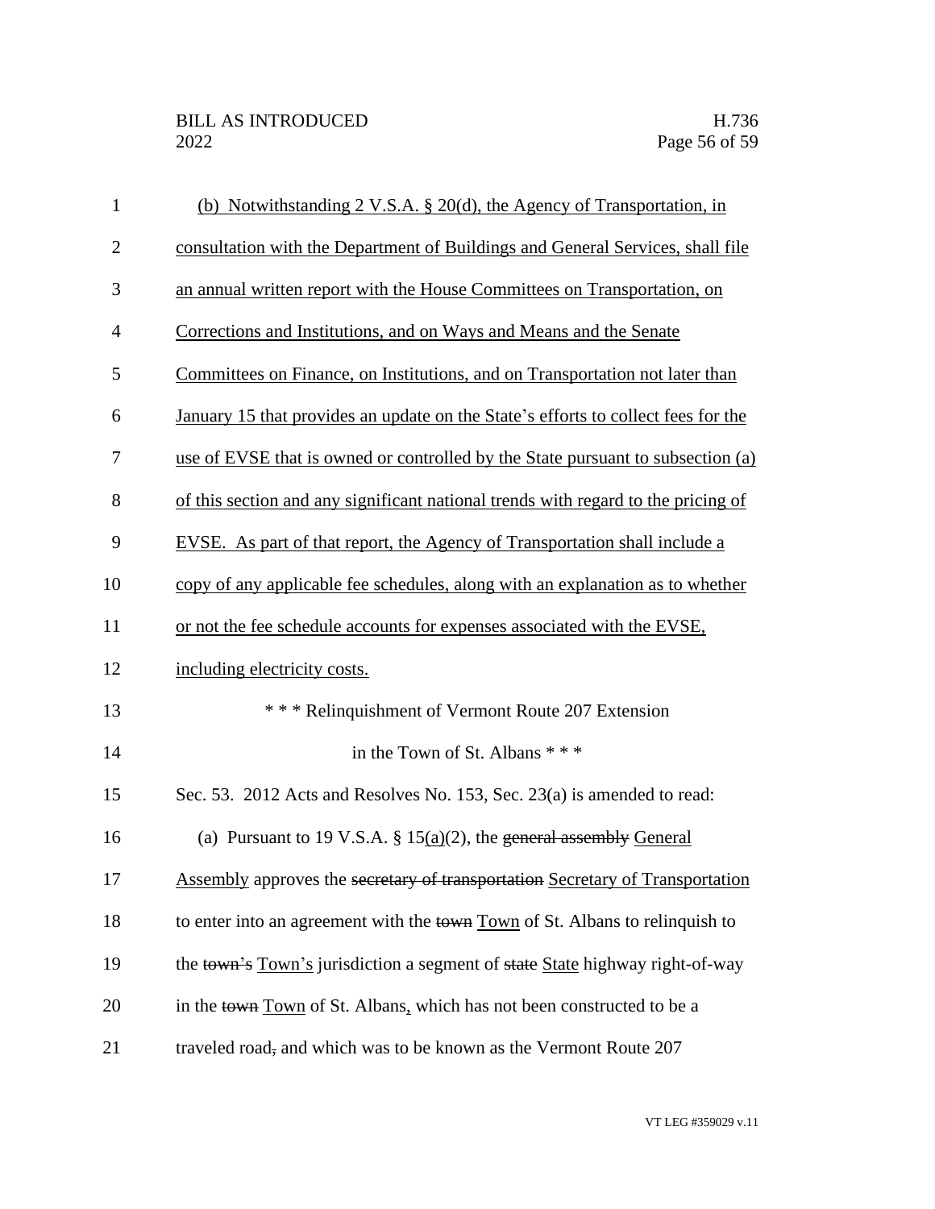(b) Notwithstanding 2 V.S.A. § 20(d), the Agency of Transportation, in consultation with the Department of Buildings and General Services, shall file an annual written report with the House Committees on Transportation, on Corrections and Institutions, and on Ways and Means and the Senate Committees on Finance, on Institutions, and on Transportation not later than January 15 that provides an update on the State's efforts to collect fees for the use of EVSE that is owned or controlled by the State pursuant to subsection (a) of this section and any significant national trends with regard to the pricing of EVSE. As part of that report, the Agency of Transportation shall include a copy of any applicable fee schedules, along with an explanation as to whether or not the fee schedule accounts for expenses associated with the EVSE, including electricity costs.

\* \* \* Relinquishment of Vermont Route 207 Extension in the Town of St. Albans \* \* \*

Sec. 53. 2012 Acts and Resolves No. 153, Sec. 23(a) is amended to read:

(a) Pursuant to 19 V.S.A. § 15(a)(2), the ~~general assembly~~ General Assembly approves the ~~secretary of transportation~~ Secretary of Transportation to enter into an agreement with the ~~town~~ Town of St. Albans to relinquish to the ~~town's~~ Town's jurisdiction a segment of ~~state~~ State highway right-of-way in the ~~town~~ Town of St. Albans, which has not been constructed to be a traveled road~~,~~ and which was to be known as the Vermont Route 207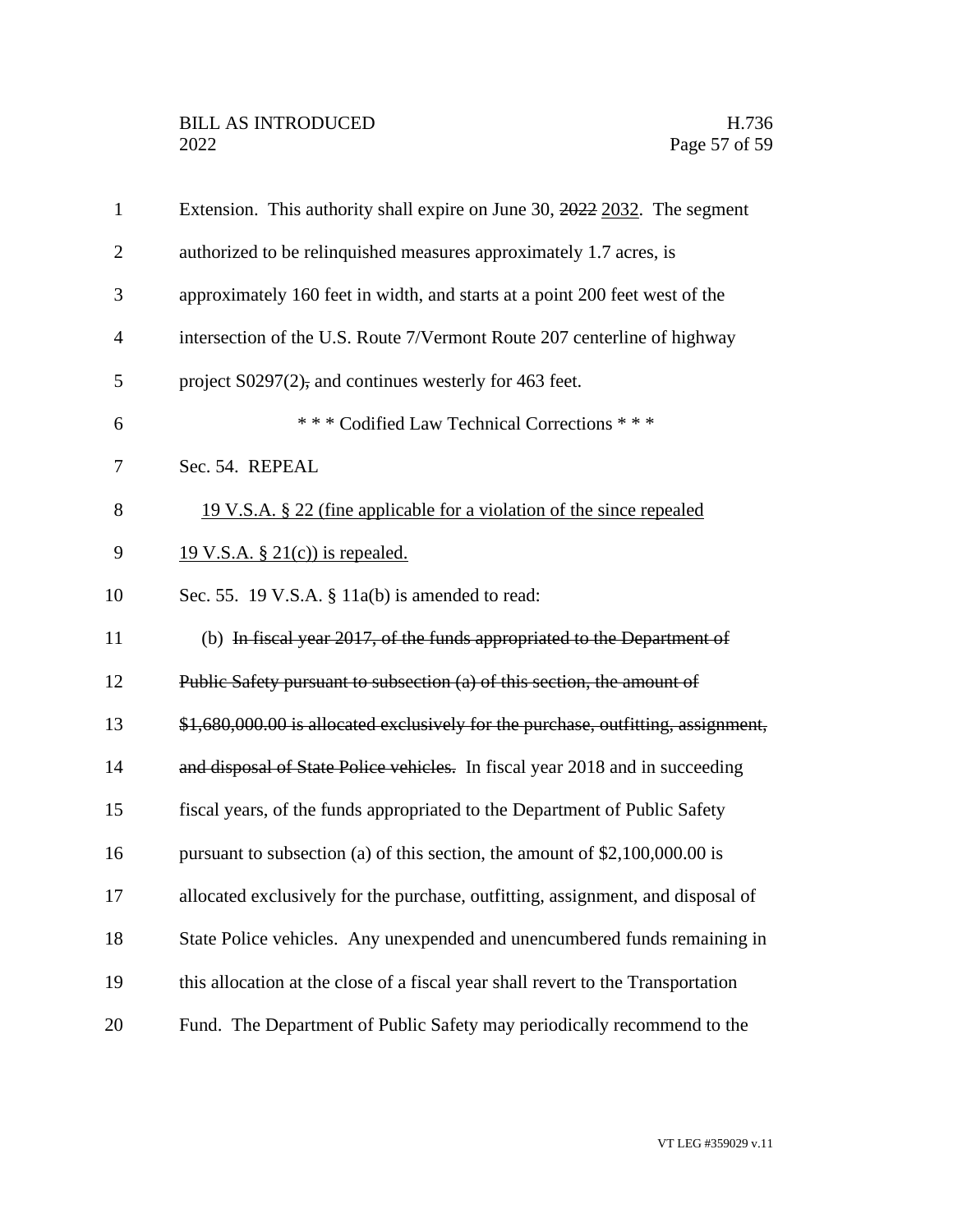Extension. This authority shall expire on June 30, ~~2022~~ 2032. The segment authorized to be relinquished measures approximately 1.7 acres, is approximately 160 feet in width, and starts at a point 200 feet west of the intersection of the U.S. Route 7/Vermont Route 207 centerline of highway project S0297(2)~~,~~ and continues westerly for 463 feet.

\* \* \* Codified Law Technical Corrections \* \* \*

Sec. 54. REPEAL

<u>19 V.S.A. § 22 (fine applicable for a violation of the since repealed 19 V.S.A. § 21(c)) is repealed.</u>

Sec. 55. 19 V.S.A. § 11a(b) is amended to read:

(b) ~~In fiscal year 2017, of the funds appropriated to the Department of Public Safety pursuant to subsection (a) of this section, the amount of $1,680,000.00 is allocated exclusively for the purchase, outfitting, assignment, and disposal of State Police vehicles.~~ In fiscal year 2018 and in succeeding fiscal years, of the funds appropriated to the Department of Public Safety pursuant to subsection (a) of this section, the amount of $2,100,000.00 is allocated exclusively for the purchase, outfitting, assignment, and disposal of State Police vehicles. Any unexpended and unencumbered funds remaining in this allocation at the close of a fiscal year shall revert to the Transportation Fund. The Department of Public Safety may periodically recommend to the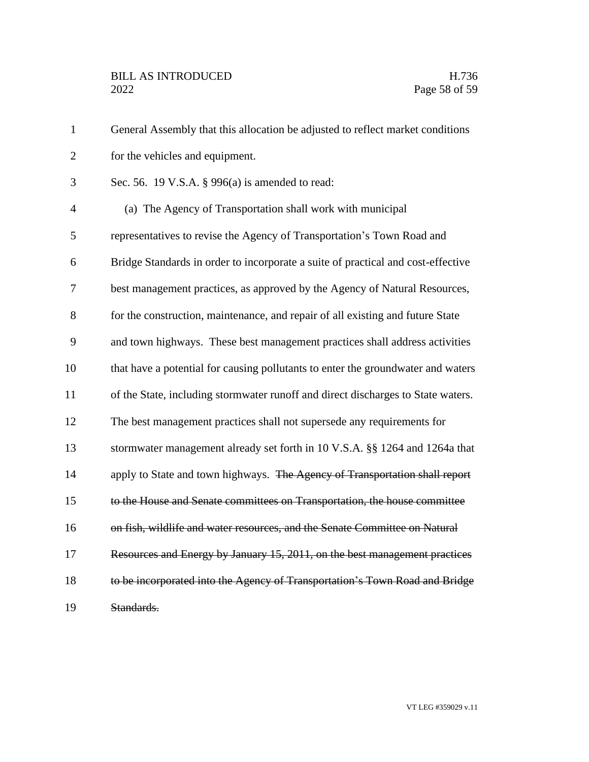General Assembly that this allocation be adjusted to reflect market conditions for the vehicles and equipment.

Sec. 56. 19 V.S.A. § 996(a) is amended to read:

(a) The Agency of Transportation shall work with municipal representatives to revise the Agency of Transportation's Town Road and Bridge Standards in order to incorporate a suite of practical and cost-effective best management practices, as approved by the Agency of Natural Resources, for the construction, maintenance, and repair of all existing and future State and town highways. These best management practices shall address activities that have a potential for causing pollutants to enter the groundwater and waters of the State, including stormwater runoff and direct discharges to State waters. The best management practices shall not supersede any requirements for stormwater management already set forth in 10 V.S.A. §§ 1264 and 1264a that apply to State and town highways. ~~The Agency of Transportation shall report to the House and Senate committees on Transportation, the house committee on fish, wildlife and water resources, and the Senate Committee on Natural Resources and Energy by January 15, 2011, on the best management practices to be incorporated into the Agency of Transportation's Town Road and Bridge Standards.~~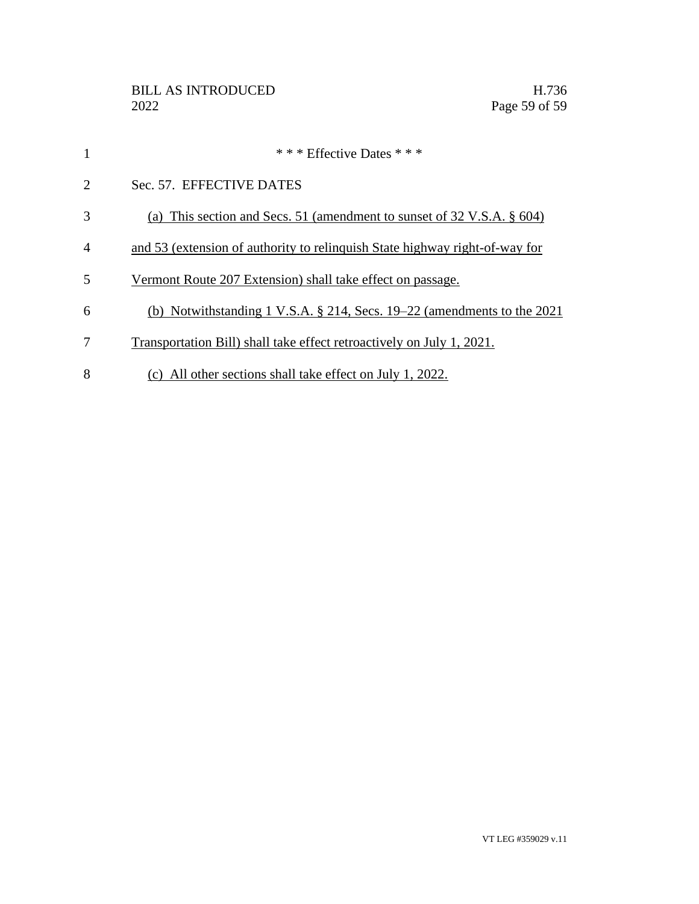\* \* \* Effective Dates \* \* \*

Sec. 57. EFFECTIVE DATES

(a) This section and Secs. 51 (amendment to sunset of 32 V.S.A. § 604) and 53 (extension of authority to relinquish State highway right-of-way for Vermont Route 207 Extension) shall take effect on passage.

(b) Notwithstanding 1 V.S.A. § 214, Secs. 19–22 (amendments to the 2021 Transportation Bill) shall take effect retroactively on July 1, 2021.

(c) All other sections shall take effect on July 1, 2022.